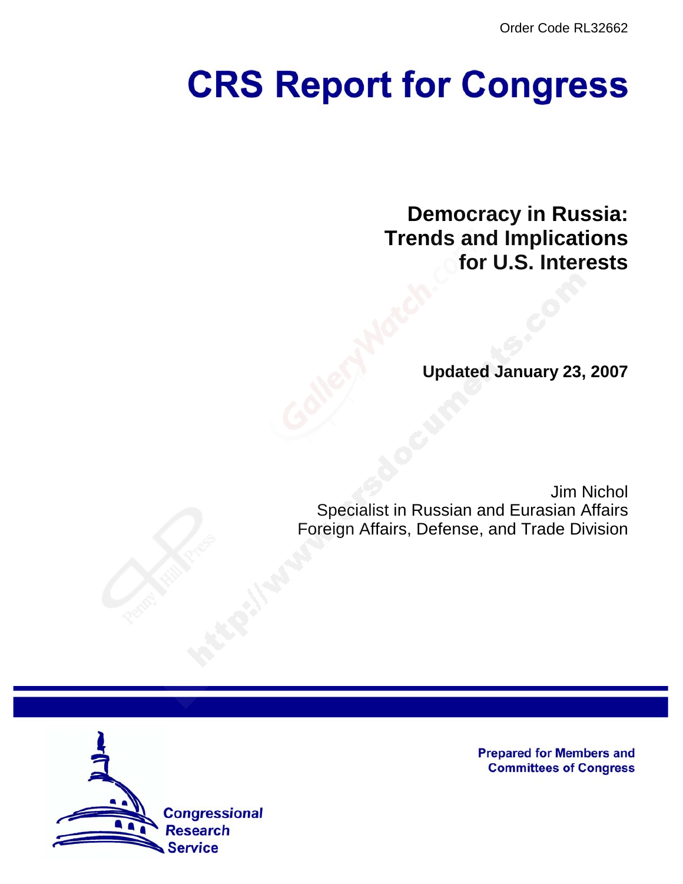Order Code RL32662

# CRS Report for Congress

## Democracy in Russia: Trends and Implications for U.S. Interests

**Updated January 23, 2007**

Jim Nichol
Specialist in Russian and Eurasian Affairs
Foreign Affairs, Defense, and Trade Division

Prepared for Members and Committees of Congress

Congressional Research Service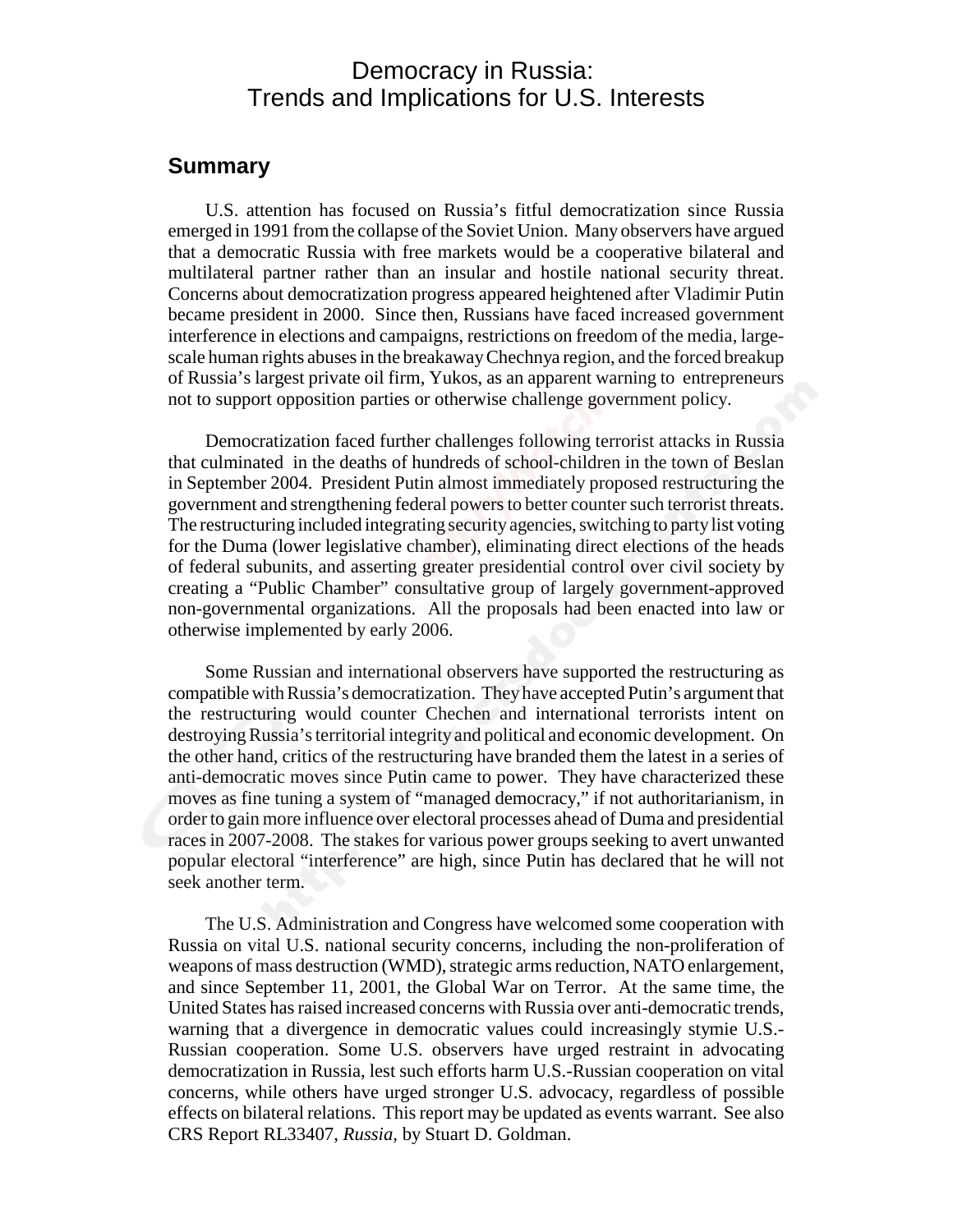# Democracy in Russia: Trends and Implications for U.S. Interests

## Summary

U.S. attention has focused on Russia's fitful democratization since Russia emerged in 1991 from the collapse of the Soviet Union. Many observers have argued that a democratic Russia with free markets would be a cooperative bilateral and multilateral partner rather than an insular and hostile national security threat. Concerns about democratization progress appeared heightened after Vladimir Putin became president in 2000. Since then, Russians have faced increased government interference in elections and campaigns, restrictions on freedom of the media, large-scale human rights abuses in the breakaway Chechnya region, and the forced breakup of Russia's largest private oil firm, Yukos, as an apparent warning to entrepreneurs not to support opposition parties or otherwise challenge government policy.

Democratization faced further challenges following terrorist attacks in Russia that culminated in the deaths of hundreds of school-children in the town of Beslan in September 2004. President Putin almost immediately proposed restructuring the government and strengthening federal powers to better counter such terrorist threats. The restructuring included integrating security agencies, switching to party list voting for the Duma (lower legislative chamber), eliminating direct elections of the heads of federal subunits, and asserting greater presidential control over civil society by creating a "Public Chamber" consultative group of largely government-approved non-governmental organizations. All the proposals had been enacted into law or otherwise implemented by early 2006.

Some Russian and international observers have supported the restructuring as compatible with Russia's democratization. They have accepted Putin's argument that the restructuring would counter Chechen and international terrorists intent on destroying Russia's territorial integrity and political and economic development. On the other hand, critics of the restructuring have branded them the latest in a series of anti-democratic moves since Putin came to power. They have characterized these moves as fine tuning a system of "managed democracy," if not authoritarianism, in order to gain more influence over electoral processes ahead of Duma and presidential races in 2007-2008. The stakes for various power groups seeking to avert unwanted popular electoral "interference" are high, since Putin has declared that he will not seek another term.

The U.S. Administration and Congress have welcomed some cooperation with Russia on vital U.S. national security concerns, including the non-proliferation of weapons of mass destruction (WMD), strategic arms reduction, NATO enlargement, and since September 11, 2001, the Global War on Terror. At the same time, the United States has raised increased concerns with Russia over anti-democratic trends, warning that a divergence in democratic values could increasingly stymie U.S.-Russian cooperation. Some U.S. observers have urged restraint in advocating democratization in Russia, lest such efforts harm U.S.-Russian cooperation on vital concerns, while others have urged stronger U.S. advocacy, regardless of possible effects on bilateral relations. This report may be updated as events warrant. See also CRS Report RL33407, *Russia*, by Stuart D. Goldman.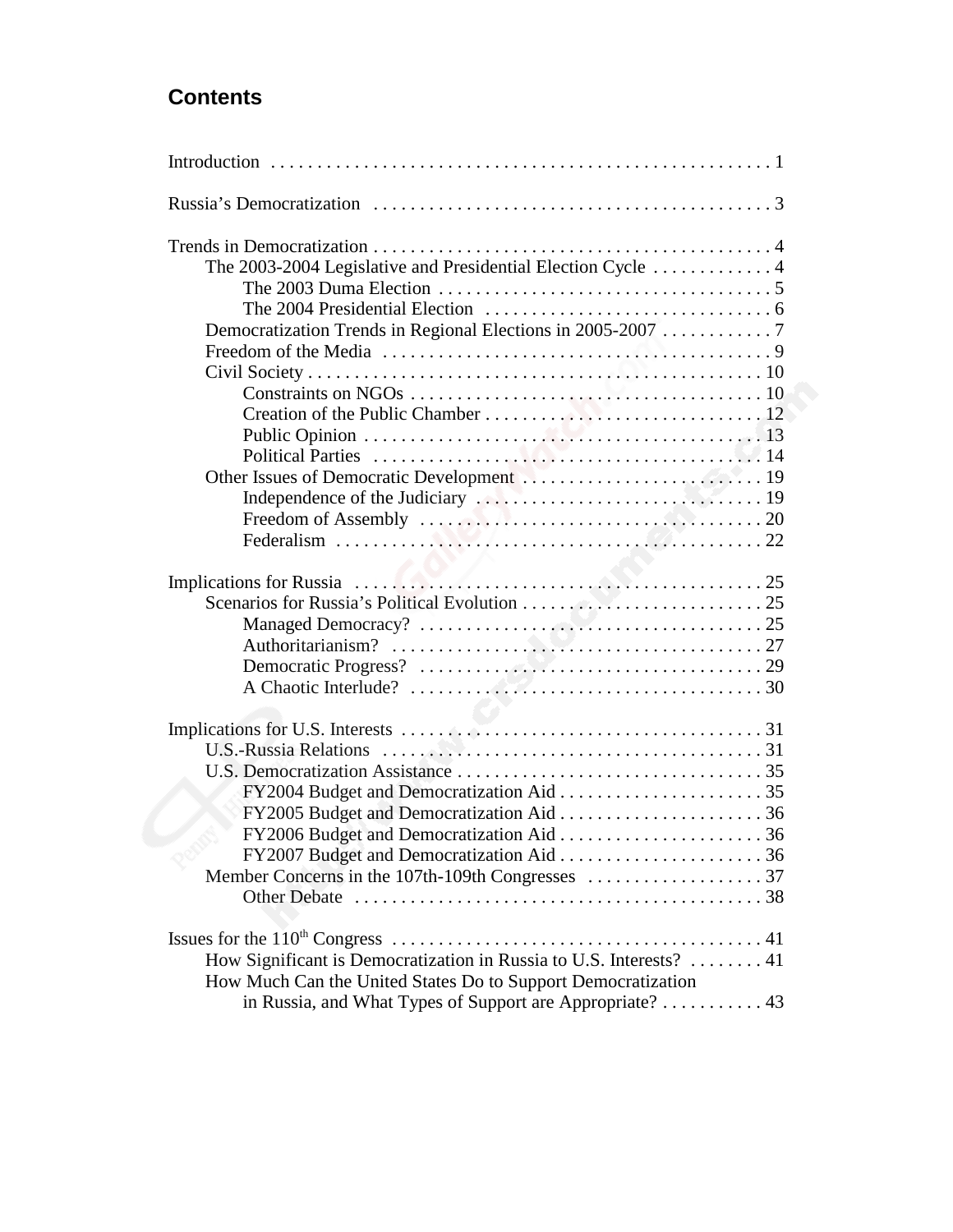## Contents

Introduction . . . . . . . . . . . . . . . . . . . . . . . . . . . . . . . . . . . . . . . . . . . . . . . . . . . . . 1

Russia's Democratization . . . . . . . . . . . . . . . . . . . . . . . . . . . . . . . . . . . . . . . . . . . 3

Trends in Democratization . . . . . . . . . . . . . . . . . . . . . . . . . . . . . . . . . . . . . . . . . . . 4
- The 2003-2004 Legislative and Presidential Election Cycle . . . . . . . . . . . . . 4
  - The 2003 Duma Election . . . . . . . . . . . . . . . . . . . . . . . . . . . . . . . . . . . . 5
  - The 2004 Presidential Election . . . . . . . . . . . . . . . . . . . . . . . . . . . . . . . 6
- Democratization Trends in Regional Elections in 2005-2007 . . . . . . . . . . . . 7
- Freedom of the Media . . . . . . . . . . . . . . . . . . . . . . . . . . . . . . . . . . . . . . . . . . 9
- Civil Society . . . . . . . . . . . . . . . . . . . . . . . . . . . . . . . . . . . . . . . . . . . . . . . . . 10
  - Constraints on NGOs . . . . . . . . . . . . . . . . . . . . . . . . . . . . . . . . . . . . . . 10
  - Creation of the Public Chamber . . . . . . . . . . . . . . . . . . . . . . . . . . . . . . 12
  - Public Opinion . . . . . . . . . . . . . . . . . . . . . . . . . . . . . . . . . . . . . . . . . . . 13
  - Political Parties . . . . . . . . . . . . . . . . . . . . . . . . . . . . . . . . . . . . . . . . . . 14
- Other Issues of Democratic Development . . . . . . . . . . . . . . . . . . . . . . . . . . 19
  - Independence of the Judiciary . . . . . . . . . . . . . . . . . . . . . . . . . . . . . . . 19
  - Freedom of Assembly . . . . . . . . . . . . . . . . . . . . . . . . . . . . . . . . . . . . . 20
  - Federalism . . . . . . . . . . . . . . . . . . . . . . . . . . . . . . . . . . . . . . . . . . . . . . 22

Implications for Russia . . . . . . . . . . . . . . . . . . . . . . . . . . . . . . . . . . . . . . . . . . . . 25
- Scenarios for Russia's Political Evolution . . . . . . . . . . . . . . . . . . . . . . . . . . 25
  - Managed Democracy? . . . . . . . . . . . . . . . . . . . . . . . . . . . . . . . . . . . . . 25
  - Authoritarianism? . . . . . . . . . . . . . . . . . . . . . . . . . . . . . . . . . . . . . . . . 27
  - Democratic Progress? . . . . . . . . . . . . . . . . . . . . . . . . . . . . . . . . . . . . . 29
  - A Chaotic Interlude? . . . . . . . . . . . . . . . . . . . . . . . . . . . . . . . . . . . . . . 30

Implications for U.S. Interests . . . . . . . . . . . . . . . . . . . . . . . . . . . . . . . . . . . . . . . 31
- U.S.-Russia Relations . . . . . . . . . . . . . . . . . . . . . . . . . . . . . . . . . . . . . . . . . 31
- U.S. Democratization Assistance . . . . . . . . . . . . . . . . . . . . . . . . . . . . . . . . . 35
  - FY2004 Budget and Democratization Aid . . . . . . . . . . . . . . . . . . . . . . . 35
  - FY2005 Budget and Democratization Aid . . . . . . . . . . . . . . . . . . . . . . . 36
  - FY2006 Budget and Democratization Aid . . . . . . . . . . . . . . . . . . . . . . . 36
  - FY2007 Budget and Democratization Aid . . . . . . . . . . . . . . . . . . . . . . . 36
- Member Concerns in the 107th-109th Congresses . . . . . . . . . . . . . . . . . . . 37
  - Other Debate . . . . . . . . . . . . . . . . . . . . . . . . . . . . . . . . . . . . . . . . . . . . 38

Issues for the 110th Congress . . . . . . . . . . . . . . . . . . . . . . . . . . . . . . . . . . . . . . . 41
- How Significant is Democratization in Russia to U.S. Interests? . . . . . . . . 41
- How Much Can the United States Do to Support Democratization in Russia, and What Types of Support are Appropriate? . . . . . . . . . . . 43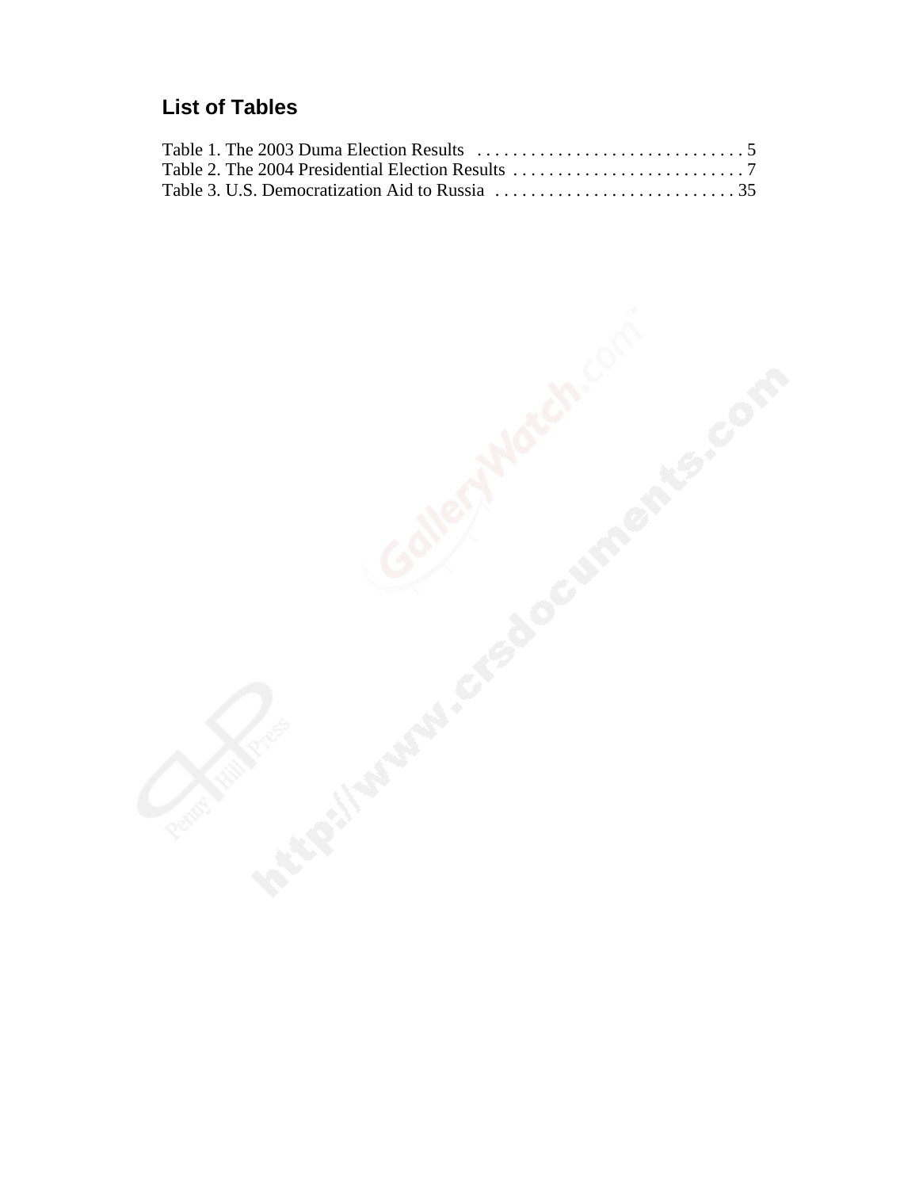## List of Tables

Table 1. The 2003 Duma Election Results . . . . . . . . . . . . . . . . . . . . . . . . . . . . . . . 5
Table 2. The 2004 Presidential Election Results . . . . . . . . . . . . . . . . . . . . . . . . . . 7
Table 3. U.S. Democratization Aid to Russia . . . . . . . . . . . . . . . . . . . . . . . . . . . 35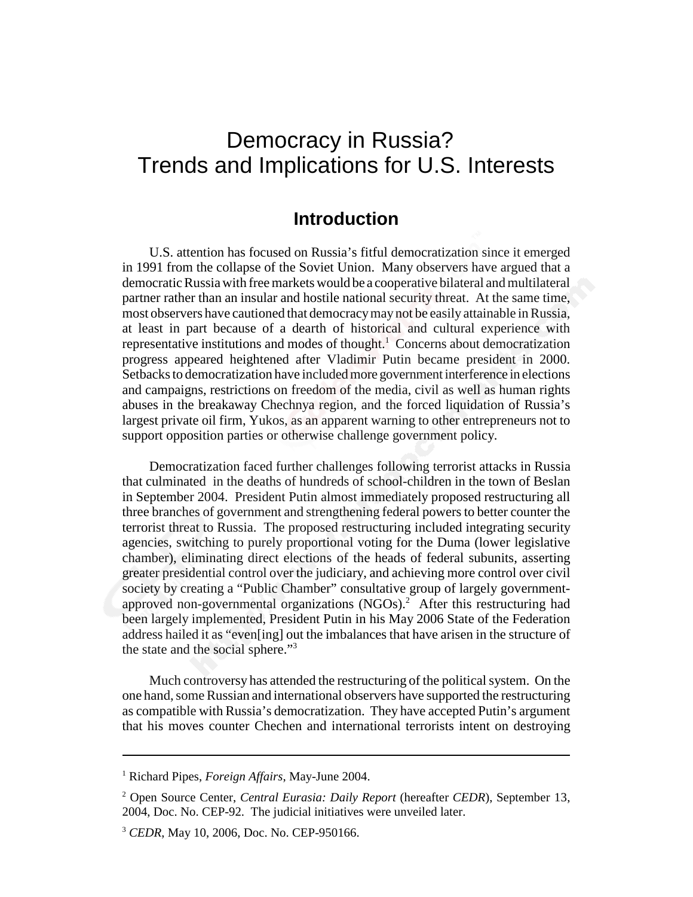# Democracy in Russia? Trends and Implications for U.S. Interests

## Introduction

U.S. attention has focused on Russia's fitful democratization since it emerged in 1991 from the collapse of the Soviet Union. Many observers have argued that a democratic Russia with free markets would be a cooperative bilateral and multilateral partner rather than an insular and hostile national security threat. At the same time, most observers have cautioned that democracy may not be easily attainable in Russia, at least in part because of a dearth of historical and cultural experience with representative institutions and modes of thought.[1] Concerns about democratization progress appeared heightened after Vladimir Putin became president in 2000. Setbacks to democratization have included more government interference in elections and campaigns, restrictions on freedom of the media, civil as well as human rights abuses in the breakaway Chechnya region, and the forced liquidation of Russia's largest private oil firm, Yukos, as an apparent warning to other entrepreneurs not to support opposition parties or otherwise challenge government policy.

Democratization faced further challenges following terrorist attacks in Russia that culminated in the deaths of hundreds of school-children in the town of Beslan in September 2004. President Putin almost immediately proposed restructuring all three branches of government and strengthening federal powers to better counter the terrorist threat to Russia. The proposed restructuring included integrating security agencies, switching to purely proportional voting for the Duma (lower legislative chamber), eliminating direct elections of the heads of federal subunits, asserting greater presidential control over the judiciary, and achieving more control over civil society by creating a "Public Chamber" consultative group of largely government-approved non-governmental organizations (NGOs).[2] After this restructuring had been largely implemented, President Putin in his May 2006 State of the Federation address hailed it as "even[ing] out the imbalances that have arisen in the structure of the state and the social sphere."[3]

Much controversy has attended the restructuring of the political system. On the one hand, some Russian and international observers have supported the restructuring as compatible with Russia's democratization. They have accepted Putin's argument that his moves counter Chechen and international terrorists intent on destroying

---

[1] Richard Pipes, *Foreign Affairs*, May-June 2004.

[2] Open Source Center, *Central Eurasia: Daily Report* (hereafter *CEDR*), September 13, 2004, Doc. No. CEP-92. The judicial initiatives were unveiled later.

[3] *CEDR*, May 10, 2006, Doc. No. CEP-950166.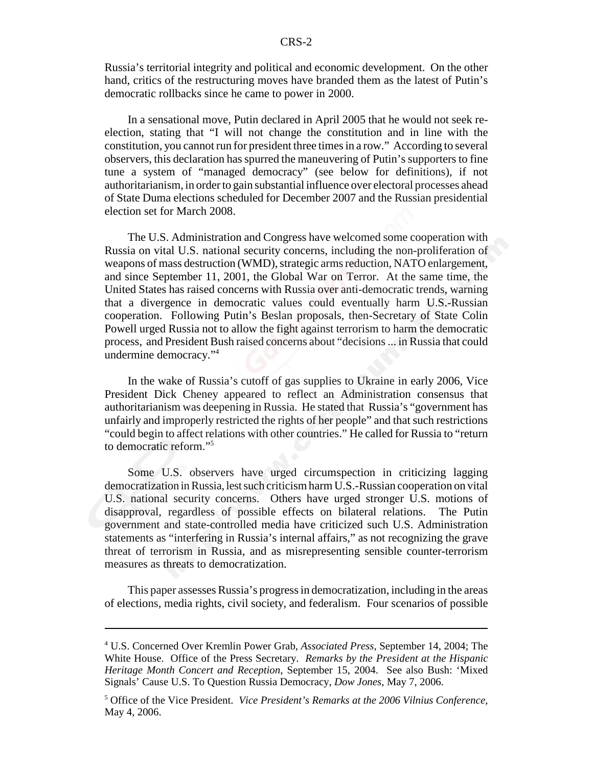Russia's territorial integrity and political and economic development. On the other hand, critics of the restructuring moves have branded them as the latest of Putin's democratic rollbacks since he came to power in 2000.

In a sensational move, Putin declared in April 2005 that he would not seek re-election, stating that "I will not change the constitution and in line with the constitution, you cannot run for president three times in a row." According to several observers, this declaration has spurred the maneuvering of Putin's supporters to fine tune a system of "managed democracy" (see below for definitions), if not authoritarianism, in order to gain substantial influence over electoral processes ahead of State Duma elections scheduled for December 2007 and the Russian presidential election set for March 2008.

The U.S. Administration and Congress have welcomed some cooperation with Russia on vital U.S. national security concerns, including the non-proliferation of weapons of mass destruction (WMD), strategic arms reduction, NATO enlargement, and since September 11, 2001, the Global War on Terror. At the same time, the United States has raised concerns with Russia over anti-democratic trends, warning that a divergence in democratic values could eventually harm U.S.-Russian cooperation. Following Putin's Beslan proposals, then-Secretary of State Colin Powell urged Russia not to allow the fight against terrorism to harm the democratic process, and President Bush raised concerns about "decisions ... in Russia that could undermine democracy."[4]

In the wake of Russia's cutoff of gas supplies to Ukraine in early 2006, Vice President Dick Cheney appeared to reflect an Administration consensus that authoritarianism was deepening in Russia. He stated that Russia's "government has unfairly and improperly restricted the rights of her people" and that such restrictions "could begin to affect relations with other countries." He called for Russia to "return to democratic reform."[5]

Some U.S. observers have urged circumspection in criticizing lagging democratization in Russia, lest such criticism harm U.S.-Russian cooperation on vital U.S. national security concerns. Others have urged stronger U.S. motions of disapproval, regardless of possible effects on bilateral relations. The Putin government and state-controlled media have criticized such U.S. Administration statements as "interfering in Russia's internal affairs," as not recognizing the grave threat of terrorism in Russia, and as misrepresenting sensible counter-terrorism measures as threats to democratization.

This paper assesses Russia's progress in democratization, including in the areas of elections, media rights, civil society, and federalism. Four scenarios of possible

---

[4] U.S. Concerned Over Kremlin Power Grab, *Associated Press*, September 14, 2004; The White House. Office of the Press Secretary. *Remarks by the President at the Hispanic Heritage Month Concert and Reception*, September 15, 2004. See also Bush: 'Mixed Signals' Cause U.S. To Question Russia Democracy, *Dow Jones*, May 7, 2006.

[5] Office of the Vice President. *Vice President's Remarks at the 2006 Vilnius Conference*, May 4, 2006.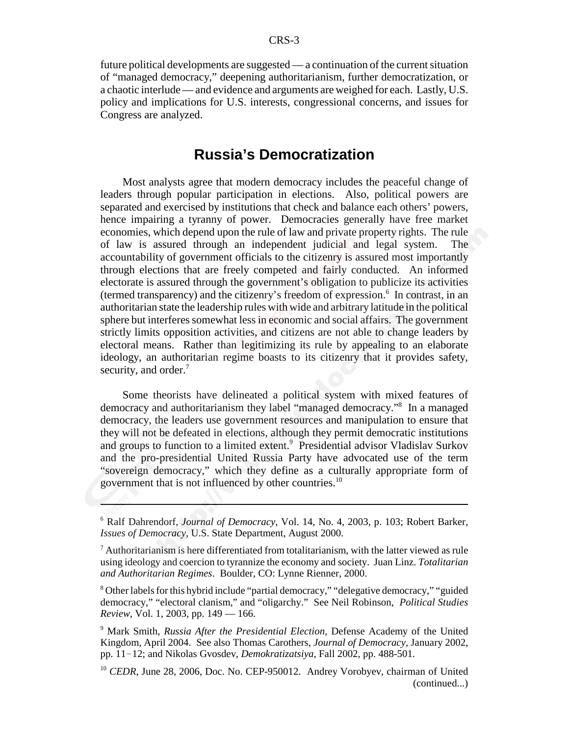future political developments are suggested — a continuation of the current situation of "managed democracy," deepening authoritarianism, further democratization, or a chaotic interlude — and evidence and arguments are weighed for each. Lastly, U.S. policy and implications for U.S. interests, congressional concerns, and issues for Congress are analyzed.

## Russia's Democratization

Most analysts agree that modern democracy includes the peaceful change of leaders through popular participation in elections. Also, political powers are separated and exercised by institutions that check and balance each others' powers, hence impairing a tyranny of power. Democracies generally have free market economies, which depend upon the rule of law and private property rights. The rule of law is assured through an independent judicial and legal system. The accountability of government officials to the citizenry is assured most importantly through elections that are freely competed and fairly conducted. An informed electorate is assured through the government's obligation to publicize its activities (termed transparency) and the citizenry's freedom of expression.[6] In contrast, in an authoritarian state the leadership rules with wide and arbitrary latitude in the political sphere but interferes somewhat less in economic and social affairs. The government strictly limits opposition activities, and citizens are not able to change leaders by electoral means. Rather than legitimizing its rule by appealing to an elaborate ideology, an authoritarian regime boasts to its citizenry that it provides safety, security, and order.[7]

Some theorists have delineated a political system with mixed features of democracy and authoritarianism they label "managed democracy."[8] In a managed democracy, the leaders use government resources and manipulation to ensure that they will not be defeated in elections, although they permit democratic institutions and groups to function to a limited extent.[9] Presidential advisor Vladislav Surkov and the pro-presidential United Russia Party have advocated use of the term "sovereign democracy," which they define as a culturally appropriate form of government that is not influenced by other countries.[10]

---

[6] Ralf Dahrendorf, *Journal of Democracy*, Vol. 14, No. 4, 2003, p. 103; Robert Barker, *Issues of Democracy*, U.S. State Department, August 2000.

[7] Authoritarianism is here differentiated from totalitarianism, with the latter viewed as rule using ideology and coercion to tyrannize the economy and society. Juan Linz. *Totalitarian and Authoritarian Regimes*. Boulder, CO: Lynne Rienner, 2000.

[8] Other labels for this hybrid include "partial democracy," "delegative democracy," "guided democracy," "electoral clanism," and "oligarchy." See Neil Robinson, *Political Studies Review*, Vol. 1, 2003, pp. 149 — 166.

[9] Mark Smith, *Russia After the Presidential Election*, Defense Academy of the United Kingdom, April 2004. See also Thomas Carothers, *Journal of Democracy*, January 2002, pp. 11-12; and Nikolas Gvosdev, *Demokratizatsiya*, Fall 2002, pp. 488-501.

[10] *CEDR*, June 28, 2006, Doc. No. CEP-950012. Andrey Vorobyev, chairman of United (continued...)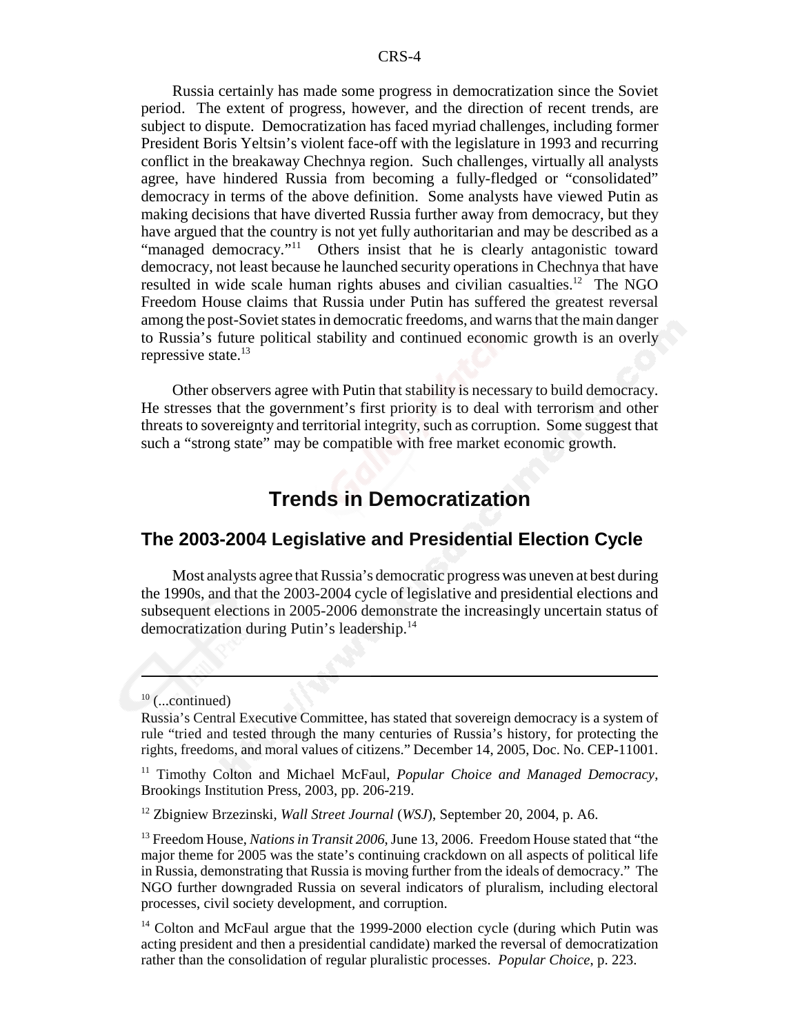Russia certainly has made some progress in democratization since the Soviet period. The extent of progress, however, and the direction of recent trends, are subject to dispute. Democratization has faced myriad challenges, including former President Boris Yeltsin's violent face-off with the legislature in 1993 and recurring conflict in the breakaway Chechnya region. Such challenges, virtually all analysts agree, have hindered Russia from becoming a fully-fledged or "consolidated" democracy in terms of the above definition. Some analysts have viewed Putin as making decisions that have diverted Russia further away from democracy, but they have argued that the country is not yet fully authoritarian and may be described as a "managed democracy."[11] Others insist that he is clearly antagonistic toward democracy, not least because he launched security operations in Chechnya that have resulted in wide scale human rights abuses and civilian casualties.[12] The NGO Freedom House claims that Russia under Putin has suffered the greatest reversal among the post-Soviet states in democratic freedoms, and warns that the main danger to Russia's future political stability and continued economic growth is an overly repressive state.[13]

Other observers agree with Putin that stability is necessary to build democracy. He stresses that the government's first priority is to deal with terrorism and other threats to sovereignty and territorial integrity, such as corruption. Some suggest that such a "strong state" may be compatible with free market economic growth.

# Trends in Democratization

## The 2003-2004 Legislative and Presidential Election Cycle

Most analysts agree that Russia's democratic progress was uneven at best during the 1990s, and that the 2003-2004 cycle of legislative and presidential elections and subsequent elections in 2005-2006 demonstrate the increasingly uncertain status of democratization during Putin's leadership.[14]

---

[10] (...continued)
Russia's Central Executive Committee, has stated that sovereign democracy is a system of rule "tried and tested through the many centuries of Russia's history, for protecting the rights, freedoms, and moral values of citizens." December 14, 2005, Doc. No. CEP-11001.

[11] Timothy Colton and Michael McFaul, *Popular Choice and Managed Democracy*, Brookings Institution Press, 2003, pp. 206-219.

[12] Zbigniew Brzezinski, *Wall Street Journal* (*WSJ*), September 20, 2004, p. A6.

[13] Freedom House, *Nations in Transit 2006*, June 13, 2006. Freedom House stated that "the major theme for 2005 was the state's continuing crackdown on all aspects of political life in Russia, demonstrating that Russia is moving further from the ideals of democracy." The NGO further downgraded Russia on several indicators of pluralism, including electoral processes, civil society development, and corruption.

[14] Colton and McFaul argue that the 1999-2000 election cycle (during which Putin was acting president and then a presidential candidate) marked the reversal of democratization rather than the consolidation of regular pluralistic processes. *Popular Choice*, p. 223.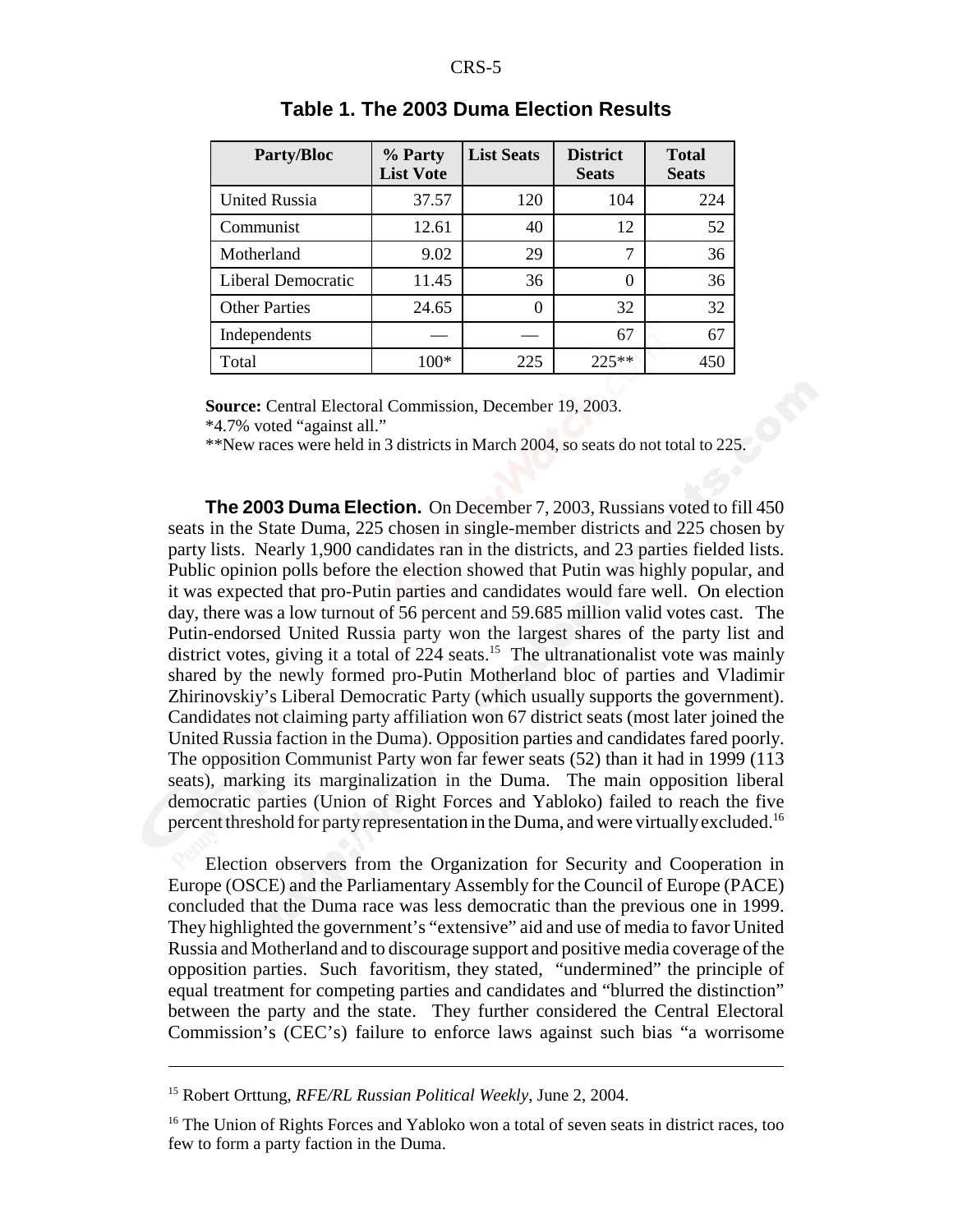**Table 1. The 2003 Duma Election Results**

| Party/Bloc | % Party List Vote | List Seats | District Seats | Total Seats |
|---|---|---|---|---|
| United Russia | 37.57 | 120 | 104 | 224 |
| Communist | 12.61 | 40 | 12 | 52 |
| Motherland | 9.02 | 29 | 7 | 36 |
| Liberal Democratic | 11.45 | 36 | 0 | 36 |
| Other Parties | 24.65 | 0 | 32 | 32 |
| Independents | — | — | 67 | 67 |
| Total | 100* | 225 | 225** | 450 |

**Source:** Central Electoral Commission, December 19, 2003.
*4.7% voted "against all."
**New races were held in 3 districts in March 2004, so seats do not total to 225.

**The 2003 Duma Election.** On December 7, 2003, Russians voted to fill 450 seats in the State Duma, 225 chosen in single-member districts and 225 chosen by party lists. Nearly 1,900 candidates ran in the districts, and 23 parties fielded lists. Public opinion polls before the election showed that Putin was highly popular, and it was expected that pro-Putin parties and candidates would fare well. On election day, there was a low turnout of 56 percent and 59.685 million valid votes cast. The Putin-endorsed United Russia party won the largest shares of the party list and district votes, giving it a total of 224 seats.[15] The ultranationalist vote was mainly shared by the newly formed pro-Putin Motherland bloc of parties and Vladimir Zhirinovskiy's Liberal Democratic Party (which usually supports the government). Candidates not claiming party affiliation won 67 district seats (most later joined the United Russia faction in the Duma). Opposition parties and candidates fared poorly. The opposition Communist Party won far fewer seats (52) than it had in 1999 (113 seats), marking its marginalization in the Duma. The main opposition liberal democratic parties (Union of Right Forces and Yabloko) failed to reach the five percent threshold for party representation in the Duma, and were virtually excluded.[16]

Election observers from the Organization for Security and Cooperation in Europe (OSCE) and the Parliamentary Assembly for the Council of Europe (PACE) concluded that the Duma race was less democratic than the previous one in 1999. They highlighted the government's "extensive" aid and use of media to favor United Russia and Motherland and to discourage support and positive media coverage of the opposition parties. Such favoritism, they stated, "undermined" the principle of equal treatment for competing parties and candidates and "blurred the distinction" between the party and the state. They further considered the Central Electoral Commission's (CEC's) failure to enforce laws against such bias "a worrisome

---

[15] Robert Orttung, *RFE/RL Russian Political Weekly*, June 2, 2004.

[16] The Union of Rights Forces and Yabloko won a total of seven seats in district races, too few to form a party faction in the Duma.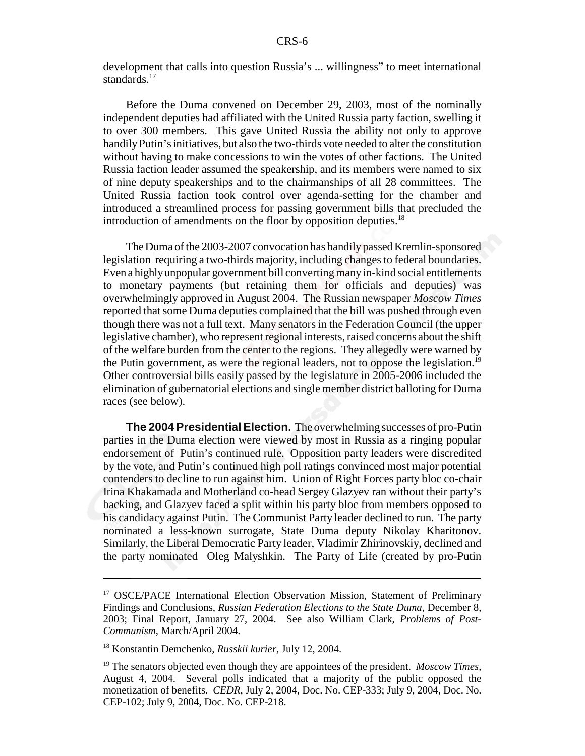development that calls into question Russia's ... willingness" to meet international standards.[17]

Before the Duma convened on December 29, 2003, most of the nominally independent deputies had affiliated with the United Russia party faction, swelling it to over 300 members. This gave United Russia the ability not only to approve handily Putin's initiatives, but also the two-thirds vote needed to alter the constitution without having to make concessions to win the votes of other factions. The United Russia faction leader assumed the speakership, and its members were named to six of nine deputy speakerships and to the chairmanships of all 28 committees. The United Russia faction took control over agenda-setting for the chamber and introduced a streamlined process for passing government bills that precluded the introduction of amendments on the floor by opposition deputies.[18]

The Duma of the 2003-2007 convocation has handily passed Kremlin-sponsored legislation requiring a two-thirds majority, including changes to federal boundaries. Even a highly unpopular government bill converting many in-kind social entitlements to monetary payments (but retaining them for officials and deputies) was overwhelmingly approved in August 2004. The Russian newspaper *Moscow Times* reported that some Duma deputies complained that the bill was pushed through even though there was not a full text. Many senators in the Federation Council (the upper legislative chamber), who represent regional interests, raised concerns about the shift of the welfare burden from the center to the regions. They allegedly were warned by the Putin government, as were the regional leaders, not to oppose the legislation.[19] Other controversial bills easily passed by the legislature in 2005-2006 included the elimination of gubernatorial elections and single member district balloting for Duma races (see below).

**The 2004 Presidential Election.** The overwhelming successes of pro-Putin parties in the Duma election were viewed by most in Russia as a ringing popular endorsement of Putin's continued rule. Opposition party leaders were discredited by the vote, and Putin's continued high poll ratings convinced most major potential contenders to decline to run against him. Union of Right Forces party bloc co-chair Irina Khakamada and Motherland co-head Sergey Glazyev ran without their party's backing, and Glazyev faced a split within his party bloc from members opposed to his candidacy against Putin. The Communist Party leader declined to run. The party nominated a less-known surrogate, State Duma deputy Nikolay Kharitonov. Similarly, the Liberal Democratic Party leader, Vladimir Zhirinovskiy, declined and the party nominated Oleg Malyshkin. The Party of Life (created by pro-Putin

---

[17] OSCE/PACE International Election Observation Mission, Statement of Preliminary Findings and Conclusions, *Russian Federation Elections to the State Duma*, December 8, 2003; Final Report, January 27, 2004. See also William Clark, *Problems of Post-Communism*, March/April 2004.

[18] Konstantin Demchenko, *Russkii kurier*, July 12, 2004.

[19] The senators objected even though they are appointees of the president. *Moscow Times*, August 4, 2004. Several polls indicated that a majority of the public opposed the monetization of benefits. *CEDR*, July 2, 2004, Doc. No. CEP-333; July 9, 2004, Doc. No. CEP-102; July 9, 2004, Doc. No. CEP-218.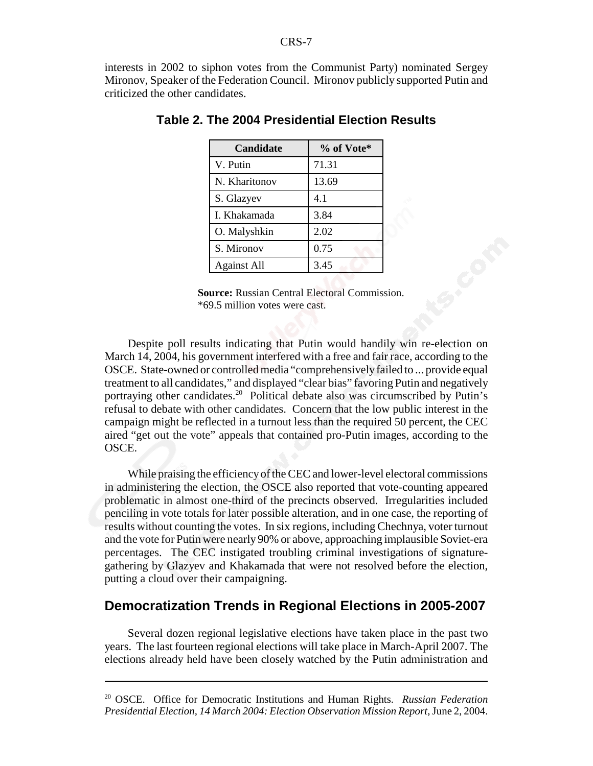interests in 2002 to siphon votes from the Communist Party) nominated Sergey Mironov, Speaker of the Federation Council. Mironov publicly supported Putin and criticized the other candidates.

**Table 2. The 2004 Presidential Election Results**

| Candidate | % of Vote* |
|---|---|
| V. Putin | 71.31 |
| N. Kharitonov | 13.69 |
| S. Glazyev | 4.1 |
| I. Khakamada | 3.84 |
| O. Malyshkin | 2.02 |
| S. Mironov | 0.75 |
| Against All | 3.45 |

**Source:** Russian Central Electoral Commission.
*69.5 million votes were cast.

Despite poll results indicating that Putin would handily win re-election on March 14, 2004, his government interfered with a free and fair race, according to the OSCE. State-owned or controlled media "comprehensively failed to ... provide equal treatment to all candidates," and displayed "clear bias" favoring Putin and negatively portraying other candidates.[20] Political debate also was circumscribed by Putin's refusal to debate with other candidates. Concern that the low public interest in the campaign might be reflected in a turnout less than the required 50 percent, the CEC aired "get out the vote" appeals that contained pro-Putin images, according to the OSCE.

While praising the efficiency of the CEC and lower-level electoral commissions in administering the election, the OSCE also reported that vote-counting appeared problematic in almost one-third of the precincts observed. Irregularities included penciling in vote totals for later possible alteration, and in one case, the reporting of results without counting the votes. In six regions, including Chechnya, voter turnout and the vote for Putin were nearly 90% or above, approaching implausible Soviet-era percentages. The CEC instigated troubling criminal investigations of signature-gathering by Glazyev and Khakamada that were not resolved before the election, putting a cloud over their campaigning.

## Democratization Trends in Regional Elections in 2005-2007

Several dozen regional legislative elections have taken place in the past two years. The last fourteen regional elections will take place in March-April 2007. The elections already held have been closely watched by the Putin administration and

[20] OSCE. Office for Democratic Institutions and Human Rights. *Russian Federation Presidential Election, 14 March 2004: Election Observation Mission Report*, June 2, 2004.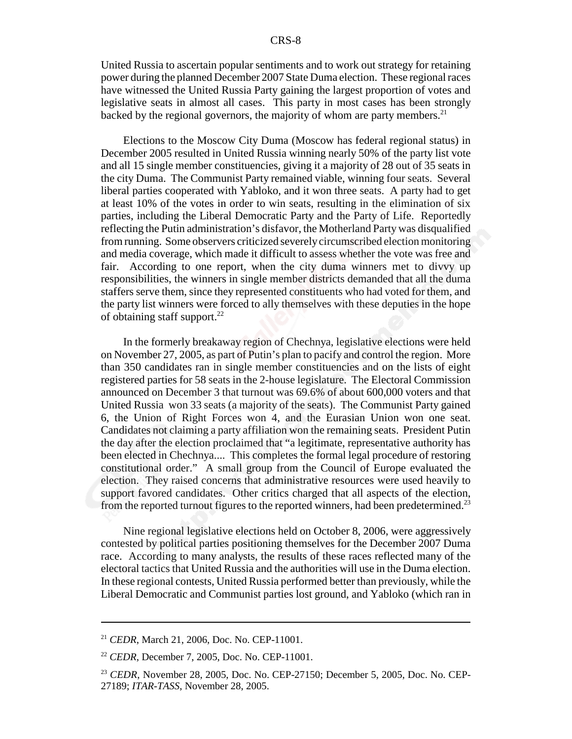United Russia to ascertain popular sentiments and to work out strategy for retaining power during the planned December 2007 State Duma election. These regional races have witnessed the United Russia Party gaining the largest proportion of votes and legislative seats in almost all cases. This party in most cases has been strongly backed by the regional governors, the majority of whom are party members.[21]

Elections to the Moscow City Duma (Moscow has federal regional status) in December 2005 resulted in United Russia winning nearly 50% of the party list vote and all 15 single member constituencies, giving it a majority of 28 out of 35 seats in the city Duma. The Communist Party remained viable, winning four seats. Several liberal parties cooperated with Yabloko, and it won three seats. A party had to get at least 10% of the votes in order to win seats, resulting in the elimination of six parties, including the Liberal Democratic Party and the Party of Life. Reportedly reflecting the Putin administration's disfavor, the Motherland Party was disqualified from running. Some observers criticized severely circumscribed election monitoring and media coverage, which made it difficult to assess whether the vote was free and fair. According to one report, when the city duma winners met to divvy up responsibilities, the winners in single member districts demanded that all the duma staffers serve them, since they represented constituents who had voted for them, and the party list winners were forced to ally themselves with these deputies in the hope of obtaining staff support.[22]

In the formerly breakaway region of Chechnya, legislative elections were held on November 27, 2005, as part of Putin's plan to pacify and control the region. More than 350 candidates ran in single member constituencies and on the lists of eight registered parties for 58 seats in the 2-house legislature. The Electoral Commission announced on December 3 that turnout was 69.6% of about 600,000 voters and that United Russia won 33 seats (a majority of the seats). The Communist Party gained 6, the Union of Right Forces won 4, and the Eurasian Union won one seat. Candidates not claiming a party affiliation won the remaining seats. President Putin the day after the election proclaimed that "a legitimate, representative authority has been elected in Chechnya.... This completes the formal legal procedure of restoring constitutional order." A small group from the Council of Europe evaluated the election. They raised concerns that administrative resources were used heavily to support favored candidates. Other critics charged that all aspects of the election, from the reported turnout figures to the reported winners, had been predetermined.[23]

Nine regional legislative elections held on October 8, 2006, were aggressively contested by political parties positioning themselves for the December 2007 Duma race. According to many analysts, the results of these races reflected many of the electoral tactics that United Russia and the authorities will use in the Duma election. In these regional contests, United Russia performed better than previously, while the Liberal Democratic and Communist parties lost ground, and Yabloko (which ran in

---

[21] *CEDR*, March 21, 2006, Doc. No. CEP-11001.

[22] *CEDR*, December 7, 2005, Doc. No. CEP-11001.

[23] *CEDR*, November 28, 2005, Doc. No. CEP-27150; December 5, 2005, Doc. No. CEP-27189; *ITAR-TASS*, November 28, 2005.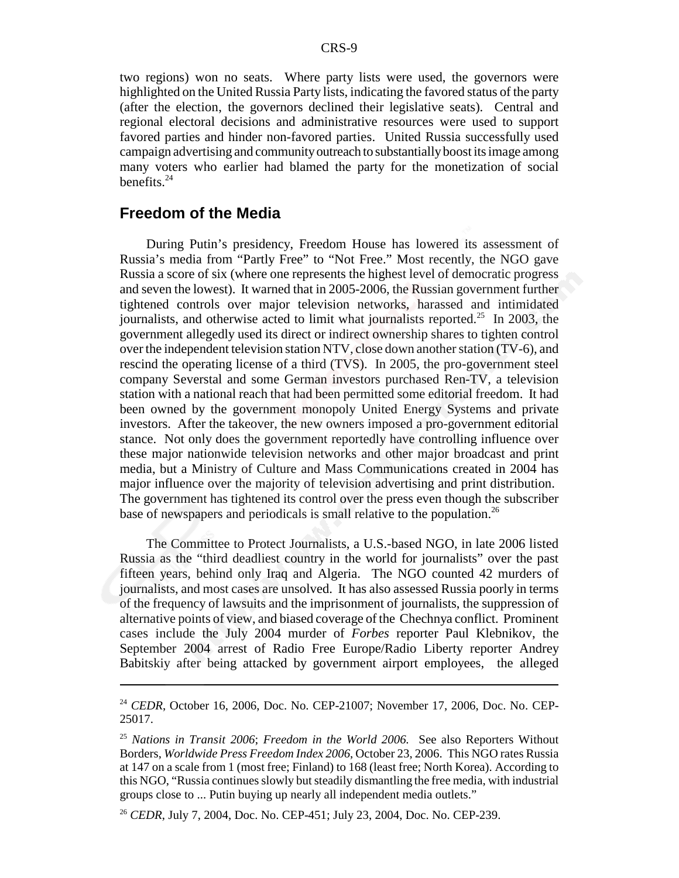two regions) won no seats. Where party lists were used, the governors were highlighted on the United Russia Party lists, indicating the favored status of the party (after the election, the governors declined their legislative seats). Central and regional electoral decisions and administrative resources were used to support favored parties and hinder non-favored parties. United Russia successfully used campaign advertising and community outreach to substantially boost its image among many voters who earlier had blamed the party for the monetization of social benefits.[24]

## Freedom of the Media

During Putin's presidency, Freedom House has lowered its assessment of Russia's media from "Partly Free" to "Not Free." Most recently, the NGO gave Russia a score of six (where one represents the highest level of democratic progress and seven the lowest). It warned that in 2005-2006, the Russian government further tightened controls over major television networks, harassed and intimidated journalists, and otherwise acted to limit what journalists reported.[25] In 2003, the government allegedly used its direct or indirect ownership shares to tighten control over the independent television station NTV, close down another station (TV-6), and rescind the operating license of a third (TVS). In 2005, the pro-government steel company Severstal and some German investors purchased Ren-TV, a television station with a national reach that had been permitted some editorial freedom. It had been owned by the government monopoly United Energy Systems and private investors. After the takeover, the new owners imposed a pro-government editorial stance. Not only does the government reportedly have controlling influence over these major nationwide television networks and other major broadcast and print media, but a Ministry of Culture and Mass Communications created in 2004 has major influence over the majority of television advertising and print distribution. The government has tightened its control over the press even though the subscriber base of newspapers and periodicals is small relative to the population.[26]

The Committee to Protect Journalists, a U.S.-based NGO, in late 2006 listed Russia as the "third deadliest country in the world for journalists" over the past fifteen years, behind only Iraq and Algeria. The NGO counted 42 murders of journalists, and most cases are unsolved. It has also assessed Russia poorly in terms of the frequency of lawsuits and the imprisonment of journalists, the suppression of alternative points of view, and biased coverage of the Chechnya conflict. Prominent cases include the July 2004 murder of *Forbes* reporter Paul Klebnikov, the September 2004 arrest of Radio Free Europe/Radio Liberty reporter Andrey Babitskiy after being attacked by government airport employees, the alleged

---

[24] *CEDR*, October 16, 2006, Doc. No. CEP-21007; November 17, 2006, Doc. No. CEP-25017.

[25] *Nations in Transit 2006*; *Freedom in the World 2006*. See also Reporters Without Borders, *Worldwide Press Freedom Index 2006*, October 23, 2006. This NGO rates Russia at 147 on a scale from 1 (most free; Finland) to 168 (least free; North Korea). According to this NGO, "Russia continues slowly but steadily dismantling the free media, with industrial groups close to ... Putin buying up nearly all independent media outlets."

[26] *CEDR*, July 7, 2004, Doc. No. CEP-451; July 23, 2004, Doc. No. CEP-239.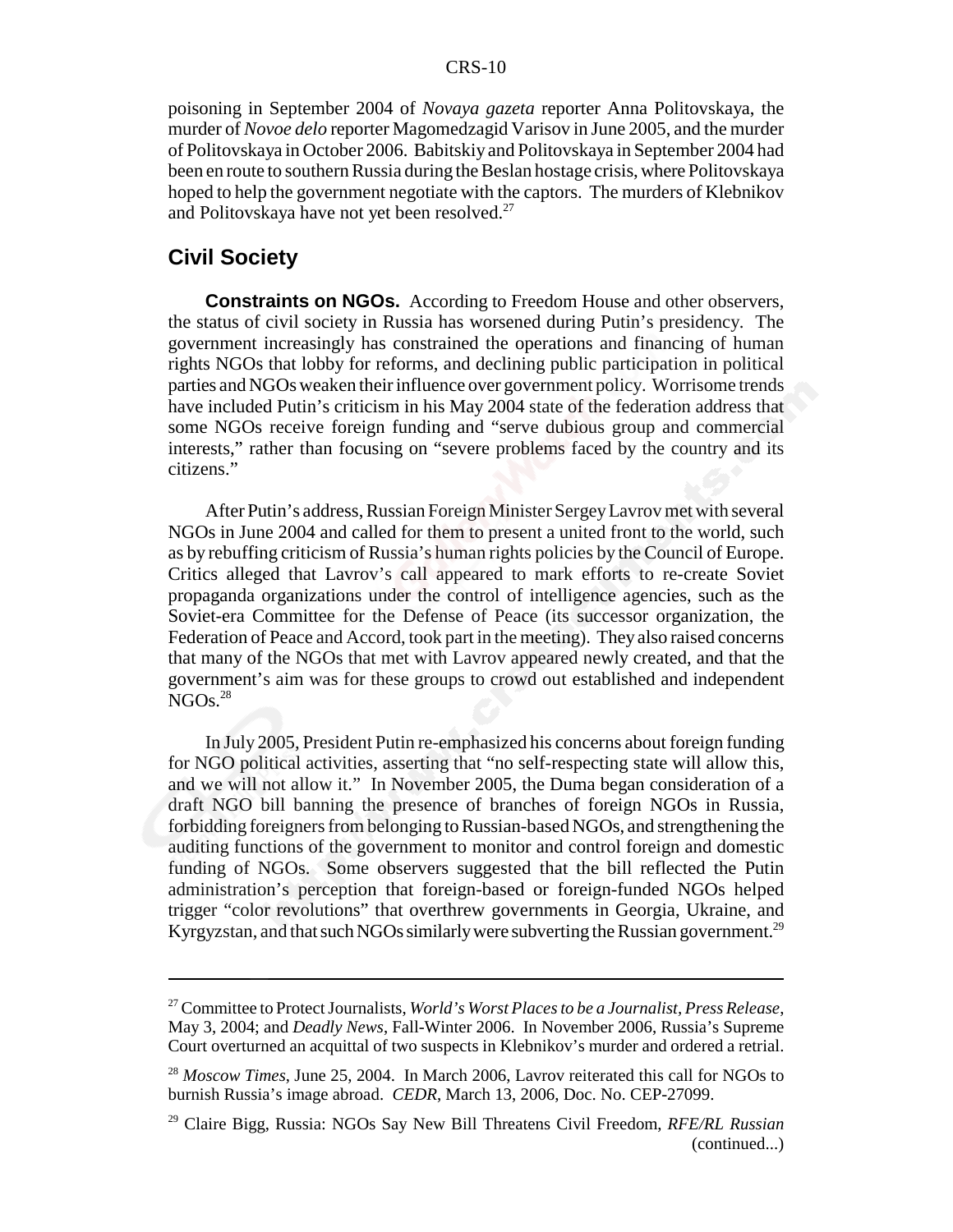poisoning in September 2004 of *Novaya gazeta* reporter Anna Politovskaya, the murder of *Novoe delo* reporter Magomedzagid Varisov in June 2005, and the murder of Politovskaya in October 2006. Babitskiy and Politovskaya in September 2004 had been en route to southern Russia during the Beslan hostage crisis, where Politovskaya hoped to help the government negotiate with the captors. The murders of Klebnikov and Politovskaya have not yet been resolved.[27]

## Civil Society

**Constraints on NGOs.** According to Freedom House and other observers, the status of civil society in Russia has worsened during Putin's presidency. The government increasingly has constrained the operations and financing of human rights NGOs that lobby for reforms, and declining public participation in political parties and NGOs weaken their influence over government policy. Worrisome trends have included Putin's criticism in his May 2004 state of the federation address that some NGOs receive foreign funding and "serve dubious group and commercial interests," rather than focusing on "severe problems faced by the country and its citizens."

After Putin's address, Russian Foreign Minister Sergey Lavrov met with several NGOs in June 2004 and called for them to present a united front to the world, such as by rebuffing criticism of Russia's human rights policies by the Council of Europe. Critics alleged that Lavrov's call appeared to mark efforts to re-create Soviet propaganda organizations under the control of intelligence agencies, such as the Soviet-era Committee for the Defense of Peace (its successor organization, the Federation of Peace and Accord, took part in the meeting). They also raised concerns that many of the NGOs that met with Lavrov appeared newly created, and that the government's aim was for these groups to crowd out established and independent NGOs.[28]

In July 2005, President Putin re-emphasized his concerns about foreign funding for NGO political activities, asserting that "no self-respecting state will allow this, and we will not allow it." In November 2005, the Duma began consideration of a draft NGO bill banning the presence of branches of foreign NGOs in Russia, forbidding foreigners from belonging to Russian-based NGOs, and strengthening the auditing functions of the government to monitor and control foreign and domestic funding of NGOs. Some observers suggested that the bill reflected the Putin administration's perception that foreign-based or foreign-funded NGOs helped trigger "color revolutions" that overthrew governments in Georgia, Ukraine, and Kyrgyzstan, and that such NGOs similarly were subverting the Russian government.[29]

---

[27] Committee to Protect Journalists, *World's Worst Places to be a Journalist, Press Release*, May 3, 2004; and *Deadly News*, Fall-Winter 2006. In November 2006, Russia's Supreme Court overturned an acquittal of two suspects in Klebnikov's murder and ordered a retrial.

[28] *Moscow Times*, June 25, 2004. In March 2006, Lavrov reiterated this call for NGOs to burnish Russia's image abroad. *CEDR*, March 13, 2006, Doc. No. CEP-27099.

[29] Claire Bigg, Russia: NGOs Say New Bill Threatens Civil Freedom, *RFE/RL Russian* (continued...)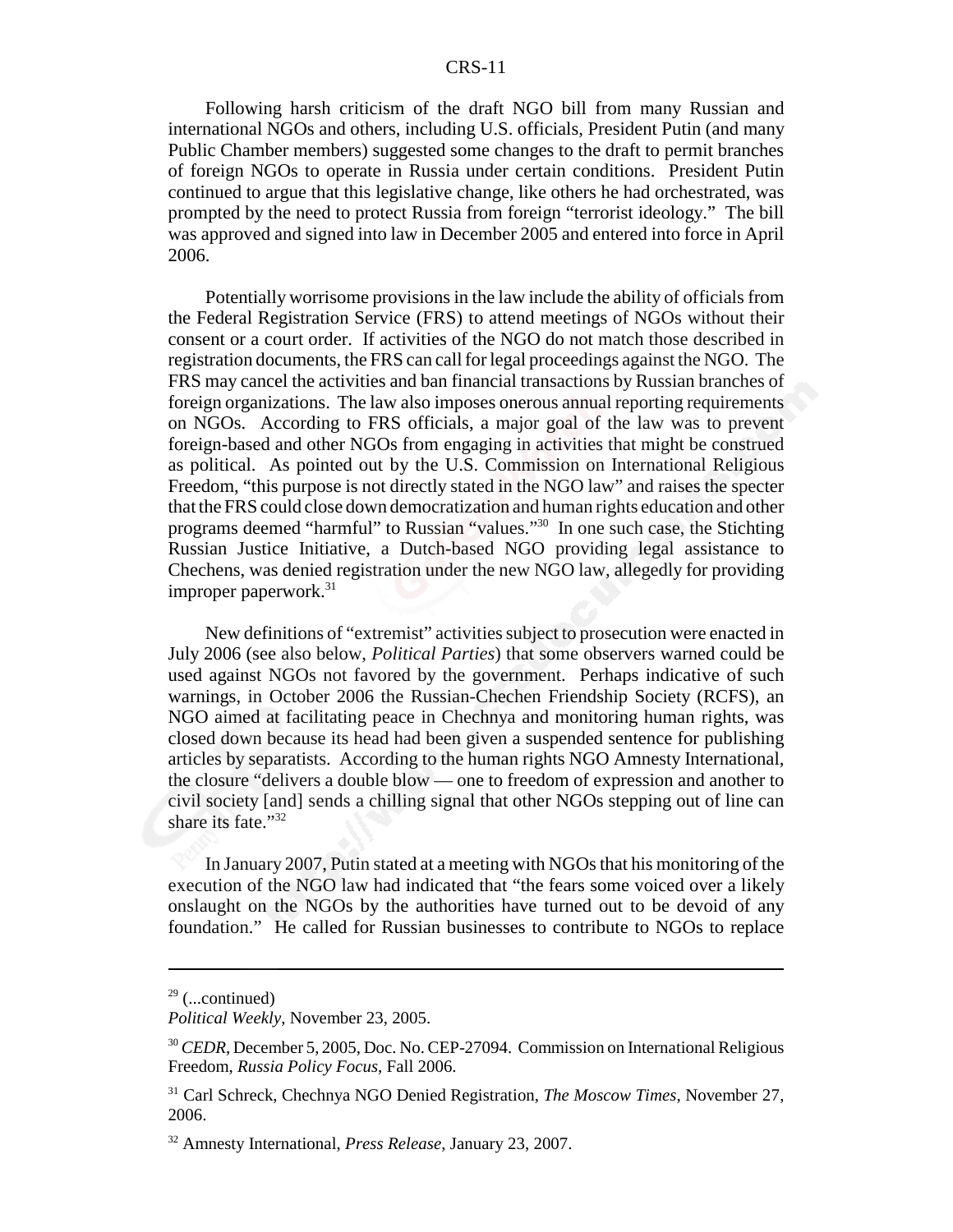Following harsh criticism of the draft NGO bill from many Russian and international NGOs and others, including U.S. officials, President Putin (and many Public Chamber members) suggested some changes to the draft to permit branches of foreign NGOs to operate in Russia under certain conditions. President Putin continued to argue that this legislative change, like others he had orchestrated, was prompted by the need to protect Russia from foreign "terrorist ideology." The bill was approved and signed into law in December 2005 and entered into force in April 2006.

Potentially worrisome provisions in the law include the ability of officials from the Federal Registration Service (FRS) to attend meetings of NGOs without their consent or a court order. If activities of the NGO do not match those described in registration documents, the FRS can call for legal proceedings against the NGO. The FRS may cancel the activities and ban financial transactions by Russian branches of foreign organizations. The law also imposes onerous annual reporting requirements on NGOs. According to FRS officials, a major goal of the law was to prevent foreign-based and other NGOs from engaging in activities that might be construed as political. As pointed out by the U.S. Commission on International Religious Freedom, "this purpose is not directly stated in the NGO law" and raises the specter that the FRS could close down democratization and human rights education and other programs deemed "harmful" to Russian "values."[30] In one such case, the Stichting Russian Justice Initiative, a Dutch-based NGO providing legal assistance to Chechens, was denied registration under the new NGO law, allegedly for providing improper paperwork.[31]

New definitions of "extremist" activities subject to prosecution were enacted in July 2006 (see also below, *Political Parties*) that some observers warned could be used against NGOs not favored by the government. Perhaps indicative of such warnings, in October 2006 the Russian-Chechen Friendship Society (RCFS), an NGO aimed at facilitating peace in Chechnya and monitoring human rights, was closed down because its head had been given a suspended sentence for publishing articles by separatists. According to the human rights NGO Amnesty International, the closure "delivers a double blow — one to freedom of expression and another to civil society [and] sends a chilling signal that other NGOs stepping out of line can share its fate."[32]

In January 2007, Putin stated at a meeting with NGOs that his monitoring of the execution of the NGO law had indicated that "the fears some voiced over a likely onslaught on the NGOs by the authorities have turned out to be devoid of any foundation." He called for Russian businesses to contribute to NGOs to replace

---

[29] (...continued)
*Political Weekly*, November 23, 2005.

[30] *CEDR*, December 5, 2005, Doc. No. CEP-27094. Commission on International Religious Freedom, *Russia Policy Focus*, Fall 2006.

[31] Carl Schreck, Chechnya NGO Denied Registration, *The Moscow Times*, November 27, 2006.

[32] Amnesty International, *Press Release*, January 23, 2007.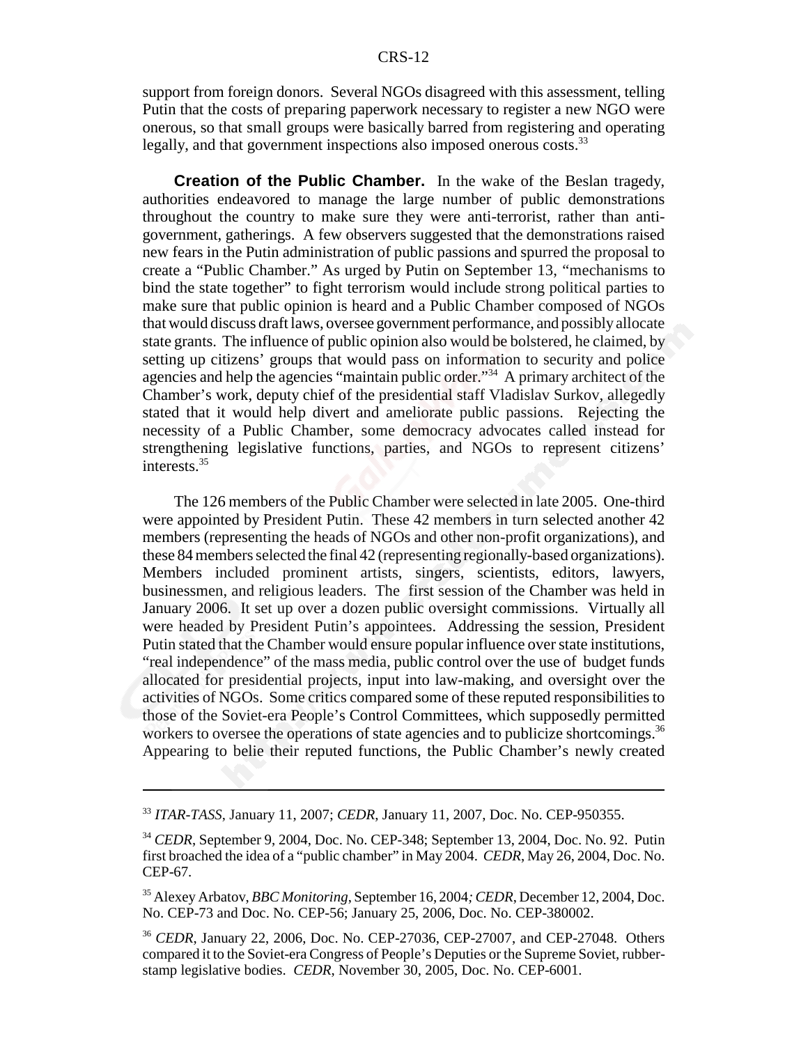support from foreign donors. Several NGOs disagreed with this assessment, telling Putin that the costs of preparing paperwork necessary to register a new NGO were onerous, so that small groups were basically barred from registering and operating legally, and that government inspections also imposed onerous costs.[33]

**Creation of the Public Chamber.** In the wake of the Beslan tragedy, authorities endeavored to manage the large number of public demonstrations throughout the country to make sure they were anti-terrorist, rather than anti-government, gatherings. A few observers suggested that the demonstrations raised new fears in the Putin administration of public passions and spurred the proposal to create a "Public Chamber." As urged by Putin on September 13, "mechanisms to bind the state together" to fight terrorism would include strong political parties to make sure that public opinion is heard and a Public Chamber composed of NGOs that would discuss draft laws, oversee government performance, and possibly allocate state grants. The influence of public opinion also would be bolstered, he claimed, by setting up citizens' groups that would pass on information to security and police agencies and help the agencies "maintain public order."[34] A primary architect of the Chamber's work, deputy chief of the presidential staff Vladislav Surkov, allegedly stated that it would help divert and ameliorate public passions. Rejecting the necessity of a Public Chamber, some democracy advocates called instead for strengthening legislative functions, parties, and NGOs to represent citizens' interests.[35]

The 126 members of the Public Chamber were selected in late 2005. One-third were appointed by President Putin. These 42 members in turn selected another 42 members (representing the heads of NGOs and other non-profit organizations), and these 84 members selected the final 42 (representing regionally-based organizations). Members included prominent artists, singers, scientists, editors, lawyers, businessmen, and religious leaders. The first session of the Chamber was held in January 2006. It set up over a dozen public oversight commissions. Virtually all were headed by President Putin's appointees. Addressing the session, President Putin stated that the Chamber would ensure popular influence over state institutions, "real independence" of the mass media, public control over the use of budget funds allocated for presidential projects, input into law-making, and oversight over the activities of NGOs. Some critics compared some of these reputed responsibilities to those of the Soviet-era People's Control Committees, which supposedly permitted workers to oversee the operations of state agencies and to publicize shortcomings.[36] Appearing to belie their reputed functions, the Public Chamber's newly created

---

[33] *ITAR-TASS*, January 11, 2007; *CEDR*, January 11, 2007, Doc. No. CEP-950355.

[34] *CEDR*, September 9, 2004, Doc. No. CEP-348; September 13, 2004, Doc. No. 92. Putin first broached the idea of a "public chamber" in May 2004. *CEDR*, May 26, 2004, Doc. No. CEP-67.

[35] Alexey Arbatov, *BBC Monitoring*, September 16, 2004; *CEDR*, December 12, 2004, Doc. No. CEP-73 and Doc. No. CEP-56; January 25, 2006, Doc. No. CEP-380002.

[36] *CEDR*, January 22, 2006, Doc. No. CEP-27036, CEP-27007, and CEP-27048. Others compared it to the Soviet-era Congress of People's Deputies or the Supreme Soviet, rubber-stamp legislative bodies. *CEDR*, November 30, 2005, Doc. No. CEP-6001.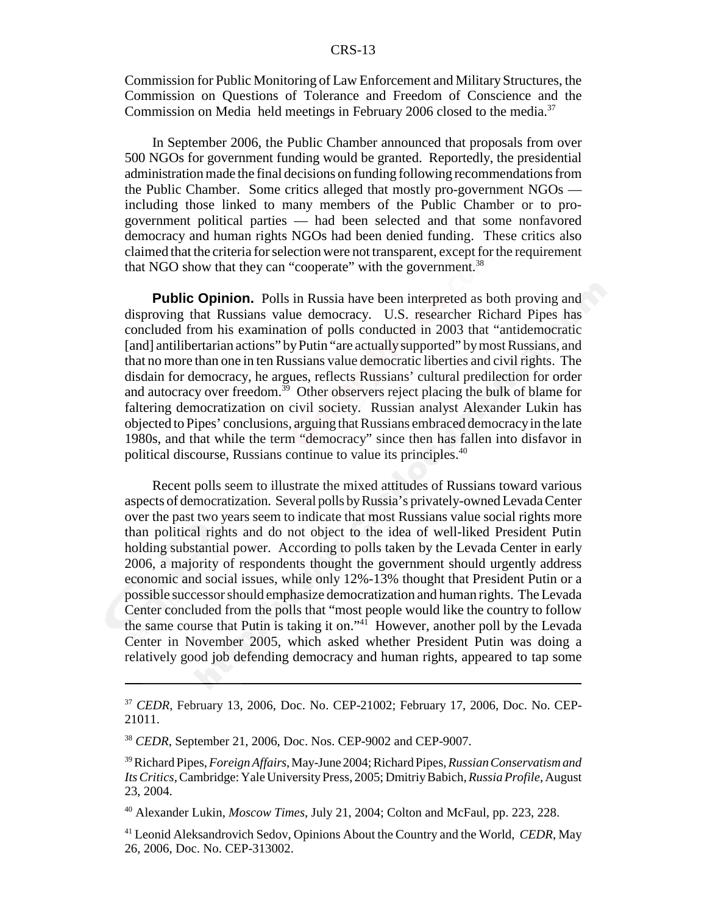Commission for Public Monitoring of Law Enforcement and Military Structures, the Commission on Questions of Tolerance and Freedom of Conscience and the Commission on Media held meetings in February 2006 closed to the media.[37]

In September 2006, the Public Chamber announced that proposals from over 500 NGOs for government funding would be granted. Reportedly, the presidential administration made the final decisions on funding following recommendations from the Public Chamber. Some critics alleged that mostly pro-government NGOs — including those linked to many members of the Public Chamber or to pro-government political parties — had been selected and that some nonfavored democracy and human rights NGOs had been denied funding. These critics also claimed that the criteria for selection were not transparent, except for the requirement that NGO show that they can "cooperate" with the government.[38]

**Public Opinion.** Polls in Russia have been interpreted as both proving and disproving that Russians value democracy. U.S. researcher Richard Pipes has concluded from his examination of polls conducted in 2003 that "antidemocratic [and] antilibertarian actions" by Putin "are actually supported" by most Russians, and that no more than one in ten Russians value democratic liberties and civil rights. The disdain for democracy, he argues, reflects Russians' cultural predilection for order and autocracy over freedom.[39] Other observers reject placing the bulk of blame for faltering democratization on civil society. Russian analyst Alexander Lukin has objected to Pipes' conclusions, arguing that Russians embraced democracy in the late 1980s, and that while the term "democracy" since then has fallen into disfavor in political discourse, Russians continue to value its principles.[40]

Recent polls seem to illustrate the mixed attitudes of Russians toward various aspects of democratization. Several polls by Russia's privately-owned Levada Center over the past two years seem to indicate that most Russians value social rights more than political rights and do not object to the idea of well-liked President Putin holding substantial power. According to polls taken by the Levada Center in early 2006, a majority of respondents thought the government should urgently address economic and social issues, while only 12%-13% thought that President Putin or a possible successor should emphasize democratization and human rights. The Levada Center concluded from the polls that "most people would like the country to follow the same course that Putin is taking it on."[41] However, another poll by the Levada Center in November 2005, which asked whether President Putin was doing a relatively good job defending democracy and human rights, appeared to tap some

---

[37] *CEDR*, February 13, 2006, Doc. No. CEP-21002; February 17, 2006, Doc. No. CEP-21011.

[38] *CEDR*, September 21, 2006, Doc. Nos. CEP-9002 and CEP-9007.

[39] Richard Pipes, *Foreign Affairs*, May-June 2004; Richard Pipes, *Russian Conservatism and Its Critics*, Cambridge: Yale University Press, 2005; Dmitriy Babich, *Russia Profile*, August 23, 2004.

[40] Alexander Lukin, *Moscow Times*, July 21, 2004; Colton and McFaul, pp. 223, 228.

[41] Leonid Aleksandrovich Sedov, Opinions About the Country and the World, *CEDR*, May 26, 2006, Doc. No. CEP-313002.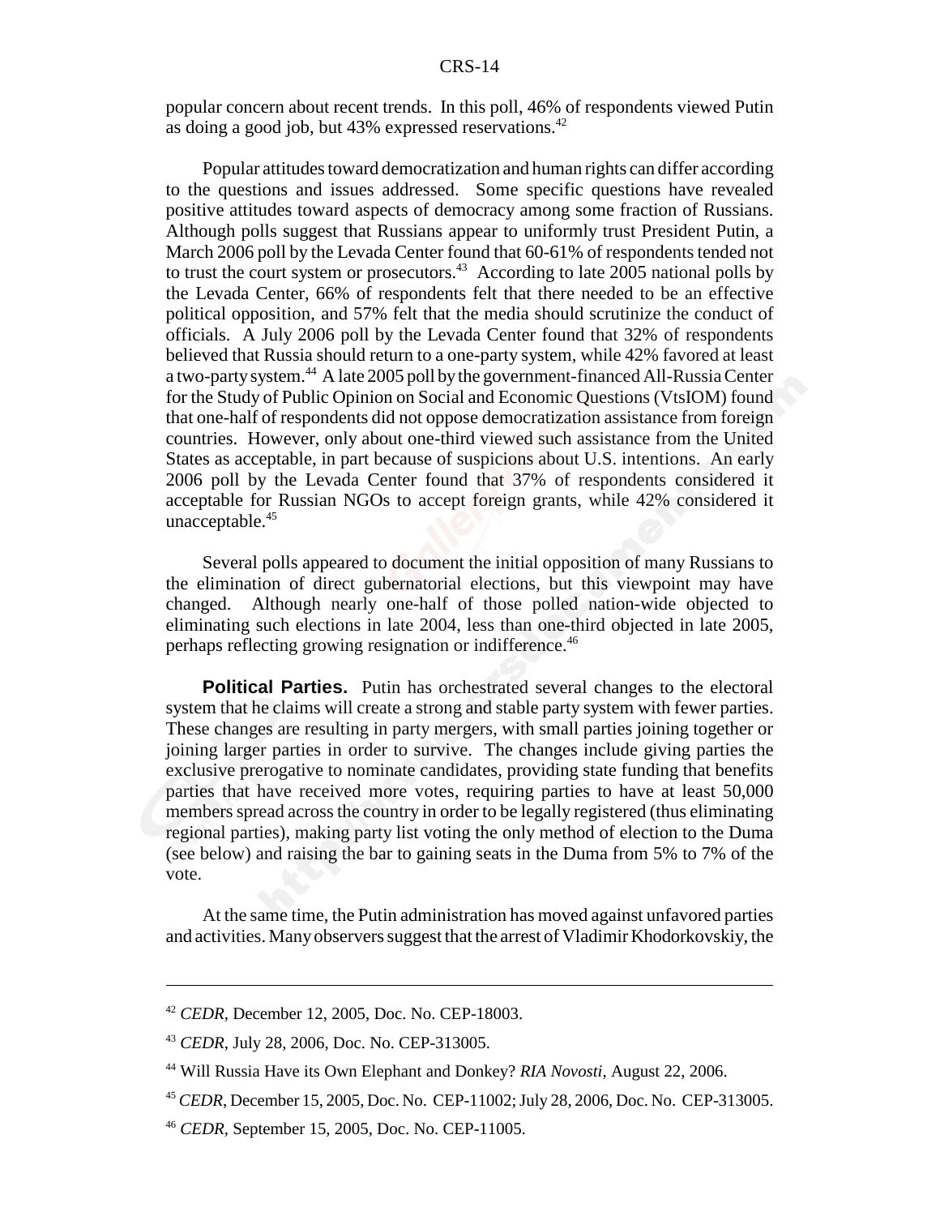popular concern about recent trends. In this poll, 46% of respondents viewed Putin as doing a good job, but 43% expressed reservations.[42]

Popular attitudes toward democratization and human rights can differ according to the questions and issues addressed. Some specific questions have revealed positive attitudes toward aspects of democracy among some fraction of Russians. Although polls suggest that Russians appear to uniformly trust President Putin, a March 2006 poll by the Levada Center found that 60-61% of respondents tended not to trust the court system or prosecutors.[43] According to late 2005 national polls by the Levada Center, 66% of respondents felt that there needed to be an effective political opposition, and 57% felt that the media should scrutinize the conduct of officials. A July 2006 poll by the Levada Center found that 32% of respondents believed that Russia should return to a one-party system, while 42% favored at least a two-party system.[44] A late 2005 poll by the government-financed All-Russia Center for the Study of Public Opinion on Social and Economic Questions (VtsIOM) found that one-half of respondents did not oppose democratization assistance from foreign countries. However, only about one-third viewed such assistance from the United States as acceptable, in part because of suspicions about U.S. intentions. An early 2006 poll by the Levada Center found that 37% of respondents considered it acceptable for Russian NGOs to accept foreign grants, while 42% considered it unacceptable.[45]

Several polls appeared to document the initial opposition of many Russians to the elimination of direct gubernatorial elections, but this viewpoint may have changed. Although nearly one-half of those polled nation-wide objected to eliminating such elections in late 2004, less than one-third objected in late 2005, perhaps reflecting growing resignation or indifference.[46]

**Political Parties.** Putin has orchestrated several changes to the electoral system that he claims will create a strong and stable party system with fewer parties. These changes are resulting in party mergers, with small parties joining together or joining larger parties in order to survive. The changes include giving parties the exclusive prerogative to nominate candidates, providing state funding that benefits parties that have received more votes, requiring parties to have at least 50,000 members spread across the country in order to be legally registered (thus eliminating regional parties), making party list voting the only method of election to the Duma (see below) and raising the bar to gaining seats in the Duma from 5% to 7% of the vote.

At the same time, the Putin administration has moved against unfavored parties and activities. Many observers suggest that the arrest of Vladimir Khodorkovskiy, the

---

[42] *CEDR*, December 12, 2005, Doc. No. CEP-18003.

[43] *CEDR*, July 28, 2006, Doc. No. CEP-313005.

[44] Will Russia Have its Own Elephant and Donkey? *RIA Novosti*, August 22, 2006.

[45] *CEDR*, December 15, 2005, Doc. No. CEP-11002; July 28, 2006, Doc. No. CEP-313005.

[46] *CEDR*, September 15, 2005, Doc. No. CEP-11005.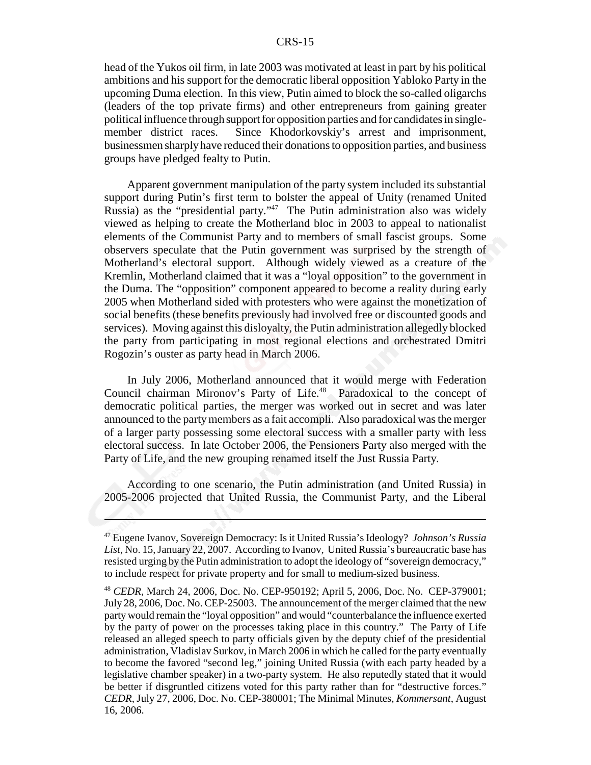head of the Yukos oil firm, in late 2003 was motivated at least in part by his political ambitions and his support for the democratic liberal opposition Yabloko Party in the upcoming Duma election. In this view, Putin aimed to block the so-called oligarchs (leaders of the top private firms) and other entrepreneurs from gaining greater political influence through support for opposition parties and for candidates in single-member district races. Since Khodorkovskiy's arrest and imprisonment, businessmen sharply have reduced their donations to opposition parties, and business groups have pledged fealty to Putin.

Apparent government manipulation of the party system included its substantial support during Putin's first term to bolster the appeal of Unity (renamed United Russia) as the "presidential party."[47] The Putin administration also was widely viewed as helping to create the Motherland bloc in 2003 to appeal to nationalist elements of the Communist Party and to members of small fascist groups. Some observers speculate that the Putin government was surprised by the strength of Motherland's electoral support. Although widely viewed as a creature of the Kremlin, Motherland claimed that it was a "loyal opposition" to the government in the Duma. The "opposition" component appeared to become a reality during early 2005 when Motherland sided with protesters who were against the monetization of social benefits (these benefits previously had involved free or discounted goods and services). Moving against this disloyalty, the Putin administration allegedly blocked the party from participating in most regional elections and orchestrated Dmitri Rogozin's ouster as party head in March 2006.

In July 2006, Motherland announced that it would merge with Federation Council chairman Mironov's Party of Life.[48] Paradoxical to the concept of democratic political parties, the merger was worked out in secret and was later announced to the party members as a fait accompli. Also paradoxical was the merger of a larger party possessing some electoral success with a smaller party with less electoral success. In late October 2006, the Pensioners Party also merged with the Party of Life, and the new grouping renamed itself the Just Russia Party.

According to one scenario, the Putin administration (and United Russia) in 2005-2006 projected that United Russia, the Communist Party, and the Liberal

---

[47] Eugene Ivanov, Sovereign Democracy: Is it United Russia's Ideology? *Johnson's Russia List*, No. 15, January 22, 2007. According to Ivanov, United Russia's bureaucratic base has resisted urging by the Putin administration to adopt the ideology of "sovereign democracy," to include respect for private property and for small to medium-sized business.

[48] *CEDR*, March 24, 2006, Doc. No. CEP-950192; April 5, 2006, Doc. No. CEP-379001; July 28, 2006, Doc. No. CEP-25003. The announcement of the merger claimed that the new party would remain the "loyal opposition" and would "counterbalance the influence exerted by the party of power on the processes taking place in this country." The Party of Life released an alleged speech to party officials given by the deputy chief of the presidential administration, Vladislav Surkov, in March 2006 in which he called for the party eventually to become the favored "second leg," joining United Russia (with each party headed by a legislative chamber speaker) in a two-party system. He also reputedly stated that it would be better if disgruntled citizens voted for this party rather than for "destructive forces." *CEDR*, July 27, 2006, Doc. No. CEP-380001; The Minimal Minutes, *Kommersant*, August 16, 2006.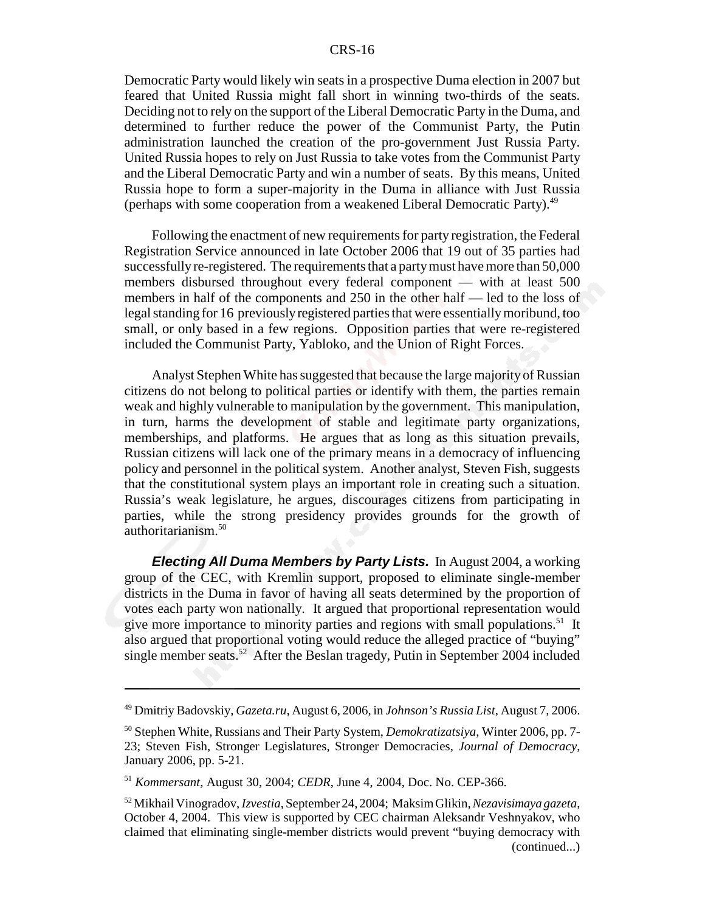Democratic Party would likely win seats in a prospective Duma election in 2007 but feared that United Russia might fall short in winning two-thirds of the seats. Deciding not to rely on the support of the Liberal Democratic Party in the Duma, and determined to further reduce the power of the Communist Party, the Putin administration launched the creation of the pro-government Just Russia Party. United Russia hopes to rely on Just Russia to take votes from the Communist Party and the Liberal Democratic Party and win a number of seats. By this means, United Russia hope to form a super-majority in the Duma in alliance with Just Russia (perhaps with some cooperation from a weakened Liberal Democratic Party).[49]

Following the enactment of new requirements for party registration, the Federal Registration Service announced in late October 2006 that 19 out of 35 parties had successfully re-registered. The requirements that a party must have more than 50,000 members disbursed throughout every federal component — with at least 500 members in half of the components and 250 in the other half — led to the loss of legal standing for 16 previously registered parties that were essentially moribund, too small, or only based in a few regions. Opposition parties that were re-registered included the Communist Party, Yabloko, and the Union of Right Forces.

Analyst Stephen White has suggested that because the large majority of Russian citizens do not belong to political parties or identify with them, the parties remain weak and highly vulnerable to manipulation by the government. This manipulation, in turn, harms the development of stable and legitimate party organizations, memberships, and platforms. He argues that as long as this situation prevails, Russian citizens will lack one of the primary means in a democracy of influencing policy and personnel in the political system. Another analyst, Steven Fish, suggests that the constitutional system plays an important role in creating such a situation. Russia's weak legislature, he argues, discourages citizens from participating in parties, while the strong presidency provides grounds for the growth of authoritarianism.[50]

***Electing All Duma Members by Party Lists.*** In August 2004, a working group of the CEC, with Kremlin support, proposed to eliminate single-member districts in the Duma in favor of having all seats determined by the proportion of votes each party won nationally. It argued that proportional representation would give more importance to minority parties and regions with small populations.[51] It also argued that proportional voting would reduce the alleged practice of "buying" single member seats.[52] After the Beslan tragedy, Putin in September 2004 included

---

[49] Dmitriy Badovskiy, *Gazeta.ru*, August 6, 2006, in *Johnson's Russia List*, August 7, 2006.

[50] Stephen White, Russians and Their Party System, *Demokratizatsiya*, Winter 2006, pp. 7-23; Steven Fish, Stronger Legislatures, Stronger Democracies, *Journal of Democracy*, January 2006, pp. 5-21.

[51] *Kommersant*, August 30, 2004; *CEDR*, June 4, 2004, Doc. No. CEP-366.

[52] Mikhail Vinogradov, *Izvestia*, September 24, 2004; Maksim Glikin, *Nezavisimaya gazeta*, October 4, 2004. This view is supported by CEC chairman Aleksandr Veshnyakov, who claimed that eliminating single-member districts would prevent "buying democracy with (continued...)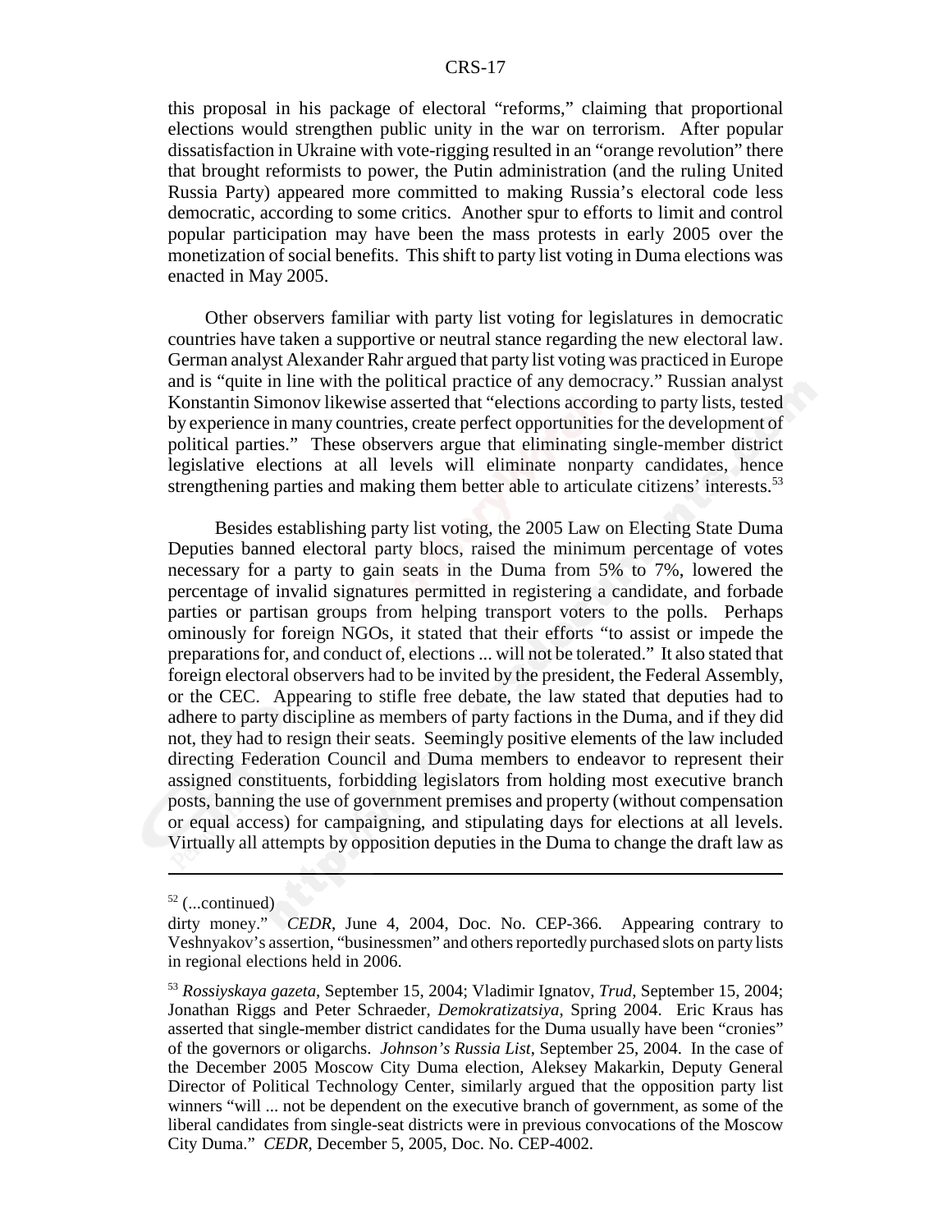this proposal in his package of electoral "reforms," claiming that proportional elections would strengthen public unity in the war on terrorism. After popular dissatisfaction in Ukraine with vote-rigging resulted in an "orange revolution" there that brought reformists to power, the Putin administration (and the ruling United Russia Party) appeared more committed to making Russia's electoral code less democratic, according to some critics. Another spur to efforts to limit and control popular participation may have been the mass protests in early 2005 over the monetization of social benefits. This shift to party list voting in Duma elections was enacted in May 2005.

Other observers familiar with party list voting for legislatures in democratic countries have taken a supportive or neutral stance regarding the new electoral law. German analyst Alexander Rahr argued that party list voting was practiced in Europe and is "quite in line with the political practice of any democracy." Russian analyst Konstantin Simonov likewise asserted that "elections according to party lists, tested by experience in many countries, create perfect opportunities for the development of political parties." These observers argue that eliminating single-member district legislative elections at all levels will eliminate nonparty candidates, hence strengthening parties and making them better able to articulate citizens' interests.[53]

Besides establishing party list voting, the 2005 Law on Electing State Duma Deputies banned electoral party blocs, raised the minimum percentage of votes necessary for a party to gain seats in the Duma from 5% to 7%, lowered the percentage of invalid signatures permitted in registering a candidate, and forbade parties or partisan groups from helping transport voters to the polls. Perhaps ominously for foreign NGOs, it stated that their efforts "to assist or impede the preparations for, and conduct of, elections ... will not be tolerated." It also stated that foreign electoral observers had to be invited by the president, the Federal Assembly, or the CEC. Appearing to stifle free debate, the law stated that deputies had to adhere to party discipline as members of party factions in the Duma, and if they did not, they had to resign their seats. Seemingly positive elements of the law included directing Federation Council and Duma members to endeavor to represent their assigned constituents, forbidding legislators from holding most executive branch posts, banning the use of government premises and property (without compensation or equal access) for campaigning, and stipulating days for elections at all levels. Virtually all attempts by opposition deputies in the Duma to change the draft law as

---

[52] (...continued)
dirty money." *CEDR*, June 4, 2004, Doc. No. CEP-366. Appearing contrary to Veshnyakov's assertion, "businessmen" and others reportedly purchased slots on party lists in regional elections held in 2006.

[53] *Rossiyskaya gazeta*, September 15, 2004; Vladimir Ignatov, *Trud*, September 15, 2004; Jonathan Riggs and Peter Schraeder, *Demokratizatsiya*, Spring 2004. Eric Kraus has asserted that single-member district candidates for the Duma usually have been "cronies" of the governors or oligarchs. *Johnson's Russia List*, September 25, 2004. In the case of the December 2005 Moscow City Duma election, Aleksey Makarkin, Deputy General Director of Political Technology Center, similarly argued that the opposition party list winners "will ... not be dependent on the executive branch of government, as some of the liberal candidates from single-seat districts were in previous convocations of the Moscow City Duma." *CEDR*, December 5, 2005, Doc. No. CEP-4002.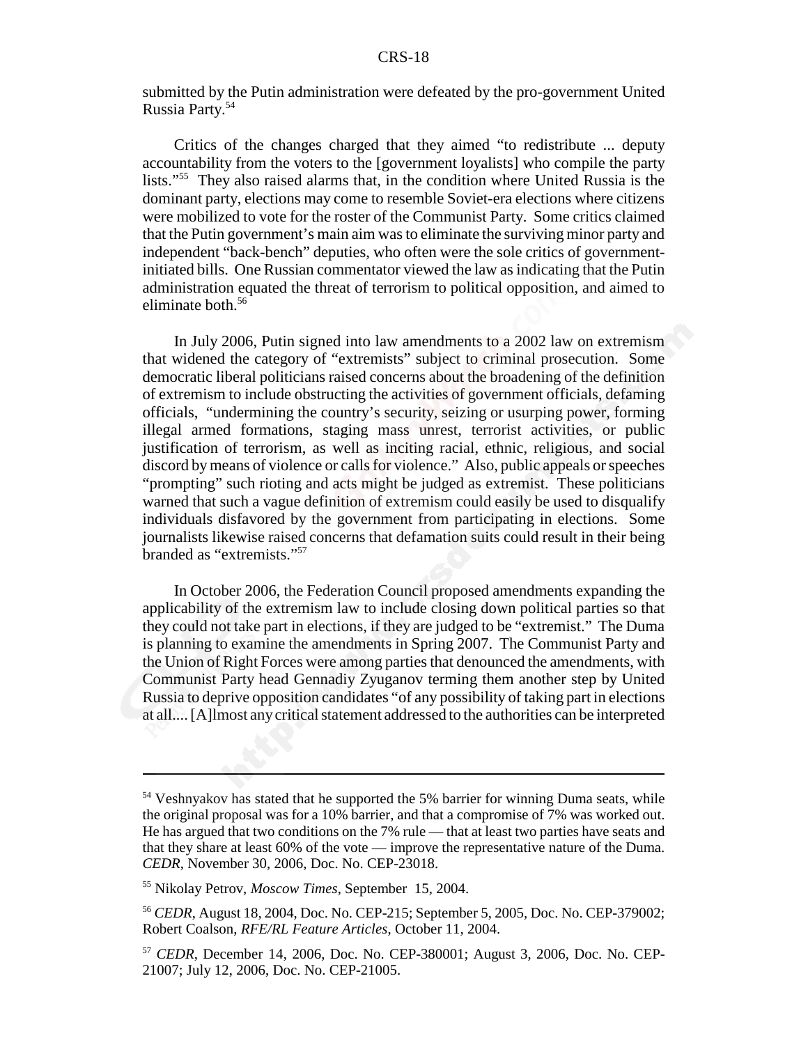submitted by the Putin administration were defeated by the pro-government United Russia Party.[54]

Critics of the changes charged that they aimed "to redistribute ... deputy accountability from the voters to the [government loyalists] who compile the party lists."[55] They also raised alarms that, in the condition where United Russia is the dominant party, elections may come to resemble Soviet-era elections where citizens were mobilized to vote for the roster of the Communist Party. Some critics claimed that the Putin government's main aim was to eliminate the surviving minor party and independent "back-bench" deputies, who often were the sole critics of government-initiated bills. One Russian commentator viewed the law as indicating that the Putin administration equated the threat of terrorism to political opposition, and aimed to eliminate both.[56]

In July 2006, Putin signed into law amendments to a 2002 law on extremism that widened the category of "extremists" subject to criminal prosecution. Some democratic liberal politicians raised concerns about the broadening of the definition of extremism to include obstructing the activities of government officials, defaming officials, "undermining the country's security, seizing or usurping power, forming illegal armed formations, staging mass unrest, terrorist activities, or public justification of terrorism, as well as inciting racial, ethnic, religious, and social discord by means of violence or calls for violence." Also, public appeals or speeches "prompting" such rioting and acts might be judged as extremist. These politicians warned that such a vague definition of extremism could easily be used to disqualify individuals disfavored by the government from participating in elections. Some journalists likewise raised concerns that defamation suits could result in their being branded as "extremists."[57]

In October 2006, the Federation Council proposed amendments expanding the applicability of the extremism law to include closing down political parties so that they could not take part in elections, if they are judged to be "extremist." The Duma is planning to examine the amendments in Spring 2007. The Communist Party and the Union of Right Forces were among parties that denounced the amendments, with Communist Party head Gennadiy Zyuganov terming them another step by United Russia to deprive opposition candidates "of any possibility of taking part in elections at all.... [A]lmost any critical statement addressed to the authorities can be interpreted

---

[54] Veshnyakov has stated that he supported the 5% barrier for winning Duma seats, while the original proposal was for a 10% barrier, and that a compromise of 7% was worked out. He has argued that two conditions on the 7% rule — that at least two parties have seats and that they share at least 60% of the vote — improve the representative nature of the Duma. *CEDR*, November 30, 2006, Doc. No. CEP-23018.

[55] Nikolay Petrov, *Moscow Times*, September 15, 2004.

[56] *CEDR*, August 18, 2004, Doc. No. CEP-215; September 5, 2005, Doc. No. CEP-379002; Robert Coalson, *RFE/RL Feature Articles*, October 11, 2004.

[57] *CEDR*, December 14, 2006, Doc. No. CEP-380001; August 3, 2006, Doc. No. CEP-21007; July 12, 2006, Doc. No. CEP-21005.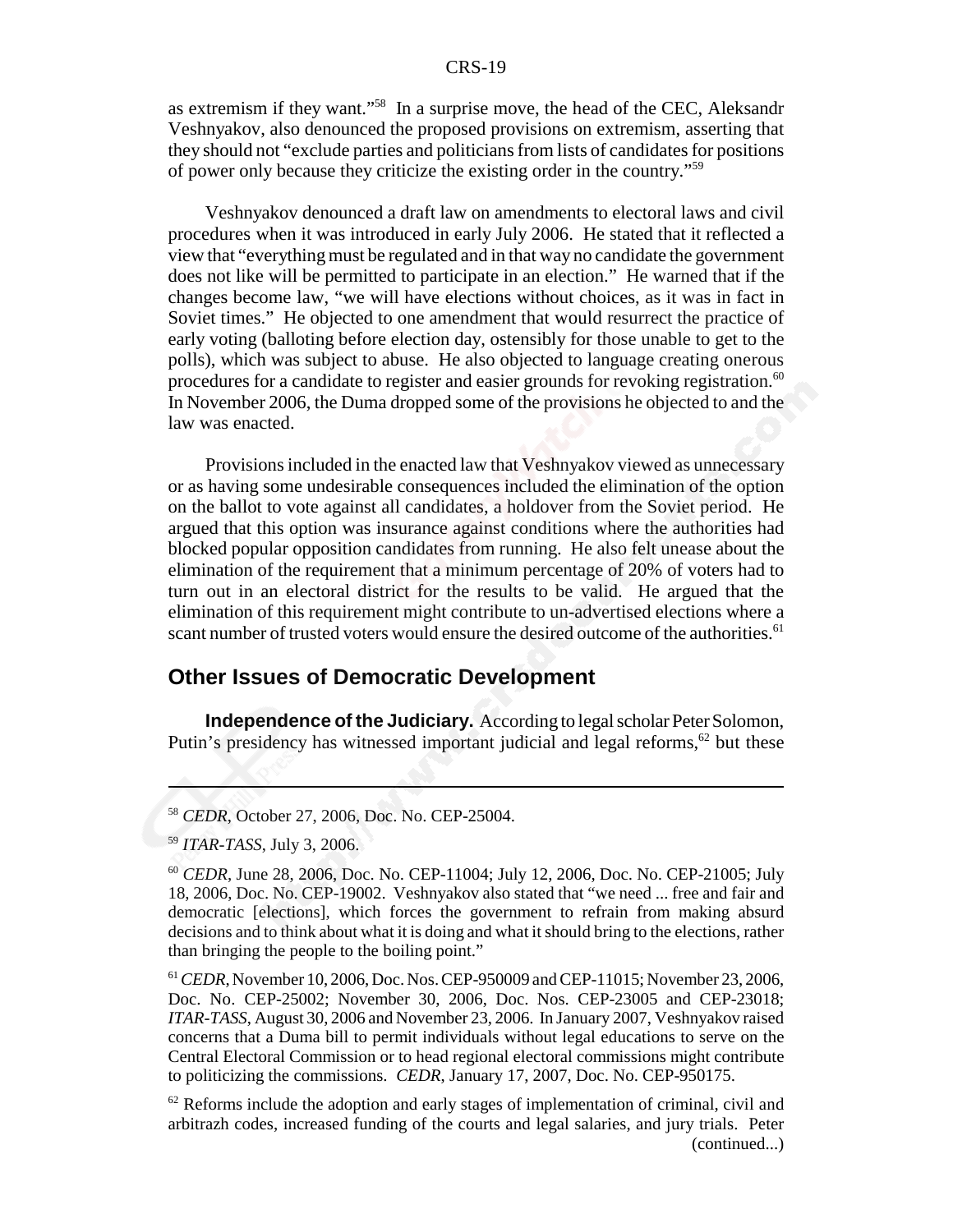as extremism if they want."[58] In a surprise move, the head of the CEC, Aleksandr Veshnyakov, also denounced the proposed provisions on extremism, asserting that they should not "exclude parties and politicians from lists of candidates for positions of power only because they criticize the existing order in the country."[59]

Veshnyakov denounced a draft law on amendments to electoral laws and civil procedures when it was introduced in early July 2006. He stated that it reflected a view that "everything must be regulated and in that way no candidate the government does not like will be permitted to participate in an election." He warned that if the changes become law, "we will have elections without choices, as it was in fact in Soviet times." He objected to one amendment that would resurrect the practice of early voting (balloting before election day, ostensibly for those unable to get to the polls), which was subject to abuse. He also objected to language creating onerous procedures for a candidate to register and easier grounds for revoking registration.[60] In November 2006, the Duma dropped some of the provisions he objected to and the law was enacted.

Provisions included in the enacted law that Veshnyakov viewed as unnecessary or as having some undesirable consequences included the elimination of the option on the ballot to vote against all candidates, a holdover from the Soviet period. He argued that this option was insurance against conditions where the authorities had blocked popular opposition candidates from running. He also felt unease about the elimination of the requirement that a minimum percentage of 20% of voters had to turn out in an electoral district for the results to be valid. He argued that the elimination of this requirement might contribute to un-advertised elections where a scant number of trusted voters would ensure the desired outcome of the authorities.[61]

## Other Issues of Democratic Development

**Independence of the Judiciary.** According to legal scholar Peter Solomon, Putin's presidency has witnessed important judicial and legal reforms,[62] but these

---

[58] *CEDR*, October 27, 2006, Doc. No. CEP-25004.

[59] *ITAR-TASS*, July 3, 2006.

[60] *CEDR*, June 28, 2006, Doc. No. CEP-11004; July 12, 2006, Doc. No. CEP-21005; July 18, 2006, Doc. No. CEP-19002. Veshnyakov also stated that "we need ... free and fair and democratic [elections], which forces the government to refrain from making absurd decisions and to think about what it is doing and what it should bring to the elections, rather than bringing the people to the boiling point."

[61] *CEDR*, November 10, 2006, Doc. Nos. CEP-950009 and CEP-11015; November 23, 2006, Doc. No. CEP-25002; November 30, 2006, Doc. Nos. CEP-23005 and CEP-23018; *ITAR-TASS*, August 30, 2006 and November 23, 2006. In January 2007, Veshnyakov raised concerns that a Duma bill to permit individuals without legal educations to serve on the Central Electoral Commission or to head regional electoral commissions might contribute to politicizing the commissions. *CEDR*, January 17, 2007, Doc. No. CEP-950175.

[62] Reforms include the adoption and early stages of implementation of criminal, civil and arbitrazh codes, increased funding of the courts and legal salaries, and jury trials. Peter (continued...)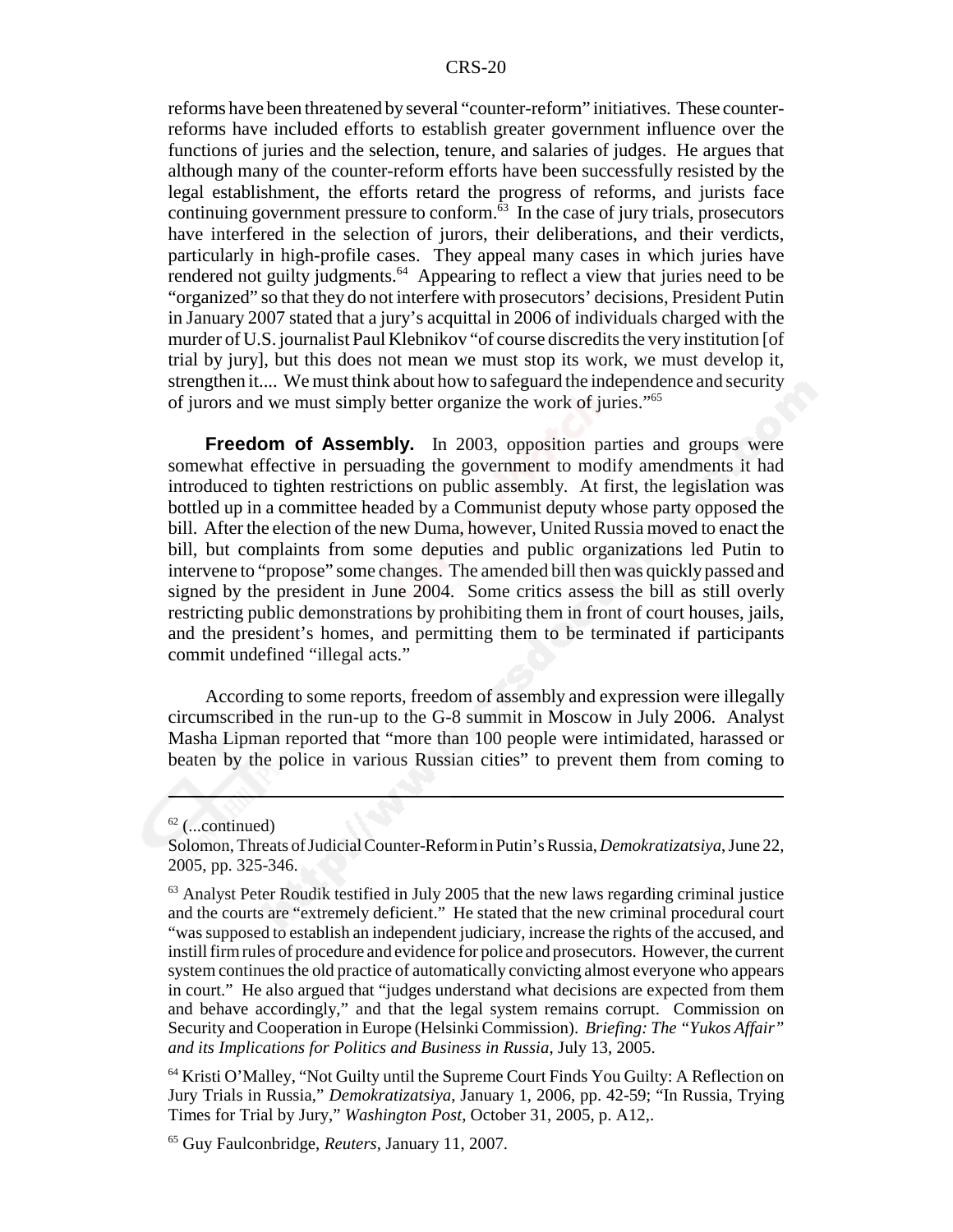reforms have been threatened by several "counter-reform" initiatives. These counter-reforms have included efforts to establish greater government influence over the functions of juries and the selection, tenure, and salaries of judges. He argues that although many of the counter-reform efforts have been successfully resisted by the legal establishment, the efforts retard the progress of reforms, and jurists face continuing government pressure to conform.[63] In the case of jury trials, prosecutors have interfered in the selection of jurors, their deliberations, and their verdicts, particularly in high-profile cases. They appeal many cases in which juries have rendered not guilty judgments.[64] Appearing to reflect a view that juries need to be "organized" so that they do not interfere with prosecutors' decisions, President Putin in January 2007 stated that a jury's acquittal in 2006 of individuals charged with the murder of U.S. journalist Paul Klebnikov "of course discredits the very institution [of trial by jury], but this does not mean we must stop its work, we must develop it, strengthen it.... We must think about how to safeguard the independence and security of jurors and we must simply better organize the work of juries."[65]

**Freedom of Assembly.** In 2003, opposition parties and groups were somewhat effective in persuading the government to modify amendments it had introduced to tighten restrictions on public assembly. At first, the legislation was bottled up in a committee headed by a Communist deputy whose party opposed the bill. After the election of the new Duma, however, United Russia moved to enact the bill, but complaints from some deputies and public organizations led Putin to intervene to "propose" some changes. The amended bill then was quickly passed and signed by the president in June 2004. Some critics assess the bill as still overly restricting public demonstrations by prohibiting them in front of court houses, jails, and the president's homes, and permitting them to be terminated if participants commit undefined "illegal acts."

According to some reports, freedom of assembly and expression were illegally circumscribed in the run-up to the G-8 summit in Moscow in July 2006. Analyst Masha Lipman reported that "more than 100 people were intimidated, harassed or beaten by the police in various Russian cities" to prevent them from coming to

---

[62] (...continued)
Solomon, Threats of Judicial Counter-Reform in Putin's Russia, *Demokratizatsiya*, June 22, 2005, pp. 325-346.

[63] Analyst Peter Roudik testified in July 2005 that the new laws regarding criminal justice and the courts are "extremely deficient." He stated that the new criminal procedural court "was supposed to establish an independent judiciary, increase the rights of the accused, and instill firm rules of procedure and evidence for police and prosecutors. However, the current system continues the old practice of automatically convicting almost everyone who appears in court." He also argued that "judges understand what decisions are expected from them and behave accordingly," and that the legal system remains corrupt. Commission on Security and Cooperation in Europe (Helsinki Commission). *Briefing: The "Yukos Affair" and its Implications for Politics and Business in Russia*, July 13, 2005.

[64] Kristi O'Malley, "Not Guilty until the Supreme Court Finds You Guilty: A Reflection on Jury Trials in Russia," *Demokratizatsiya*, January 1, 2006, pp. 42-59; "In Russia, Trying Times for Trial by Jury," *Washington Post*, October 31, 2005, p. A12,.

[65] Guy Faulconbridge, *Reuters*, January 11, 2007.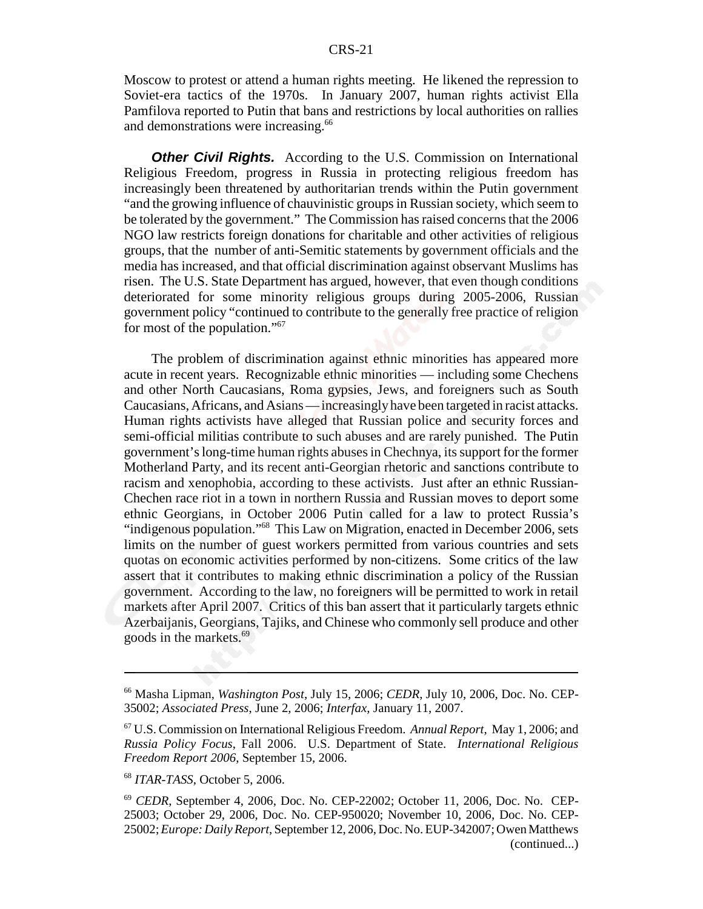Moscow to protest or attend a human rights meeting. He likened the repression to Soviet-era tactics of the 1970s. In January 2007, human rights activist Ella Pamfilova reported to Putin that bans and restrictions by local authorities on rallies and demonstrations were increasing.[66]

***Other Civil Rights.*** According to the U.S. Commission on International Religious Freedom, progress in Russia in protecting religious freedom has increasingly been threatened by authoritarian trends within the Putin government "and the growing influence of chauvinistic groups in Russian society, which seem to be tolerated by the government." The Commission has raised concerns that the 2006 NGO law restricts foreign donations for charitable and other activities of religious groups, that the number of anti-Semitic statements by government officials and the media has increased, and that official discrimination against observant Muslims has risen. The U.S. State Department has argued, however, that even though conditions deteriorated for some minority religious groups during 2005-2006, Russian government policy "continued to contribute to the generally free practice of religion for most of the population."[67]

The problem of discrimination against ethnic minorities has appeared more acute in recent years. Recognizable ethnic minorities — including some Chechens and other North Caucasians, Roma gypsies, Jews, and foreigners such as South Caucasians, Africans, and Asians — increasingly have been targeted in racist attacks. Human rights activists have alleged that Russian police and security forces and semi-official militias contribute to such abuses and are rarely punished. The Putin government's long-time human rights abuses in Chechnya, its support for the former Motherland Party, and its recent anti-Georgian rhetoric and sanctions contribute to racism and xenophobia, according to these activists. Just after an ethnic Russian-Chechen race riot in a town in northern Russia and Russian moves to deport some ethnic Georgians, in October 2006 Putin called for a law to protect Russia's "indigenous population."[68] This Law on Migration, enacted in December 2006, sets limits on the number of guest workers permitted from various countries and sets quotas on economic activities performed by non-citizens. Some critics of the law assert that it contributes to making ethnic discrimination a policy of the Russian government. According to the law, no foreigners will be permitted to work in retail markets after April 2007. Critics of this ban assert that it particularly targets ethnic Azerbaijanis, Georgians, Tajiks, and Chinese who commonly sell produce and other goods in the markets.[69]

---

[66] Masha Lipman, *Washington Post*, July 15, 2006; *CEDR*, July 10, 2006, Doc. No. CEP-35002; *Associated Press*, June 2, 2006; *Interfax*, January 11, 2007.

[67] U.S. Commission on International Religious Freedom. *Annual Report*, May 1, 2006; and *Russia Policy Focus*, Fall 2006. U.S. Department of State. *International Religious Freedom Report 2006*, September 15, 2006.

[68] *ITAR-TASS*, October 5, 2006.

[69] *CEDR*, September 4, 2006, Doc. No. CEP-22002; October 11, 2006, Doc. No. CEP-25003; October 29, 2006, Doc. No. CEP-950020; November 10, 2006, Doc. No. CEP-25002; *Europe: Daily Report*, September 12, 2006, Doc. No. EUP-342007; Owen Matthews (continued...)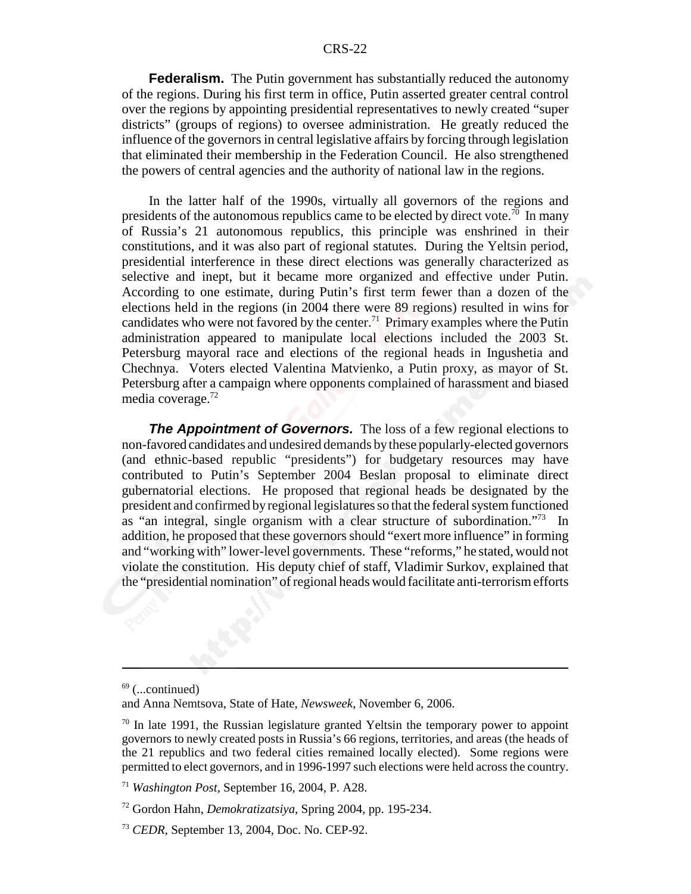**Federalism.** The Putin government has substantially reduced the autonomy of the regions. During his first term in office, Putin asserted greater central control over the regions by appointing presidential representatives to newly created "super districts" (groups of regions) to oversee administration. He greatly reduced the influence of the governors in central legislative affairs by forcing through legislation that eliminated their membership in the Federation Council. He also strengthened the powers of central agencies and the authority of national law in the regions.

In the latter half of the 1990s, virtually all governors of the regions and presidents of the autonomous republics came to be elected by direct vote.[70] In many of Russia's 21 autonomous republics, this principle was enshrined in their constitutions, and it was also part of regional statutes. During the Yeltsin period, presidential interference in these direct elections was generally characterized as selective and inept, but it became more organized and effective under Putin. According to one estimate, during Putin's first term fewer than a dozen of the elections held in the regions (in 2004 there were 89 regions) resulted in wins for candidates who were not favored by the center.[71] Primary examples where the Putin administration appeared to manipulate local elections included the 2003 St. Petersburg mayoral race and elections of the regional heads in Ingushetia and Chechnya. Voters elected Valentina Matvienko, a Putin proxy, as mayor of St. Petersburg after a campaign where opponents complained of harassment and biased media coverage.[72]

***The Appointment of Governors.*** The loss of a few regional elections to non-favored candidates and undesired demands by these popularly-elected governors (and ethnic-based republic "presidents") for budgetary resources may have contributed to Putin's September 2004 Beslan proposal to eliminate direct gubernatorial elections. He proposed that regional heads be designated by the president and confirmed by regional legislatures so that the federal system functioned as "an integral, single organism with a clear structure of subordination."[73] In addition, he proposed that these governors should "exert more influence" in forming and "working with" lower-level governments. These "reforms," he stated, would not violate the constitution. His deputy chief of staff, Vladimir Surkov, explained that the "presidential nomination" of regional heads would facilitate anti-terrorism efforts

---

[69] (...continued)
and Anna Nemtsova, State of Hate, *Newsweek*, November 6, 2006.

[70] In late 1991, the Russian legislature granted Yeltsin the temporary power to appoint governors to newly created posts in Russia's 66 regions, territories, and areas (the heads of the 21 republics and two federal cities remained locally elected). Some regions were permitted to elect governors, and in 1996-1997 such elections were held across the country.

[71] *Washington Post*, September 16, 2004, P. A28.

[72] Gordon Hahn, *Demokratizatsiya*, Spring 2004, pp. 195-234.

[73] *CEDR*, September 13, 2004, Doc. No. CEP-92.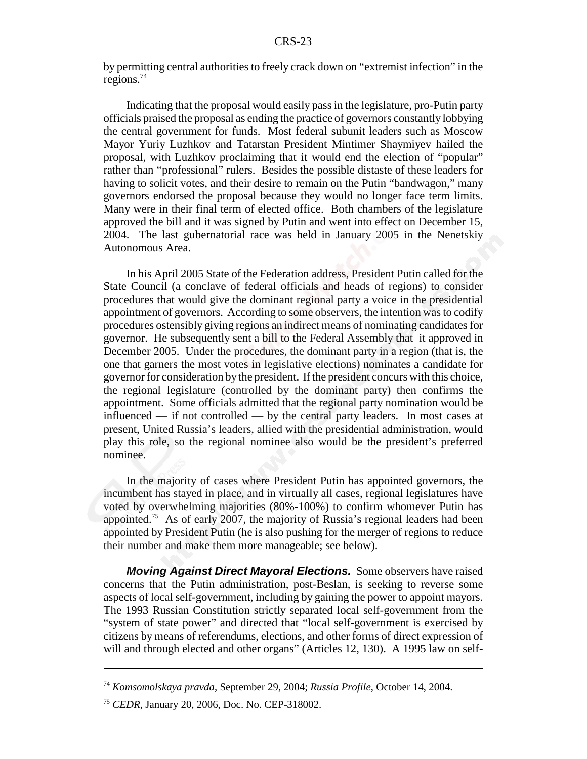by permitting central authorities to freely crack down on "extremist infection" in the regions.[74]

Indicating that the proposal would easily pass in the legislature, pro-Putin party officials praised the proposal as ending the practice of governors constantly lobbying the central government for funds. Most federal subunit leaders such as Moscow Mayor Yuriy Luzhkov and Tatarstan President Mintimer Shaymiyev hailed the proposal, with Luzhkov proclaiming that it would end the election of "popular" rather than "professional" rulers. Besides the possible distaste of these leaders for having to solicit votes, and their desire to remain on the Putin "bandwagon," many governors endorsed the proposal because they would no longer face term limits. Many were in their final term of elected office. Both chambers of the legislature approved the bill and it was signed by Putin and went into effect on December 15, 2004. The last gubernatorial race was held in January 2005 in the Nenetskiy Autonomous Area.

In his April 2005 State of the Federation address, President Putin called for the State Council (a conclave of federal officials and heads of regions) to consider procedures that would give the dominant regional party a voice in the presidential appointment of governors. According to some observers, the intention was to codify procedures ostensibly giving regions an indirect means of nominating candidates for governor. He subsequently sent a bill to the Federal Assembly that it approved in December 2005. Under the procedures, the dominant party in a region (that is, the one that garners the most votes in legislative elections) nominates a candidate for governor for consideration by the president. If the president concurs with this choice, the regional legislature (controlled by the dominant party) then confirms the appointment. Some officials admitted that the regional party nomination would be influenced — if not controlled — by the central party leaders. In most cases at present, United Russia's leaders, allied with the presidential administration, would play this role, so the regional nominee also would be the president's preferred nominee.

In the majority of cases where President Putin has appointed governors, the incumbent has stayed in place, and in virtually all cases, regional legislatures have voted by overwhelming majorities (80%-100%) to confirm whomever Putin has appointed.[75] As of early 2007, the majority of Russia's regional leaders had been appointed by President Putin (he is also pushing for the merger of regions to reduce their number and make them more manageable; see below).

***Moving Against Direct Mayoral Elections.*** Some observers have raised concerns that the Putin administration, post-Beslan, is seeking to reverse some aspects of local self-government, including by gaining the power to appoint mayors. The 1993 Russian Constitution strictly separated local self-government from the "system of state power" and directed that "local self-government is exercised by citizens by means of referendums, elections, and other forms of direct expression of will and through elected and other organs" (Articles 12, 130). A 1995 law on self-

---

[74] *Komsomolskaya pravda*, September 29, 2004; *Russia Profile*, October 14, 2004.

[75] *CEDR*, January 20, 2006, Doc. No. CEP-318002.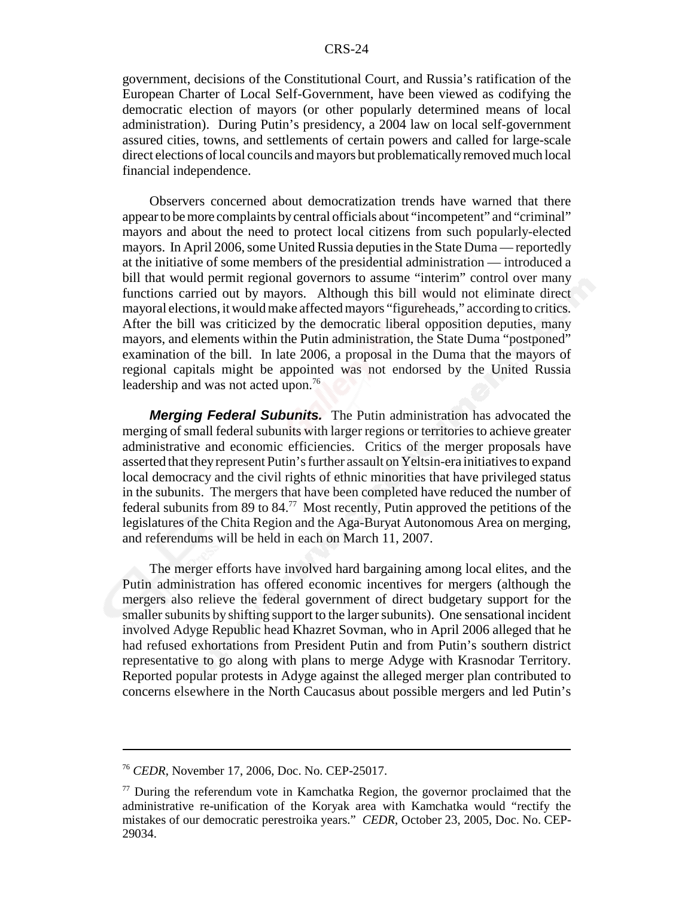government, decisions of the Constitutional Court, and Russia's ratification of the European Charter of Local Self-Government, have been viewed as codifying the democratic election of mayors (or other popularly determined means of local administration). During Putin's presidency, a 2004 law on local self-government assured cities, towns, and settlements of certain powers and called for large-scale direct elections of local councils and mayors but problematically removed much local financial independence.

Observers concerned about democratization trends have warned that there appear to be more complaints by central officials about "incompetent" and "criminal" mayors and about the need to protect local citizens from such popularly-elected mayors. In April 2006, some United Russia deputies in the State Duma — reportedly at the initiative of some members of the presidential administration — introduced a bill that would permit regional governors to assume "interim" control over many functions carried out by mayors. Although this bill would not eliminate direct mayoral elections, it would make affected mayors "figureheads," according to critics. After the bill was criticized by the democratic liberal opposition deputies, many mayors, and elements within the Putin administration, the State Duma "postponed" examination of the bill. In late 2006, a proposal in the Duma that the mayors of regional capitals might be appointed was not endorsed by the United Russia leadership and was not acted upon.[76]

***Merging Federal Subunits.*** The Putin administration has advocated the merging of small federal subunits with larger regions or territories to achieve greater administrative and economic efficiencies. Critics of the merger proposals have asserted that they represent Putin's further assault on Yeltsin-era initiatives to expand local democracy and the civil rights of ethnic minorities that have privileged status in the subunits. The mergers that have been completed have reduced the number of federal subunits from 89 to 84.[77] Most recently, Putin approved the petitions of the legislatures of the Chita Region and the Aga-Buryat Autonomous Area on merging, and referendums will be held in each on March 11, 2007.

The merger efforts have involved hard bargaining among local elites, and the Putin administration has offered economic incentives for mergers (although the mergers also relieve the federal government of direct budgetary support for the smaller subunits by shifting support to the larger subunits). One sensational incident involved Adyge Republic head Khazret Sovman, who in April 2006 alleged that he had refused exhortations from President Putin and from Putin's southern district representative to go along with plans to merge Adyge with Krasnodar Territory. Reported popular protests in Adyge against the alleged merger plan contributed to concerns elsewhere in the North Caucasus about possible mergers and led Putin's

---

[76] *CEDR*, November 17, 2006, Doc. No. CEP-25017.

[77] During the referendum vote in Kamchatka Region, the governor proclaimed that the administrative re-unification of the Koryak area with Kamchatka would "rectify the mistakes of our democratic perestroika years." *CEDR*, October 23, 2005, Doc. No. CEP-29034.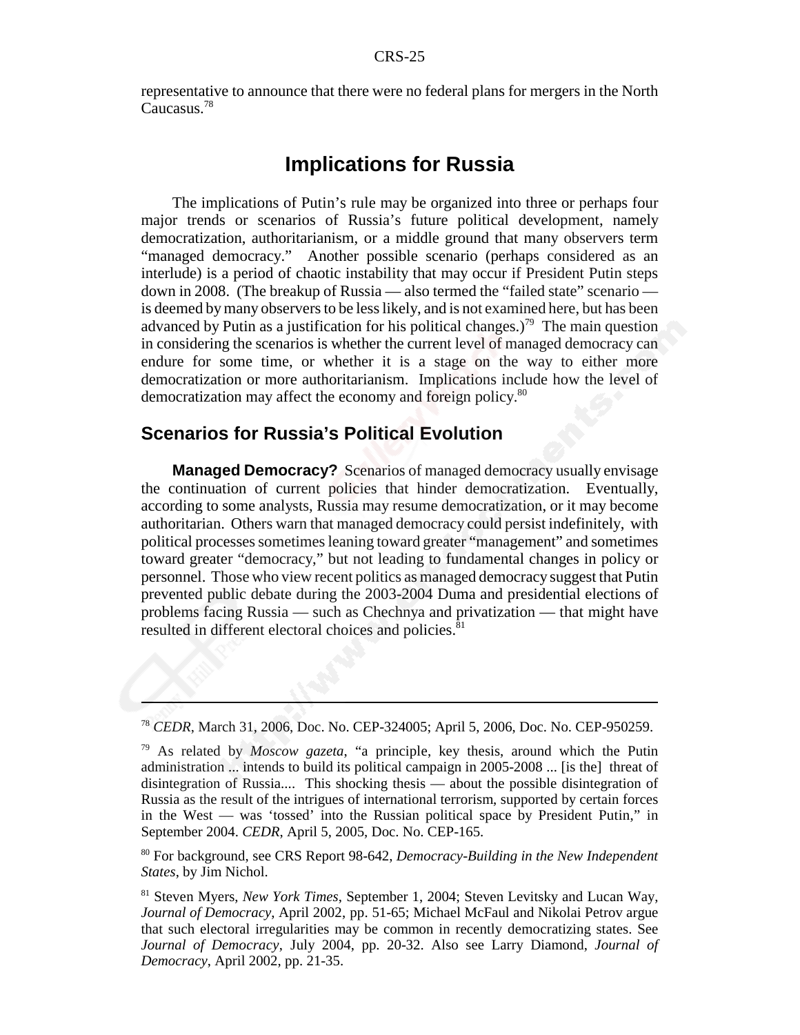representative to announce that there were no federal plans for mergers in the North Caucasus.[78]

# Implications for Russia

The implications of Putin's rule may be organized into three or perhaps four major trends or scenarios of Russia's future political development, namely democratization, authoritarianism, or a middle ground that many observers term "managed democracy." Another possible scenario (perhaps considered as an interlude) is a period of chaotic instability that may occur if President Putin steps down in 2008. (The breakup of Russia — also termed the "failed state" scenario — is deemed by many observers to be less likely, and is not examined here, but has been advanced by Putin as a justification for his political changes.)[79] The main question in considering the scenarios is whether the current level of managed democracy can endure for some time, or whether it is a stage on the way to either more democratization or more authoritarianism. Implications include how the level of democratization may affect the economy and foreign policy.[80]

## Scenarios for Russia's Political Evolution

**Managed Democracy?** Scenarios of managed democracy usually envisage the continuation of current policies that hinder democratization. Eventually, according to some analysts, Russia may resume democratization, or it may become authoritarian. Others warn that managed democracy could persist indefinitely, with political processes sometimes leaning toward greater "management" and sometimes toward greater "democracy," but not leading to fundamental changes in policy or personnel. Those who view recent politics as managed democracy suggest that Putin prevented public debate during the 2003-2004 Duma and presidential elections of problems facing Russia — such as Chechnya and privatization — that might have resulted in different electoral choices and policies.[81]

---

[78] *CEDR*, March 31, 2006, Doc. No. CEP-324005; April 5, 2006, Doc. No. CEP-950259.

[79] As related by *Moscow gazeta*, "a principle, key thesis, around which the Putin administration ... intends to build its political campaign in 2005-2008 ... [is the] threat of disintegration of Russia.... This shocking thesis — about the possible disintegration of Russia as the result of the intrigues of international terrorism, supported by certain forces in the West — was 'tossed' into the Russian political space by President Putin," in September 2004. *CEDR*, April 5, 2005, Doc. No. CEP-165.

[80] For background, see CRS Report 98-642, *Democracy-Building in the New Independent States*, by Jim Nichol.

[81] Steven Myers, *New York Times*, September 1, 2004; Steven Levitsky and Lucan Way, *Journal of Democracy*, April 2002, pp. 51-65; Michael McFaul and Nikolai Petrov argue that such electoral irregularities may be common in recently democratizing states. See *Journal of Democracy*, July 2004, pp. 20-32. Also see Larry Diamond, *Journal of Democracy*, April 2002, pp. 21-35.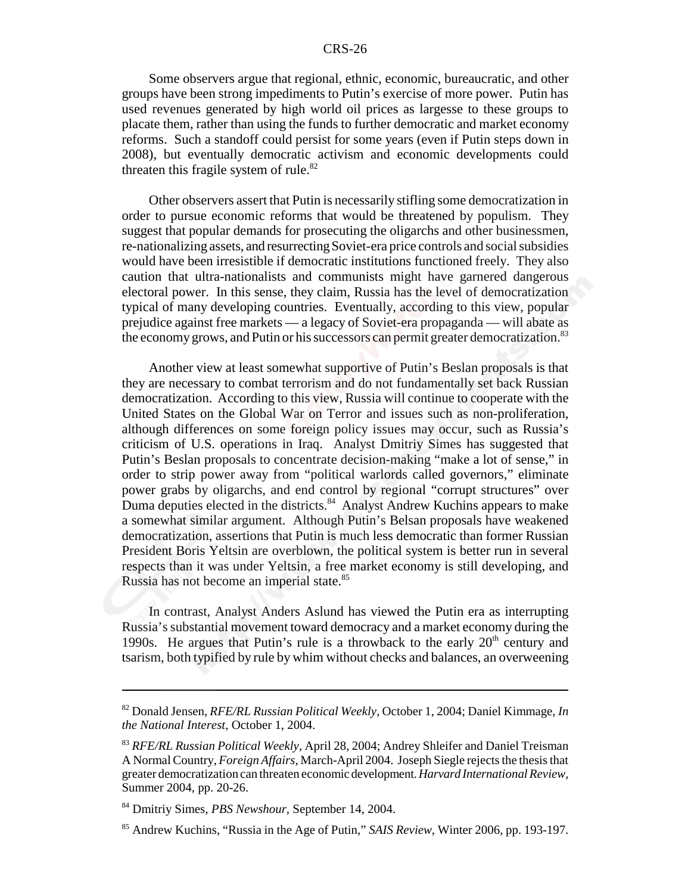Some observers argue that regional, ethnic, economic, bureaucratic, and other groups have been strong impediments to Putin's exercise of more power. Putin has used revenues generated by high world oil prices as largesse to these groups to placate them, rather than using the funds to further democratic and market economy reforms. Such a standoff could persist for some years (even if Putin steps down in 2008), but eventually democratic activism and economic developments could threaten this fragile system of rule.[82]

Other observers assert that Putin is necessarily stifling some democratization in order to pursue economic reforms that would be threatened by populism. They suggest that popular demands for prosecuting the oligarchs and other businessmen, re-nationalizing assets, and resurrecting Soviet-era price controls and social subsidies would have been irresistible if democratic institutions functioned freely. They also caution that ultra-nationalists and communists might have garnered dangerous electoral power. In this sense, they claim, Russia has the level of democratization typical of many developing countries. Eventually, according to this view, popular prejudice against free markets — a legacy of Soviet-era propaganda — will abate as the economy grows, and Putin or his successors can permit greater democratization.[83]

Another view at least somewhat supportive of Putin's Beslan proposals is that they are necessary to combat terrorism and do not fundamentally set back Russian democratization. According to this view, Russia will continue to cooperate with the United States on the Global War on Terror and issues such as non-proliferation, although differences on some foreign policy issues may occur, such as Russia's criticism of U.S. operations in Iraq. Analyst Dmitriy Simes has suggested that Putin's Beslan proposals to concentrate decision-making "make a lot of sense," in order to strip power away from "political warlords called governors," eliminate power grabs by oligarchs, and end control by regional "corrupt structures" over Duma deputies elected in the districts.[84] Analyst Andrew Kuchins appears to make a somewhat similar argument. Although Putin's Belsan proposals have weakened democratization, assertions that Putin is much less democratic than former Russian President Boris Yeltsin are overblown, the political system is better run in several respects than it was under Yeltsin, a free market economy is still developing, and Russia has not become an imperial state.[85]

In contrast, Analyst Anders Aslund has viewed the Putin era as interrupting Russia's substantial movement toward democracy and a market economy during the 1990s. He argues that Putin's rule is a throwback to the early 20th century and tsarism, both typified by rule by whim without checks and balances, an overweening

---

[82] Donald Jensen, *RFE/RL Russian Political Weekly*, October 1, 2004; Daniel Kimmage, *In the National Interest*, October 1, 2004.

[83] *RFE/RL Russian Political Weekly*, April 28, 2004; Andrey Shleifer and Daniel Treisman A Normal Country, *Foreign Affairs*, March-April 2004. Joseph Siegle rejects the thesis that greater democratization can threaten economic development. *Harvard International Review*, Summer 2004, pp. 20-26.

[84] Dmitriy Simes, *PBS Newshour*, September 14, 2004.

[85] Andrew Kuchins, "Russia in the Age of Putin," *SAIS Review*, Winter 2006, pp. 193-197.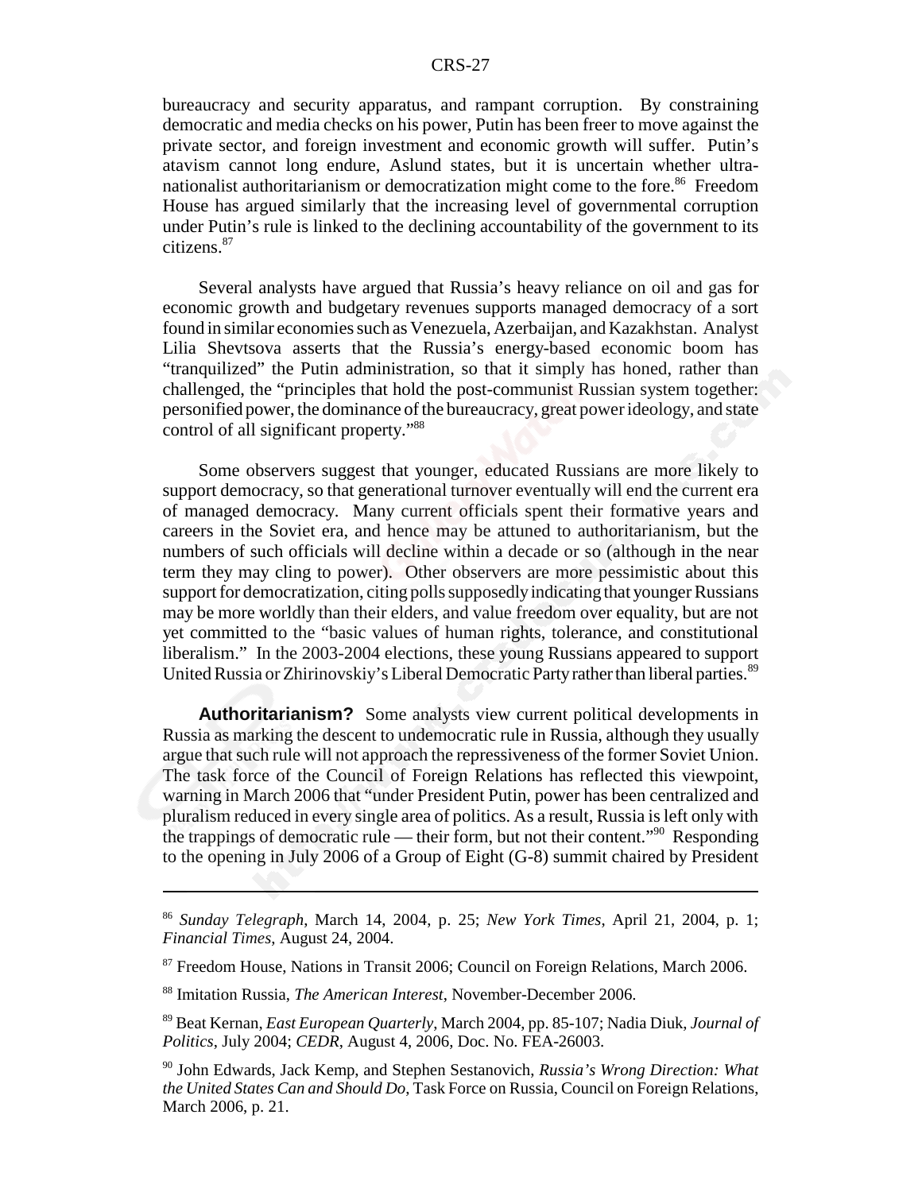bureaucracy and security apparatus, and rampant corruption. By constraining democratic and media checks on his power, Putin has been freer to move against the private sector, and foreign investment and economic growth will suffer. Putin's atavism cannot long endure, Aslund states, but it is uncertain whether ultra-nationalist authoritarianism or democratization might come to the fore.[86] Freedom House has argued similarly that the increasing level of governmental corruption under Putin's rule is linked to the declining accountability of the government to its citizens.[87]

Several analysts have argued that Russia's heavy reliance on oil and gas for economic growth and budgetary revenues supports managed democracy of a sort found in similar economies such as Venezuela, Azerbaijan, and Kazakhstan. Analyst Lilia Shevtsova asserts that the Russia's energy-based economic boom has "tranquilized" the Putin administration, so that it simply has honed, rather than challenged, the "principles that hold the post-communist Russian system together: personified power, the dominance of the bureaucracy, great power ideology, and state control of all significant property."[88]

Some observers suggest that younger, educated Russians are more likely to support democracy, so that generational turnover eventually will end the current era of managed democracy. Many current officials spent their formative years and careers in the Soviet era, and hence may be attuned to authoritarianism, but the numbers of such officials will decline within a decade or so (although in the near term they may cling to power). Other observers are more pessimistic about this support for democratization, citing polls supposedly indicating that younger Russians may be more worldly than their elders, and value freedom over equality, but are not yet committed to the "basic values of human rights, tolerance, and constitutional liberalism." In the 2003-2004 elections, these young Russians appeared to support United Russia or Zhirinovskiy's Liberal Democratic Party rather than liberal parties.[89]

**Authoritarianism?** Some analysts view current political developments in Russia as marking the descent to undemocratic rule in Russia, although they usually argue that such rule will not approach the repressiveness of the former Soviet Union. The task force of the Council of Foreign Relations has reflected this viewpoint, warning in March 2006 that "under President Putin, power has been centralized and pluralism reduced in every single area of politics. As a result, Russia is left only with the trappings of democratic rule — their form, but not their content."[90] Responding to the opening in July 2006 of a Group of Eight (G-8) summit chaired by President

---

[86] *Sunday Telegraph*, March 14, 2004, p. 25; *New York Times*, April 21, 2004, p. 1; *Financial Times*, August 24, 2004.

[87] Freedom House, Nations in Transit 2006; Council on Foreign Relations, March 2006.

[88] Imitation Russia, *The American Interest*, November-December 2006.

[89] Beat Kernan, *East European Quarterly*, March 2004, pp. 85-107; Nadia Diuk, *Journal of Politics*, July 2004; *CEDR*, August 4, 2006, Doc. No. FEA-26003.

[90] John Edwards, Jack Kemp, and Stephen Sestanovich, *Russia's Wrong Direction: What the United States Can and Should Do*, Task Force on Russia, Council on Foreign Relations, March 2006, p. 21.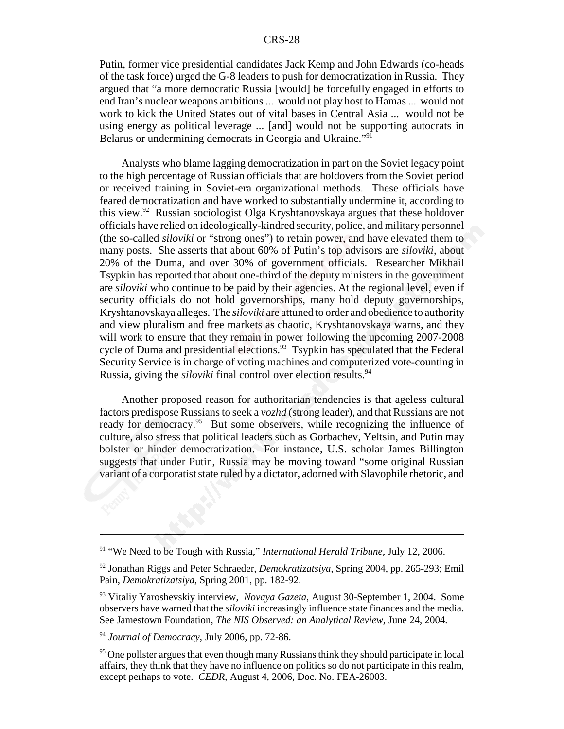Putin, former vice presidential candidates Jack Kemp and John Edwards (co-heads of the task force) urged the G-8 leaders to push for democratization in Russia. They argued that "a more democratic Russia [would] be forcefully engaged in efforts to end Iran's nuclear weapons ambitions ... would not play host to Hamas ... would not work to kick the United States out of vital bases in Central Asia ... would not be using energy as political leverage ... [and] would not be supporting autocrats in Belarus or undermining democrats in Georgia and Ukraine."[91]

Analysts who blame lagging democratization in part on the Soviet legacy point to the high percentage of Russian officials that are holdovers from the Soviet period or received training in Soviet-era organizational methods. These officials have feared democratization and have worked to substantially undermine it, according to this view.[92] Russian sociologist Olga Kryshtanovskaya argues that these holdover officials have relied on ideologically-kindred security, police, and military personnel (the so-called *siloviki* or "strong ones") to retain power, and have elevated them to many posts. She asserts that about 60% of Putin's top advisors are *siloviki*, about 20% of the Duma, and over 30% of government officials. Researcher Mikhail Tsypkin has reported that about one-third of the deputy ministers in the government are *siloviki* who continue to be paid by their agencies. At the regional level, even if security officials do not hold governorships, many hold deputy governorships, Kryshtanovskaya alleges. The *siloviki* are attuned to order and obedience to authority and view pluralism and free markets as chaotic, Kryshtanovskaya warns, and they will work to ensure that they remain in power following the upcoming 2007-2008 cycle of Duma and presidential elections.[93] Tsypkin has speculated that the Federal Security Service is in charge of voting machines and computerized vote-counting in Russia, giving the *siloviki* final control over election results.[94]

Another proposed reason for authoritarian tendencies is that ageless cultural factors predispose Russians to seek a *vozhd* (strong leader), and that Russians are not ready for democracy.[95] But some observers, while recognizing the influence of culture, also stress that political leaders such as Gorbachev, Yeltsin, and Putin may bolster or hinder democratization. For instance, U.S. scholar James Billington suggests that under Putin, Russia may be moving toward "some original Russian variant of a corporatist state ruled by a dictator, adorned with Slavophile rhetoric, and

---

[91] "We Need to be Tough with Russia," *International Herald Tribune*, July 12, 2006.

[92] Jonathan Riggs and Peter Schraeder, *Demokratizatsiya*, Spring 2004, pp. 265-293; Emil Pain, *Demokratizatsiya*, Spring 2001, pp. 182-92.

[93] Vitaliy Yaroshevskiy interview, *Novaya Gazeta*, August 30-September 1, 2004. Some observers have warned that the *siloviki* increasingly influence state finances and the media. See Jamestown Foundation, *The NIS Observed: an Analytical Review*, June 24, 2004.

[94] *Journal of Democracy*, July 2006, pp. 72-86.

[95] One pollster argues that even though many Russians think they should participate in local affairs, they think that they have no influence on politics so do not participate in this realm, except perhaps to vote. *CEDR*, August 4, 2006, Doc. No. FEA-26003.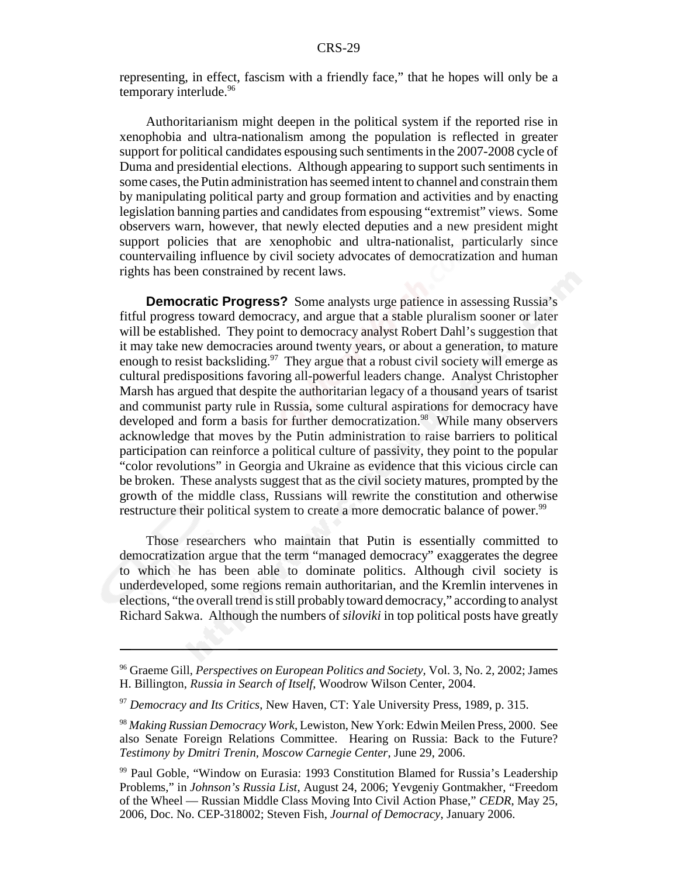representing, in effect, fascism with a friendly face," that he hopes will only be a temporary interlude.[96]

Authoritarianism might deepen in the political system if the reported rise in xenophobia and ultra-nationalism among the population is reflected in greater support for political candidates espousing such sentiments in the 2007-2008 cycle of Duma and presidential elections. Although appearing to support such sentiments in some cases, the Putin administration has seemed intent to channel and constrain them by manipulating political party and group formation and activities and by enacting legislation banning parties and candidates from espousing "extremist" views. Some observers warn, however, that newly elected deputies and a new president might support policies that are xenophobic and ultra-nationalist, particularly since countervailing influence by civil society advocates of democratization and human rights has been constrained by recent laws.

**Democratic Progress?** Some analysts urge patience in assessing Russia's fitful progress toward democracy, and argue that a stable pluralism sooner or later will be established. They point to democracy analyst Robert Dahl's suggestion that it may take new democracies around twenty years, or about a generation, to mature enough to resist backsliding.[97] They argue that a robust civil society will emerge as cultural predispositions favoring all-powerful leaders change. Analyst Christopher Marsh has argued that despite the authoritarian legacy of a thousand years of tsarist and communist party rule in Russia, some cultural aspirations for democracy have developed and form a basis for further democratization.[98] While many observers acknowledge that moves by the Putin administration to raise barriers to political participation can reinforce a political culture of passivity, they point to the popular "color revolutions" in Georgia and Ukraine as evidence that this vicious circle can be broken. These analysts suggest that as the civil society matures, prompted by the growth of the middle class, Russians will rewrite the constitution and otherwise restructure their political system to create a more democratic balance of power.[99]

Those researchers who maintain that Putin is essentially committed to democratization argue that the term "managed democracy" exaggerates the degree to which he has been able to dominate politics. Although civil society is underdeveloped, some regions remain authoritarian, and the Kremlin intervenes in elections, "the overall trend is still probably toward democracy," according to analyst Richard Sakwa. Although the numbers of *siloviki* in top political posts have greatly

---

[96] Graeme Gill, *Perspectives on European Politics and Society*, Vol. 3, No. 2, 2002; James H. Billington, *Russia in Search of Itself*, Woodrow Wilson Center, 2004.

[97] *Democracy and Its Critics*, New Haven, CT: Yale University Press, 1989, p. 315.

[98] *Making Russian Democracy Work*, Lewiston, New York: Edwin Meilen Press, 2000. See also Senate Foreign Relations Committee. Hearing on Russia: Back to the Future? *Testimony by Dmitri Trenin, Moscow Carnegie Center*, June 29, 2006.

[99] Paul Goble, "Window on Eurasia: 1993 Constitution Blamed for Russia's Leadership Problems," in *Johnson's Russia List*, August 24, 2006; Yevgeniy Gontmakher, "Freedom of the Wheel — Russian Middle Class Moving Into Civil Action Phase," *CEDR*, May 25, 2006, Doc. No. CEP-318002; Steven Fish, *Journal of Democracy*, January 2006.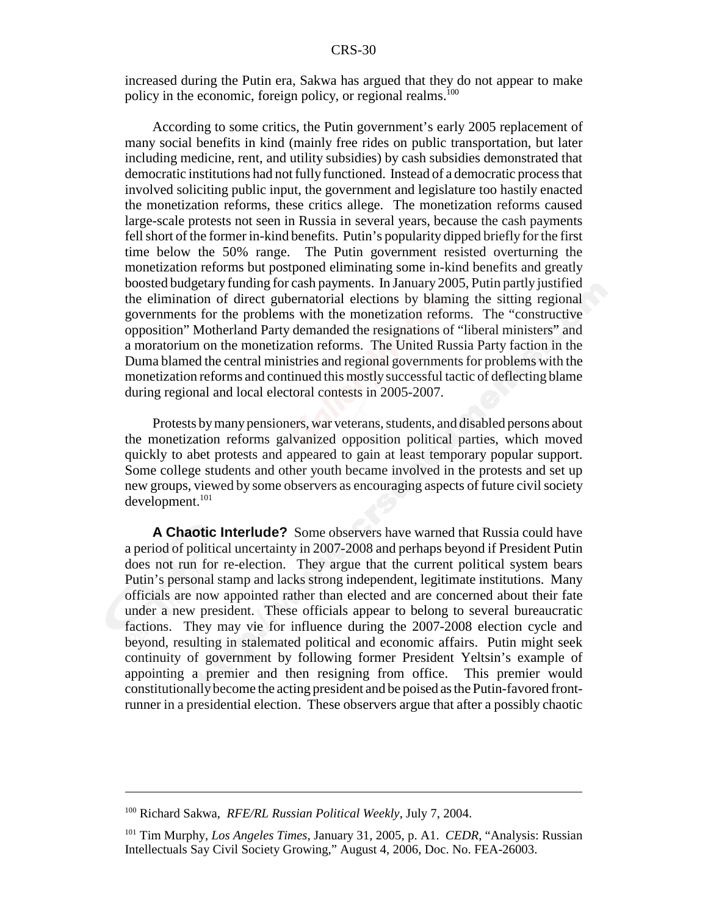increased during the Putin era, Sakwa has argued that they do not appear to make policy in the economic, foreign policy, or regional realms.[100]

According to some critics, the Putin government's early 2005 replacement of many social benefits in kind (mainly free rides on public transportation, but later including medicine, rent, and utility subsidies) by cash subsidies demonstrated that democratic institutions had not fully functioned. Instead of a democratic process that involved soliciting public input, the government and legislature too hastily enacted the monetization reforms, these critics allege. The monetization reforms caused large-scale protests not seen in Russia in several years, because the cash payments fell short of the former in-kind benefits. Putin's popularity dipped briefly for the first time below the 50% range. The Putin government resisted overturning the monetization reforms but postponed eliminating some in-kind benefits and greatly boosted budgetary funding for cash payments. In January 2005, Putin partly justified the elimination of direct gubernatorial elections by blaming the sitting regional governments for the problems with the monetization reforms. The "constructive opposition" Motherland Party demanded the resignations of "liberal ministers" and a moratorium on the monetization reforms. The United Russia Party faction in the Duma blamed the central ministries and regional governments for problems with the monetization reforms and continued this mostly successful tactic of deflecting blame during regional and local electoral contests in 2005-2007.

Protests by many pensioners, war veterans, students, and disabled persons about the monetization reforms galvanized opposition political parties, which moved quickly to abet protests and appeared to gain at least temporary popular support. Some college students and other youth became involved in the protests and set up new groups, viewed by some observers as encouraging aspects of future civil society development.[101]

**A Chaotic Interlude?** Some observers have warned that Russia could have a period of political uncertainty in 2007-2008 and perhaps beyond if President Putin does not run for re-election. They argue that the current political system bears Putin's personal stamp and lacks strong independent, legitimate institutions. Many officials are now appointed rather than elected and are concerned about their fate under a new president. These officials appear to belong to several bureaucratic factions. They may vie for influence during the 2007-2008 election cycle and beyond, resulting in stalemated political and economic affairs. Putin might seek continuity of government by following former President Yeltsin's example of appointing a premier and then resigning from office. This premier would constitutionally become the acting president and be poised as the Putin-favored front-runner in a presidential election. These observers argue that after a possibly chaotic

---

[100] Richard Sakwa, *RFE/RL Russian Political Weekly*, July 7, 2004.

[101] Tim Murphy, *Los Angeles Times*, January 31, 2005, p. A1. *CEDR*, "Analysis: Russian Intellectuals Say Civil Society Growing," August 4, 2006, Doc. No. FEA-26003.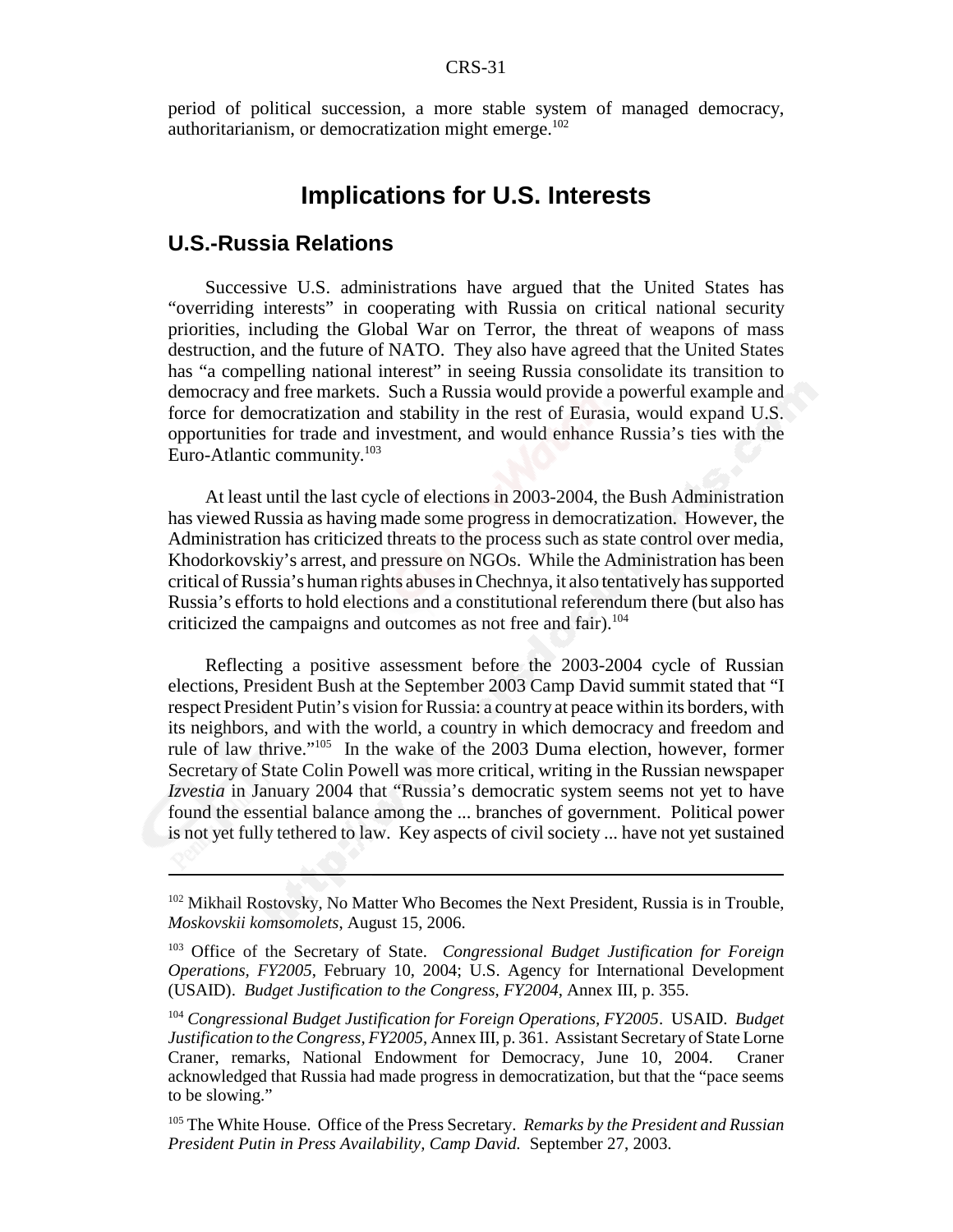period of political succession, a more stable system of managed democracy, authoritarianism, or democratization might emerge.[102]

# Implications for U.S. Interests

## U.S.-Russia Relations

Successive U.S. administrations have argued that the United States has "overriding interests" in cooperating with Russia on critical national security priorities, including the Global War on Terror, the threat of weapons of mass destruction, and the future of NATO. They also have agreed that the United States has "a compelling national interest" in seeing Russia consolidate its transition to democracy and free markets. Such a Russia would provide a powerful example and force for democratization and stability in the rest of Eurasia, would expand U.S. opportunities for trade and investment, and would enhance Russia's ties with the Euro-Atlantic community.[103]

At least until the last cycle of elections in 2003-2004, the Bush Administration has viewed Russia as having made some progress in democratization. However, the Administration has criticized threats to the process such as state control over media, Khodorkovskiy's arrest, and pressure on NGOs. While the Administration has been critical of Russia's human rights abuses in Chechnya, it also tentatively has supported Russia's efforts to hold elections and a constitutional referendum there (but also has criticized the campaigns and outcomes as not free and fair).[104]

Reflecting a positive assessment before the 2003-2004 cycle of Russian elections, President Bush at the September 2003 Camp David summit stated that "I respect President Putin's vision for Russia: a country at peace within its borders, with its neighbors, and with the world, a country in which democracy and freedom and rule of law thrive."[105] In the wake of the 2003 Duma election, however, former Secretary of State Colin Powell was more critical, writing in the Russian newspaper *Izvestia* in January 2004 that "Russia's democratic system seems not yet to have found the essential balance among the ... branches of government. Political power is not yet fully tethered to law. Key aspects of civil society ... have not yet sustained

---

[102] Mikhail Rostovsky, No Matter Who Becomes the Next President, Russia is in Trouble, *Moskovskii komsomolets*, August 15, 2006.

[103] Office of the Secretary of State. *Congressional Budget Justification for Foreign Operations, FY2005*, February 10, 2004; U.S. Agency for International Development (USAID). *Budget Justification to the Congress, FY2004*, Annex III, p. 355.

[104] *Congressional Budget Justification for Foreign Operations, FY2005*. USAID. *Budget Justification to the Congress, FY2005*, Annex III, p. 361. Assistant Secretary of State Lorne Craner, remarks, National Endowment for Democracy, June 10, 2004. Craner acknowledged that Russia had made progress in democratization, but that the "pace seems to be slowing."

[105] The White House. Office of the Press Secretary. *Remarks by the President and Russian President Putin in Press Availability, Camp David.* September 27, 2003.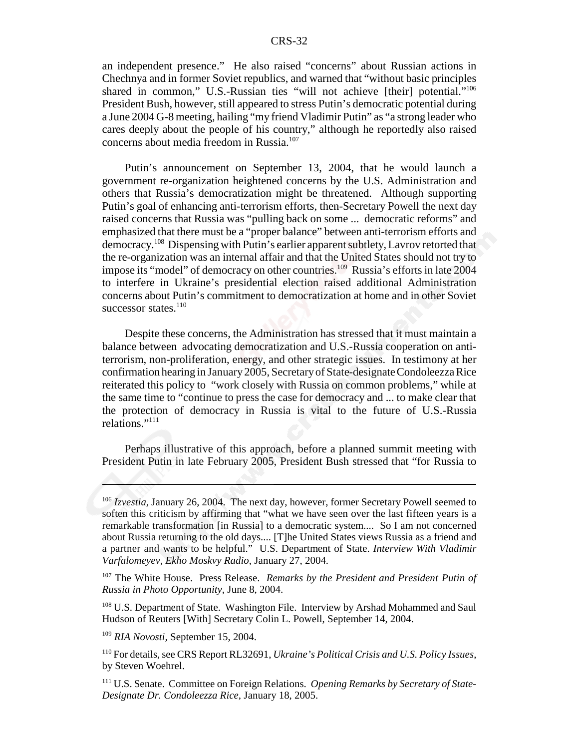an independent presence." He also raised "concerns" about Russian actions in Chechnya and in former Soviet republics, and warned that "without basic principles shared in common," U.S.-Russian ties "will not achieve [their] potential."[106] President Bush, however, still appeared to stress Putin's democratic potential during a June 2004 G-8 meeting, hailing "my friend Vladimir Putin" as "a strong leader who cares deeply about the people of his country," although he reportedly also raised concerns about media freedom in Russia.[107]

Putin's announcement on September 13, 2004, that he would launch a government re-organization heightened concerns by the U.S. Administration and others that Russia's democratization might be threatened. Although supporting Putin's goal of enhancing anti-terrorism efforts, then-Secretary Powell the next day raised concerns that Russia was "pulling back on some ... democratic reforms" and emphasized that there must be a "proper balance" between anti-terrorism efforts and democracy.[108] Dispensing with Putin's earlier apparent subtlety, Lavrov retorted that the re-organization was an internal affair and that the United States should not try to impose its "model" of democracy on other countries.[109] Russia's efforts in late 2004 to interfere in Ukraine's presidential election raised additional Administration concerns about Putin's commitment to democratization at home and in other Soviet successor states.[110]

Despite these concerns, the Administration has stressed that it must maintain a balance between advocating democratization and U.S.-Russia cooperation on anti-terrorism, non-proliferation, energy, and other strategic issues. In testimony at her confirmation hearing in January 2005, Secretary of State-designate Condoleezza Rice reiterated this policy to "work closely with Russia on common problems," while at the same time to "continue to press the case for democracy and ... to make clear that the protection of democracy in Russia is vital to the future of U.S.-Russia relations."[111]

Perhaps illustrative of this approach, before a planned summit meeting with President Putin in late February 2005, President Bush stressed that "for Russia to

---

[106] *Izvestia*, January 26, 2004. The next day, however, former Secretary Powell seemed to soften this criticism by affirming that "what we have seen over the last fifteen years is a remarkable transformation [in Russia] to a democratic system.... So I am not concerned about Russia returning to the old days.... [T]he United States views Russia as a friend and a partner and wants to be helpful." U.S. Department of State. *Interview With Vladimir Varfalomeyev, Ekho Moskvy Radio*, January 27, 2004.

[107] The White House. Press Release. *Remarks by the President and President Putin of Russia in Photo Opportunity*, June 8, 2004.

[108] U.S. Department of State. Washington File. Interview by Arshad Mohammed and Saul Hudson of Reuters [With] Secretary Colin L. Powell, September 14, 2004.

[109] *RIA Novosti*, September 15, 2004.

[110] For details, see CRS Report RL32691, *Ukraine's Political Crisis and U.S. Policy Issues*, by Steven Woehrel.

[111] U.S. Senate. Committee on Foreign Relations. *Opening Remarks by Secretary of State-Designate Dr. Condoleezza Rice*, January 18, 2005.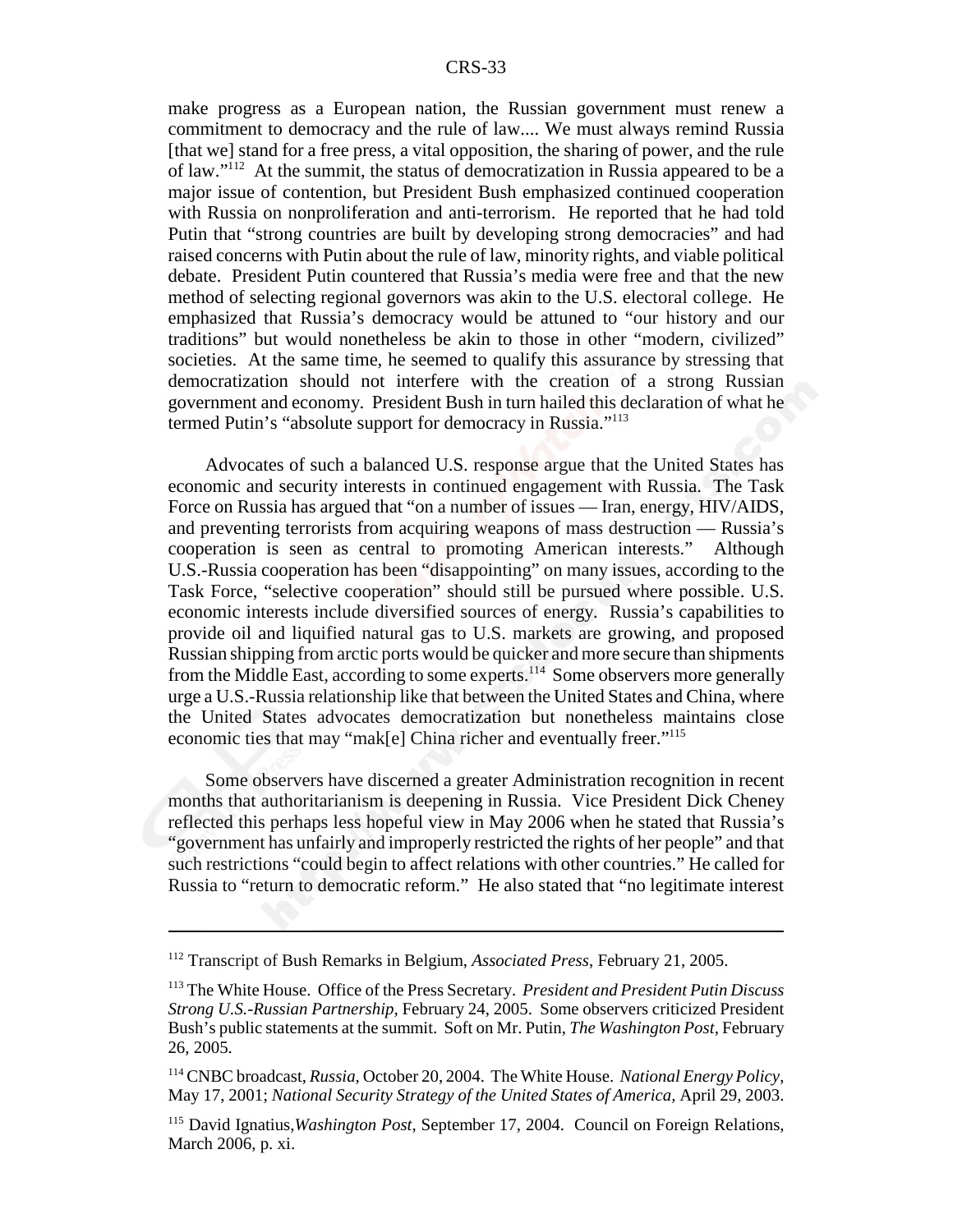make progress as a European nation, the Russian government must renew a commitment to democracy and the rule of law.... We must always remind Russia [that we] stand for a free press, a vital opposition, the sharing of power, and the rule of law."[112] At the summit, the status of democratization in Russia appeared to be a major issue of contention, but President Bush emphasized continued cooperation with Russia on nonproliferation and anti-terrorism. He reported that he had told Putin that "strong countries are built by developing strong democracies" and had raised concerns with Putin about the rule of law, minority rights, and viable political debate. President Putin countered that Russia's media were free and that the new method of selecting regional governors was akin to the U.S. electoral college. He emphasized that Russia's democracy would be attuned to "our history and our traditions" but would nonetheless be akin to those in other "modern, civilized" societies. At the same time, he seemed to qualify this assurance by stressing that democratization should not interfere with the creation of a strong Russian government and economy. President Bush in turn hailed this declaration of what he termed Putin's "absolute support for democracy in Russia."[113]

Advocates of such a balanced U.S. response argue that the United States has economic and security interests in continued engagement with Russia. The Task Force on Russia has argued that "on a number of issues — Iran, energy, HIV/AIDS, and preventing terrorists from acquiring weapons of mass destruction — Russia's cooperation is seen as central to promoting American interests." Although U.S.-Russia cooperation has been "disappointing" on many issues, according to the Task Force, "selective cooperation" should still be pursued where possible. U.S. economic interests include diversified sources of energy. Russia's capabilities to provide oil and liquified natural gas to U.S. markets are growing, and proposed Russian shipping from arctic ports would be quicker and more secure than shipments from the Middle East, according to some experts.[114] Some observers more generally urge a U.S.-Russia relationship like that between the United States and China, where the United States advocates democratization but nonetheless maintains close economic ties that may "mak[e] China richer and eventually freer."[115]

Some observers have discerned a greater Administration recognition in recent months that authoritarianism is deepening in Russia. Vice President Dick Cheney reflected this perhaps less hopeful view in May 2006 when he stated that Russia's "government has unfairly and improperly restricted the rights of her people" and that such restrictions "could begin to affect relations with other countries." He called for Russia to "return to democratic reform." He also stated that "no legitimate interest

---

[112] Transcript of Bush Remarks in Belgium, *Associated Press*, February 21, 2005.

[113] The White House. Office of the Press Secretary. *President and President Putin Discuss Strong U.S.-Russian Partnership,* February 24, 2005. Some observers criticized President Bush's public statements at the summit. Soft on Mr. Putin, *The Washington Post*, February 26, 2005.

[114] CNBC broadcast, *Russia*, October 20, 2004. The White House. *National Energy Policy*, May 17, 2001; *National Security Strategy of the United States of America,* April 29, 2003.

[115] David Ignatius,*Washington Post*, September 17, 2004. Council on Foreign Relations, March 2006, p. xi.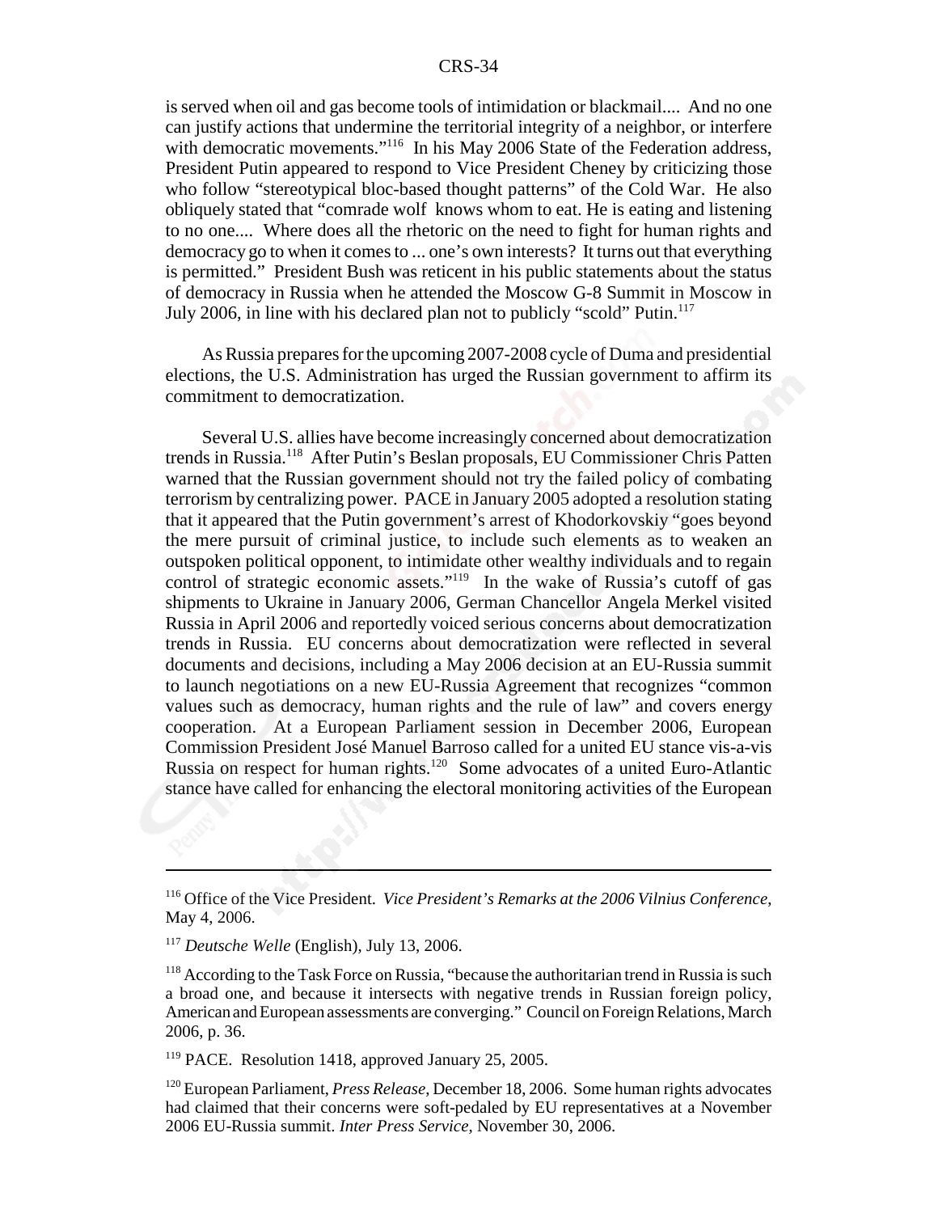is served when oil and gas become tools of intimidation or blackmail.... And no one can justify actions that undermine the territorial integrity of a neighbor, or interfere with democratic movements."[116] In his May 2006 State of the Federation address, President Putin appeared to respond to Vice President Cheney by criticizing those who follow "stereotypical bloc-based thought patterns" of the Cold War. He also obliquely stated that "comrade wolf knows whom to eat. He is eating and listening to no one.... Where does all the rhetoric on the need to fight for human rights and democracy go to when it comes to ... one's own interests? It turns out that everything is permitted." President Bush was reticent in his public statements about the status of democracy in Russia when he attended the Moscow G-8 Summit in Moscow in July 2006, in line with his declared plan not to publicly "scold" Putin.[117]

As Russia prepares for the upcoming 2007-2008 cycle of Duma and presidential elections, the U.S. Administration has urged the Russian government to affirm its commitment to democratization.

Several U.S. allies have become increasingly concerned about democratization trends in Russia.[118] After Putin's Beslan proposals, EU Commissioner Chris Patten warned that the Russian government should not try the failed policy of combating terrorism by centralizing power. PACE in January 2005 adopted a resolution stating that it appeared that the Putin government's arrest of Khodorkovskiy "goes beyond the mere pursuit of criminal justice, to include such elements as to weaken an outspoken political opponent, to intimidate other wealthy individuals and to regain control of strategic economic assets."[119] In the wake of Russia's cutoff of gas shipments to Ukraine in January 2006, German Chancellor Angela Merkel visited Russia in April 2006 and reportedly voiced serious concerns about democratization trends in Russia. EU concerns about democratization were reflected in several documents and decisions, including a May 2006 decision at an EU-Russia summit to launch negotiations on a new EU-Russia Agreement that recognizes "common values such as democracy, human rights and the rule of law" and covers energy cooperation. At a European Parliament session in December 2006, European Commission President José Manuel Barroso called for a united EU stance vis-a-vis Russia on respect for human rights.[120] Some advocates of a united Euro-Atlantic stance have called for enhancing the electoral monitoring activities of the European

---

[116] Office of the Vice President. *Vice President's Remarks at the 2006 Vilnius Conference*, May 4, 2006.

[117] *Deutsche Welle* (English), July 13, 2006.

[118] According to the Task Force on Russia, "because the authoritarian trend in Russia is such a broad one, and because it intersects with negative trends in Russian foreign policy, American and European assessments are converging." Council on Foreign Relations, March 2006, p. 36.

[119] PACE. Resolution 1418, approved January 25, 2005.

[120] European Parliament, *Press Release*, December 18, 2006. Some human rights advocates had claimed that their concerns were soft-pedaled by EU representatives at a November 2006 EU-Russia summit. *Inter Press Service*, November 30, 2006.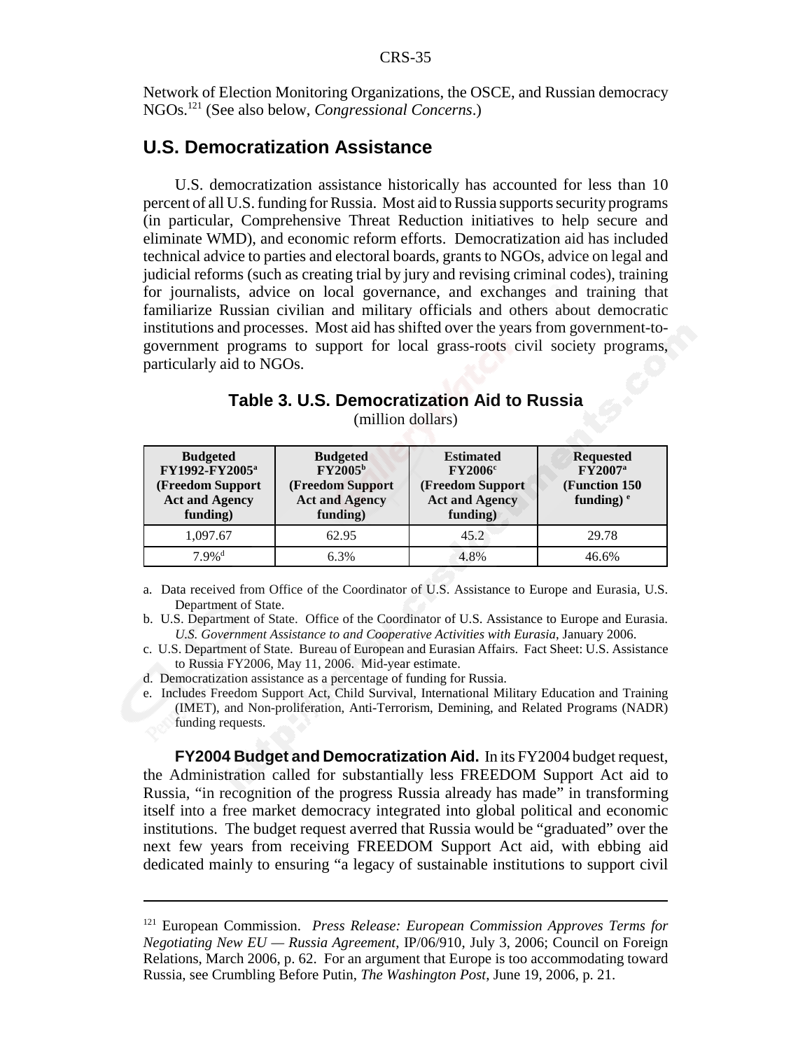Network of Election Monitoring Organizations, the OSCE, and Russian democracy NGOs.[121] (See also below, *Congressional Concerns*.)

## U.S. Democratization Assistance

U.S. democratization assistance historically has accounted for less than 10 percent of all U.S. funding for Russia. Most aid to Russia supports security programs (in particular, Comprehensive Threat Reduction initiatives to help secure and eliminate WMD), and economic reform efforts. Democratization aid has included technical advice to parties and electoral boards, grants to NGOs, advice on legal and judicial reforms (such as creating trial by jury and revising criminal codes), training for journalists, advice on local governance, and exchanges and training that familiarize Russian civilian and military officials and others about democratic institutions and processes. Most aid has shifted over the years from government-to-government programs to support for local grass-roots civil society programs, particularly aid to NGOs.

**Table 3. U.S. Democratization Aid to Russia**
(million dollars)

| Budgeted FY1992-FY2005[a] (Freedom Support Act and Agency funding) | Budgeted FY2005[b] (Freedom Support Act and Agency funding) | Estimated FY2006[c] (Freedom Support Act and Agency funding) | Requested FY2007[a] (Function 150 funding)[e] |
|---|---|---|---|
| 1,097.67 | 62.95 | 45.2 | 29.78 |
| 7.9%[d] | 6.3% | 4.8% | 46.6% |

a. Data received from Office of the Coordinator of U.S. Assistance to Europe and Eurasia, U.S. Department of State.

b. U.S. Department of State. Office of the Coordinator of U.S. Assistance to Europe and Eurasia. *U.S. Government Assistance to and Cooperative Activities with Eurasia*, January 2006.

c. U.S. Department of State. Bureau of European and Eurasian Affairs. Fact Sheet: U.S. Assistance to Russia FY2006, May 11, 2006. Mid-year estimate.

d. Democratization assistance as a percentage of funding for Russia.

e. Includes Freedom Support Act, Child Survival, International Military Education and Training (IMET), and Non-proliferation, Anti-Terrorism, Demining, and Related Programs (NADR) funding requests.

**FY2004 Budget and Democratization Aid.** In its FY2004 budget request, the Administration called for substantially less FREEDOM Support Act aid to Russia, "in recognition of the progress Russia already has made" in transforming itself into a free market democracy integrated into global political and economic institutions. The budget request averred that Russia would be "graduated" over the next few years from receiving FREEDOM Support Act aid, with ebbing aid dedicated mainly to ensuring "a legacy of sustainable institutions to support civil

---

[121] European Commission. *Press Release: European Commission Approves Terms for Negotiating New EU — Russia Agreement*, IP/06/910, July 3, 2006; Council on Foreign Relations, March 2006, p. 62. For an argument that Europe is too accommodating toward Russia, see Crumbling Before Putin, *The Washington Post*, June 19, 2006, p. 21.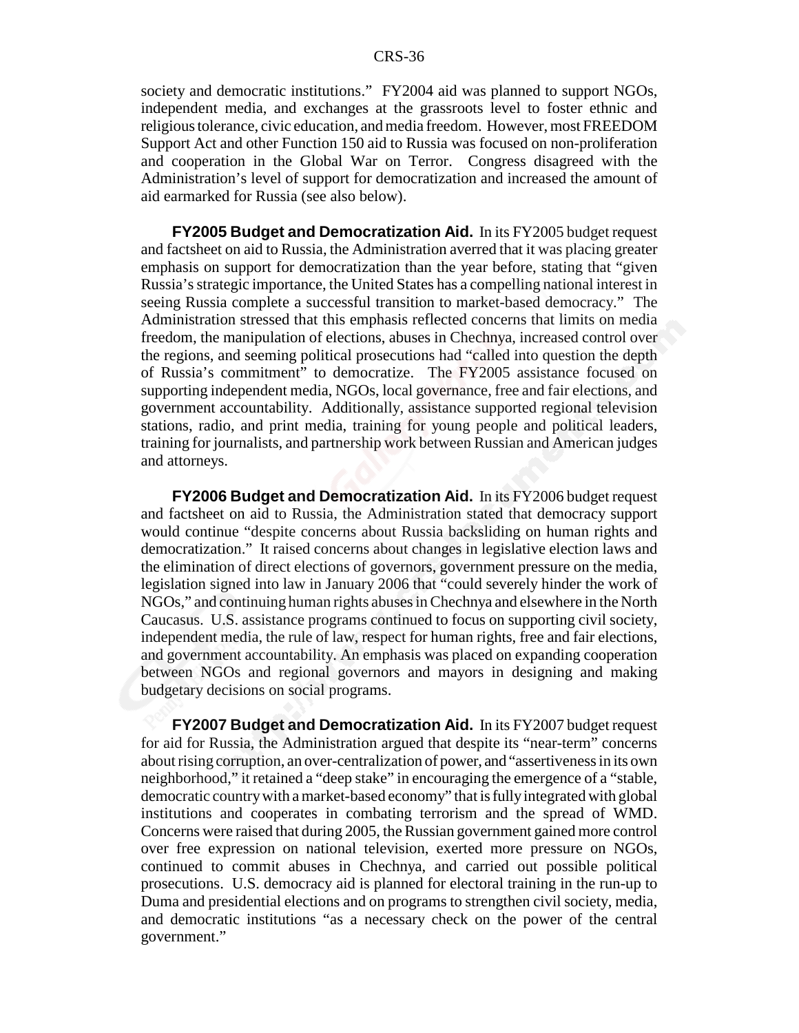society and democratic institutions." FY2004 aid was planned to support NGOs, independent media, and exchanges at the grassroots level to foster ethnic and religious tolerance, civic education, and media freedom. However, most FREEDOM Support Act and other Function 150 aid to Russia was focused on non-proliferation and cooperation in the Global War on Terror. Congress disagreed with the Administration's level of support for democratization and increased the amount of aid earmarked for Russia (see also below).

**FY2005 Budget and Democratization Aid.** In its FY2005 budget request and factsheet on aid to Russia, the Administration averred that it was placing greater emphasis on support for democratization than the year before, stating that "given Russia's strategic importance, the United States has a compelling national interest in seeing Russia complete a successful transition to market-based democracy." The Administration stressed that this emphasis reflected concerns that limits on media freedom, the manipulation of elections, abuses in Chechnya, increased control over the regions, and seeming political prosecutions had "called into question the depth of Russia's commitment" to democratize. The FY2005 assistance focused on supporting independent media, NGOs, local governance, free and fair elections, and government accountability. Additionally, assistance supported regional television stations, radio, and print media, training for young people and political leaders, training for journalists, and partnership work between Russian and American judges and attorneys.

**FY2006 Budget and Democratization Aid.** In its FY2006 budget request and factsheet on aid to Russia, the Administration stated that democracy support would continue "despite concerns about Russia backsliding on human rights and democratization." It raised concerns about changes in legislative election laws and the elimination of direct elections of governors, government pressure on the media, legislation signed into law in January 2006 that "could severely hinder the work of NGOs," and continuing human rights abuses in Chechnya and elsewhere in the North Caucasus. U.S. assistance programs continued to focus on supporting civil society, independent media, the rule of law, respect for human rights, free and fair elections, and government accountability. An emphasis was placed on expanding cooperation between NGOs and regional governors and mayors in designing and making budgetary decisions on social programs.

**FY2007 Budget and Democratization Aid.** In its FY2007 budget request for aid for Russia, the Administration argued that despite its "near-term" concerns about rising corruption, an over-centralization of power, and "assertiveness in its own neighborhood," it retained a "deep stake" in encouraging the emergence of a "stable, democratic country with a market-based economy" that is fully integrated with global institutions and cooperates in combating terrorism and the spread of WMD. Concerns were raised that during 2005, the Russian government gained more control over free expression on national television, exerted more pressure on NGOs, continued to commit abuses in Chechnya, and carried out possible political prosecutions. U.S. democracy aid is planned for electoral training in the run-up to Duma and presidential elections and on programs to strengthen civil society, media, and democratic institutions "as a necessary check on the power of the central government."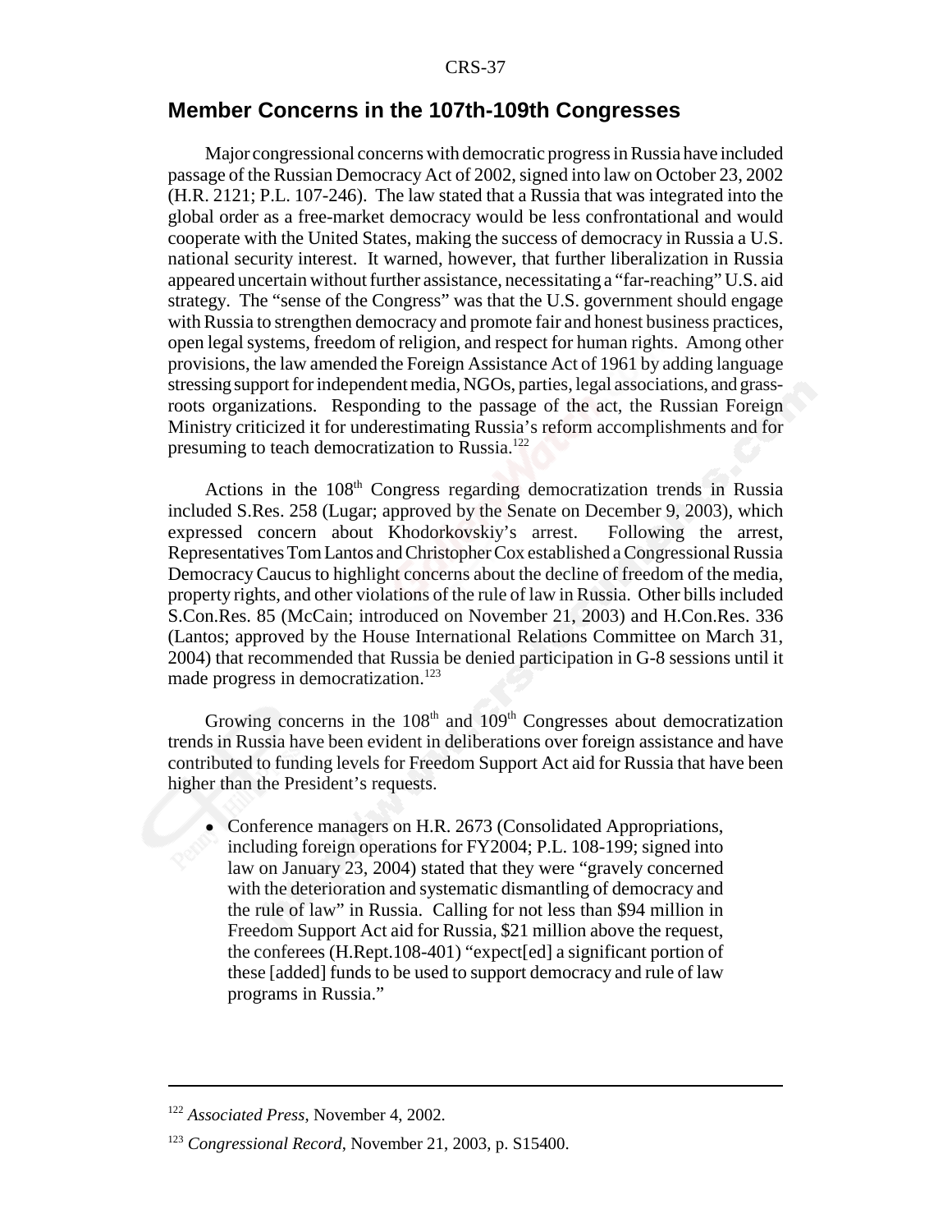## Member Concerns in the 107th-109th Congresses

Major congressional concerns with democratic progress in Russia have included passage of the Russian Democracy Act of 2002, signed into law on October 23, 2002 (H.R. 2121; P.L. 107-246). The law stated that a Russia that was integrated into the global order as a free-market democracy would be less confrontational and would cooperate with the United States, making the success of democracy in Russia a U.S. national security interest. It warned, however, that further liberalization in Russia appeared uncertain without further assistance, necessitating a "far-reaching" U.S. aid strategy. The "sense of the Congress" was that the U.S. government should engage with Russia to strengthen democracy and promote fair and honest business practices, open legal systems, freedom of religion, and respect for human rights. Among other provisions, the law amended the Foreign Assistance Act of 1961 by adding language stressing support for independent media, NGOs, parties, legal associations, and grass-roots organizations. Responding to the passage of the act, the Russian Foreign Ministry criticized it for underestimating Russia's reform accomplishments and for presuming to teach democratization to Russia.[122]

Actions in the 108th Congress regarding democratization trends in Russia included S.Res. 258 (Lugar; approved by the Senate on December 9, 2003), which expressed concern about Khodorkovskiy's arrest. Following the arrest, Representatives Tom Lantos and Christopher Cox established a Congressional Russia Democracy Caucus to highlight concerns about the decline of freedom of the media, property rights, and other violations of the rule of law in Russia. Other bills included S.Con.Res. 85 (McCain; introduced on November 21, 2003) and H.Con.Res. 336 (Lantos; approved by the House International Relations Committee on March 31, 2004) that recommended that Russia be denied participation in G-8 sessions until it made progress in democratization.[123]

Growing concerns in the 108th and 109th Congresses about democratization trends in Russia have been evident in deliberations over foreign assistance and have contributed to funding levels for Freedom Support Act aid for Russia that have been higher than the President's requests.

- Conference managers on H.R. 2673 (Consolidated Appropriations, including foreign operations for FY2004; P.L. 108-199; signed into law on January 23, 2004) stated that they were "gravely concerned with the deterioration and systematic dismantling of democracy and the rule of law" in Russia. Calling for not less than $94 million in Freedom Support Act aid for Russia, $21 million above the request, the conferees (H.Rept.108-401) "expect[ed] a significant portion of these [added] funds to be used to support democracy and rule of law programs in Russia."

---

[122] *Associated Press*, November 4, 2002.

[123] *Congressional Record*, November 21, 2003, p. S15400.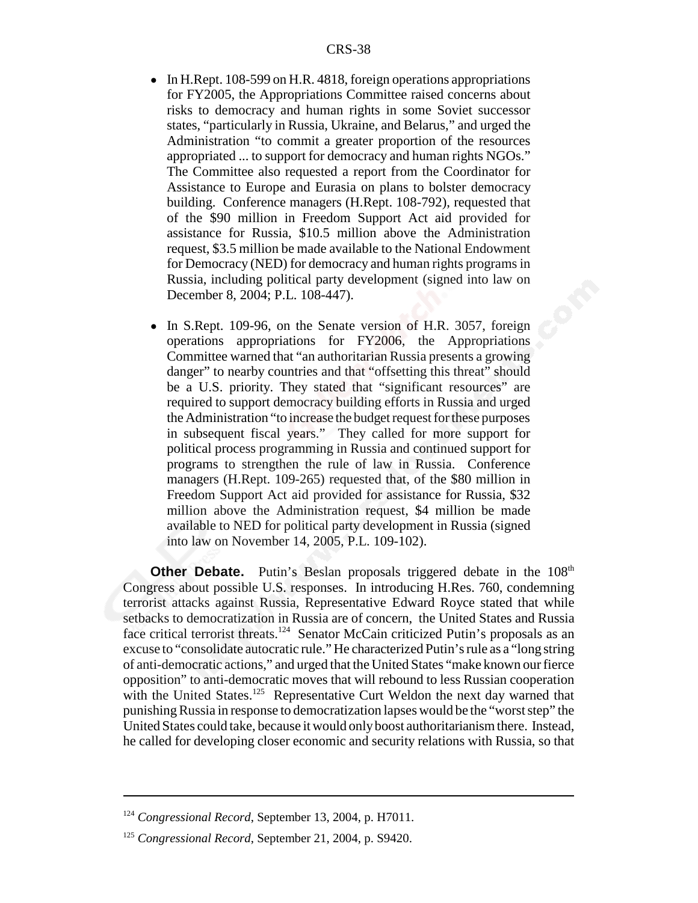- In H.Rept. 108-599 on H.R. 4818, foreign operations appropriations for FY2005, the Appropriations Committee raised concerns about risks to democracy and human rights in some Soviet successor states, "particularly in Russia, Ukraine, and Belarus," and urged the Administration "to commit a greater proportion of the resources appropriated ... to support for democracy and human rights NGOs." The Committee also requested a report from the Coordinator for Assistance to Europe and Eurasia on plans to bolster democracy building. Conference managers (H.Rept. 108-792), requested that of the $90 million in Freedom Support Act aid provided for assistance for Russia, $10.5 million above the Administration request, $3.5 million be made available to the National Endowment for Democracy (NED) for democracy and human rights programs in Russia, including political party development (signed into law on December 8, 2004; P.L. 108-447).

- In S.Rept. 109-96, on the Senate version of H.R. 3057, foreign operations appropriations for FY2006, the Appropriations Committee warned that "an authoritarian Russia presents a growing danger" to nearby countries and that "offsetting this threat" should be a U.S. priority. They stated that "significant resources" are required to support democracy building efforts in Russia and urged the Administration "to increase the budget request for these purposes in subsequent fiscal years." They called for more support for political process programming in Russia and continued support for programs to strengthen the rule of law in Russia. Conference managers (H.Rept. 109-265) requested that, of the $80 million in Freedom Support Act aid provided for assistance for Russia, $32 million above the Administration request, $4 million be made available to NED for political party development in Russia (signed into law on November 14, 2005, P.L. 109-102).

**Other Debate.** Putin's Beslan proposals triggered debate in the 108th Congress about possible U.S. responses. In introducing H.Res. 760, condemning terrorist attacks against Russia, Representative Edward Royce stated that while setbacks to democratization in Russia are of concern, the United States and Russia face critical terrorist threats.[124] Senator McCain criticized Putin's proposals as an excuse to "consolidate autocratic rule." He characterized Putin's rule as a "long string of anti-democratic actions," and urged that the United States "make known our fierce opposition" to anti-democratic moves that will rebound to less Russian cooperation with the United States.[125] Representative Curt Weldon the next day warned that punishing Russia in response to democratization lapses would be the "worst step" the United States could take, because it would only boost authoritarianism there. Instead, he called for developing closer economic and security relations with Russia, so that

---

[124] *Congressional Record*, September 13, 2004, p. H7011.

[125] *Congressional Record*, September 21, 2004, p. S9420.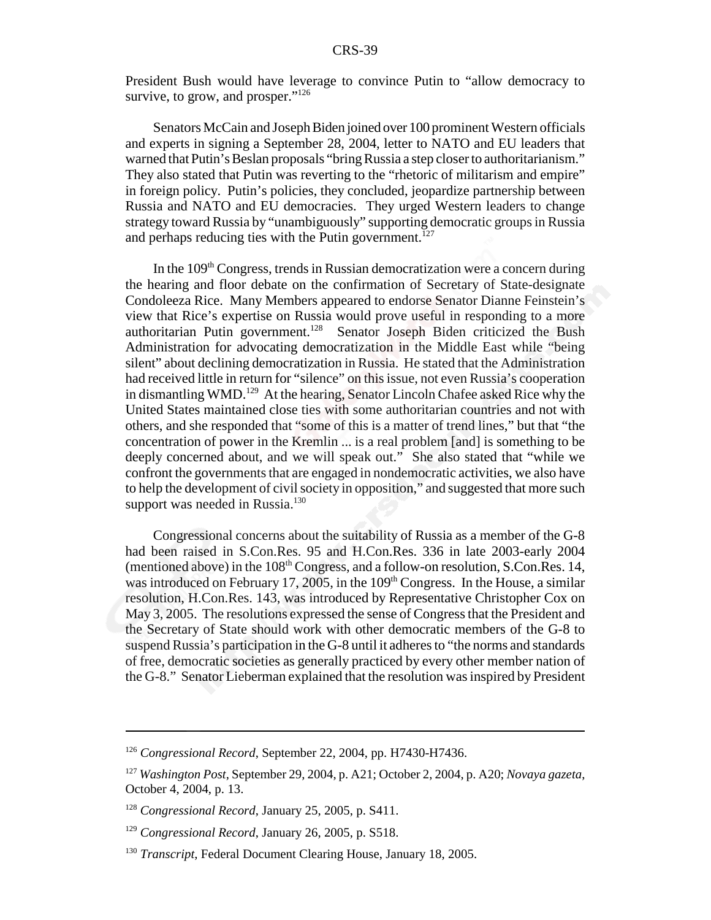President Bush would have leverage to convince Putin to "allow democracy to survive, to grow, and prosper."[126]

Senators McCain and Joseph Biden joined over 100 prominent Western officials and experts in signing a September 28, 2004, letter to NATO and EU leaders that warned that Putin's Beslan proposals "bring Russia a step closer to authoritarianism." They also stated that Putin was reverting to the "rhetoric of militarism and empire" in foreign policy. Putin's policies, they concluded, jeopardize partnership between Russia and NATO and EU democracies. They urged Western leaders to change strategy toward Russia by "unambiguously" supporting democratic groups in Russia and perhaps reducing ties with the Putin government.[127]

In the 109th Congress, trends in Russian democratization were a concern during the hearing and floor debate on the confirmation of Secretary of State-designate Condoleeza Rice. Many Members appeared to endorse Senator Dianne Feinstein's view that Rice's expertise on Russia would prove useful in responding to a more authoritarian Putin government.[128] Senator Joseph Biden criticized the Bush Administration for advocating democratization in the Middle East while "being silent" about declining democratization in Russia. He stated that the Administration had received little in return for "silence" on this issue, not even Russia's cooperation in dismantling WMD.[129] At the hearing, Senator Lincoln Chafee asked Rice why the United States maintained close ties with some authoritarian countries and not with others, and she responded that "some of this is a matter of trend lines," but that "the concentration of power in the Kremlin ... is a real problem [and] is something to be deeply concerned about, and we will speak out." She also stated that "while we confront the governments that are engaged in nondemocratic activities, we also have to help the development of civil society in opposition," and suggested that more such support was needed in Russia.[130]

Congressional concerns about the suitability of Russia as a member of the G-8 had been raised in S.Con.Res. 95 and H.Con.Res. 336 in late 2003-early 2004 (mentioned above) in the 108th Congress, and a follow-on resolution, S.Con.Res. 14, was introduced on February 17, 2005, in the 109th Congress. In the House, a similar resolution, H.Con.Res. 143, was introduced by Representative Christopher Cox on May 3, 2005. The resolutions expressed the sense of Congress that the President and the Secretary of State should work with other democratic members of the G-8 to suspend Russia's participation in the G-8 until it adheres to "the norms and standards of free, democratic societies as generally practiced by every other member nation of the G-8." Senator Lieberman explained that the resolution was inspired by President

---

[126] *Congressional Record*, September 22, 2004, pp. H7430-H7436.

[127] *Washington Post*, September 29, 2004, p. A21; October 2, 2004, p. A20; *Novaya gazeta*, October 4, 2004, p. 13.

[128] *Congressional Record*, January 25, 2005, p. S411.

[129] *Congressional Record*, January 26, 2005, p. S518.

[130] *Transcript*, Federal Document Clearing House, January 18, 2005.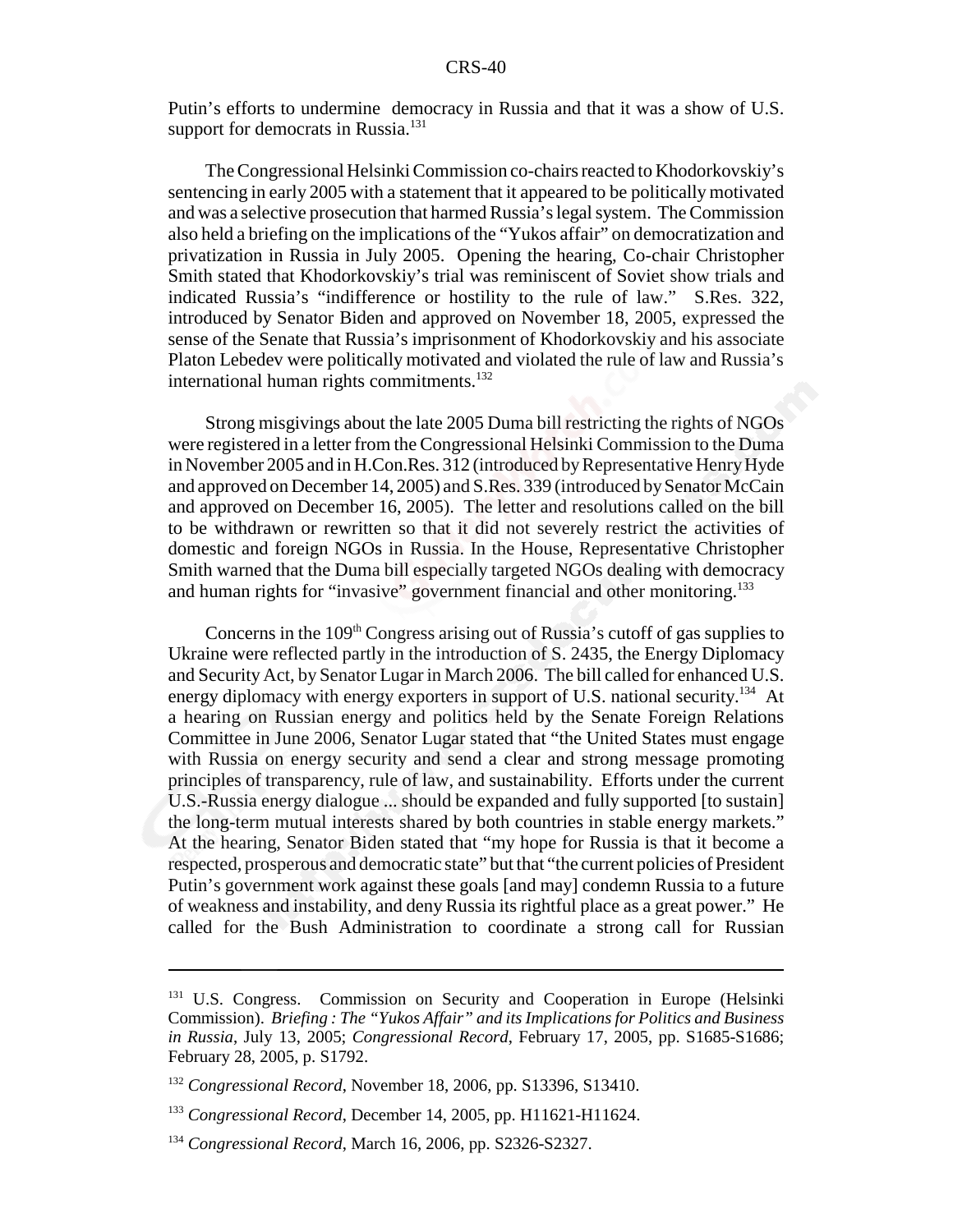Putin's efforts to undermine democracy in Russia and that it was a show of U.S. support for democrats in Russia.[131]

The Congressional Helsinki Commission co-chairs reacted to Khodorkovskiy's sentencing in early 2005 with a statement that it appeared to be politically motivated and was a selective prosecution that harmed Russia's legal system. The Commission also held a briefing on the implications of the "Yukos affair" on democratization and privatization in Russia in July 2005. Opening the hearing, Co-chair Christopher Smith stated that Khodorkovskiy's trial was reminiscent of Soviet show trials and indicated Russia's "indifference or hostility to the rule of law." S.Res. 322, introduced by Senator Biden and approved on November 18, 2005, expressed the sense of the Senate that Russia's imprisonment of Khodorkovskiy and his associate Platon Lebedev were politically motivated and violated the rule of law and Russia's international human rights commitments.[132]

Strong misgivings about the late 2005 Duma bill restricting the rights of NGOs were registered in a letter from the Congressional Helsinki Commission to the Duma in November 2005 and in H.Con.Res. 312 (introduced by Representative Henry Hyde and approved on December 14, 2005) and S.Res. 339 (introduced by Senator McCain and approved on December 16, 2005). The letter and resolutions called on the bill to be withdrawn or rewritten so that it did not severely restrict the activities of domestic and foreign NGOs in Russia. In the House, Representative Christopher Smith warned that the Duma bill especially targeted NGOs dealing with democracy and human rights for "invasive" government financial and other monitoring.[133]

Concerns in the 109th Congress arising out of Russia's cutoff of gas supplies to Ukraine were reflected partly in the introduction of S. 2435, the Energy Diplomacy and Security Act, by Senator Lugar in March 2006. The bill called for enhanced U.S. energy diplomacy with energy exporters in support of U.S. national security.[134] At a hearing on Russian energy and politics held by the Senate Foreign Relations Committee in June 2006, Senator Lugar stated that "the United States must engage with Russia on energy security and send a clear and strong message promoting principles of transparency, rule of law, and sustainability. Efforts under the current U.S.-Russia energy dialogue ... should be expanded and fully supported [to sustain] the long-term mutual interests shared by both countries in stable energy markets." At the hearing, Senator Biden stated that "my hope for Russia is that it become a respected, prosperous and democratic state" but that "the current policies of President Putin's government work against these goals [and may] condemn Russia to a future of weakness and instability, and deny Russia its rightful place as a great power." He called for the Bush Administration to coordinate a strong call for Russian

---

[131] U.S. Congress. Commission on Security and Cooperation in Europe (Helsinki Commission). *Briefing : The "Yukos Affair" and its Implications for Politics and Business in Russia*, July 13, 2005; *Congressional Record*, February 17, 2005, pp. S1685-S1686; February 28, 2005, p. S1792.

[132] *Congressional Record*, November 18, 2006, pp. S13396, S13410.

[133] *Congressional Record*, December 14, 2005, pp. H11621-H11624.

[134] *Congressional Record*, March 16, 2006, pp. S2326-S2327.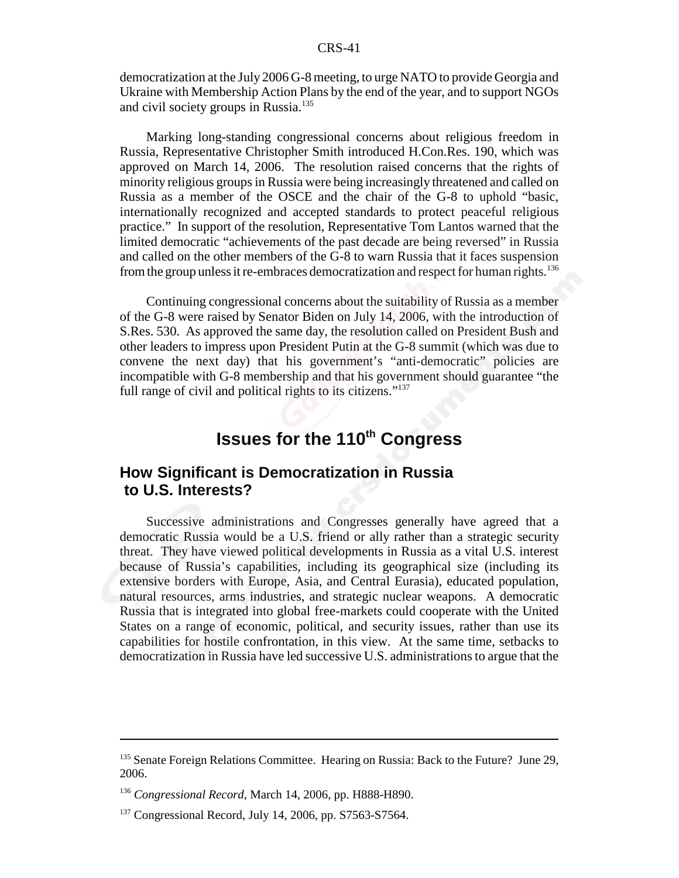democratization at the July 2006 G-8 meeting, to urge NATO to provide Georgia and Ukraine with Membership Action Plans by the end of the year, and to support NGOs and civil society groups in Russia.[135]

Marking long-standing congressional concerns about religious freedom in Russia, Representative Christopher Smith introduced H.Con.Res. 190, which was approved on March 14, 2006. The resolution raised concerns that the rights of minority religious groups in Russia were being increasingly threatened and called on Russia as a member of the OSCE and the chair of the G-8 to uphold "basic, internationally recognized and accepted standards to protect peaceful religious practice." In support of the resolution, Representative Tom Lantos warned that the limited democratic "achievements of the past decade are being reversed" in Russia and called on the other members of the G-8 to warn Russia that it faces suspension from the group unless it re-embraces democratization and respect for human rights.[136]

Continuing congressional concerns about the suitability of Russia as a member of the G-8 were raised by Senator Biden on July 14, 2006, with the introduction of S.Res. 530. As approved the same day, the resolution called on President Bush and other leaders to impress upon President Putin at the G-8 summit (which was due to convene the next day) that his government's "anti-democratic" policies are incompatible with G-8 membership and that his government should guarantee "the full range of civil and political rights to its citizens."[137]

# Issues for the 110th Congress

## How Significant is Democratization in Russia to U.S. Interests?

Successive administrations and Congresses generally have agreed that a democratic Russia would be a U.S. friend or ally rather than a strategic security threat. They have viewed political developments in Russia as a vital U.S. interest because of Russia's capabilities, including its geographical size (including its extensive borders with Europe, Asia, and Central Eurasia), educated population, natural resources, arms industries, and strategic nuclear weapons. A democratic Russia that is integrated into global free-markets could cooperate with the United States on a range of economic, political, and security issues, rather than use its capabilities for hostile confrontation, in this view. At the same time, setbacks to democratization in Russia have led successive U.S. administrations to argue that the

---

[135] Senate Foreign Relations Committee. Hearing on Russia: Back to the Future? June 29, 2006.

[136] *Congressional Record*, March 14, 2006, pp. H888-H890.

[137] Congressional Record, July 14, 2006, pp. S7563-S7564.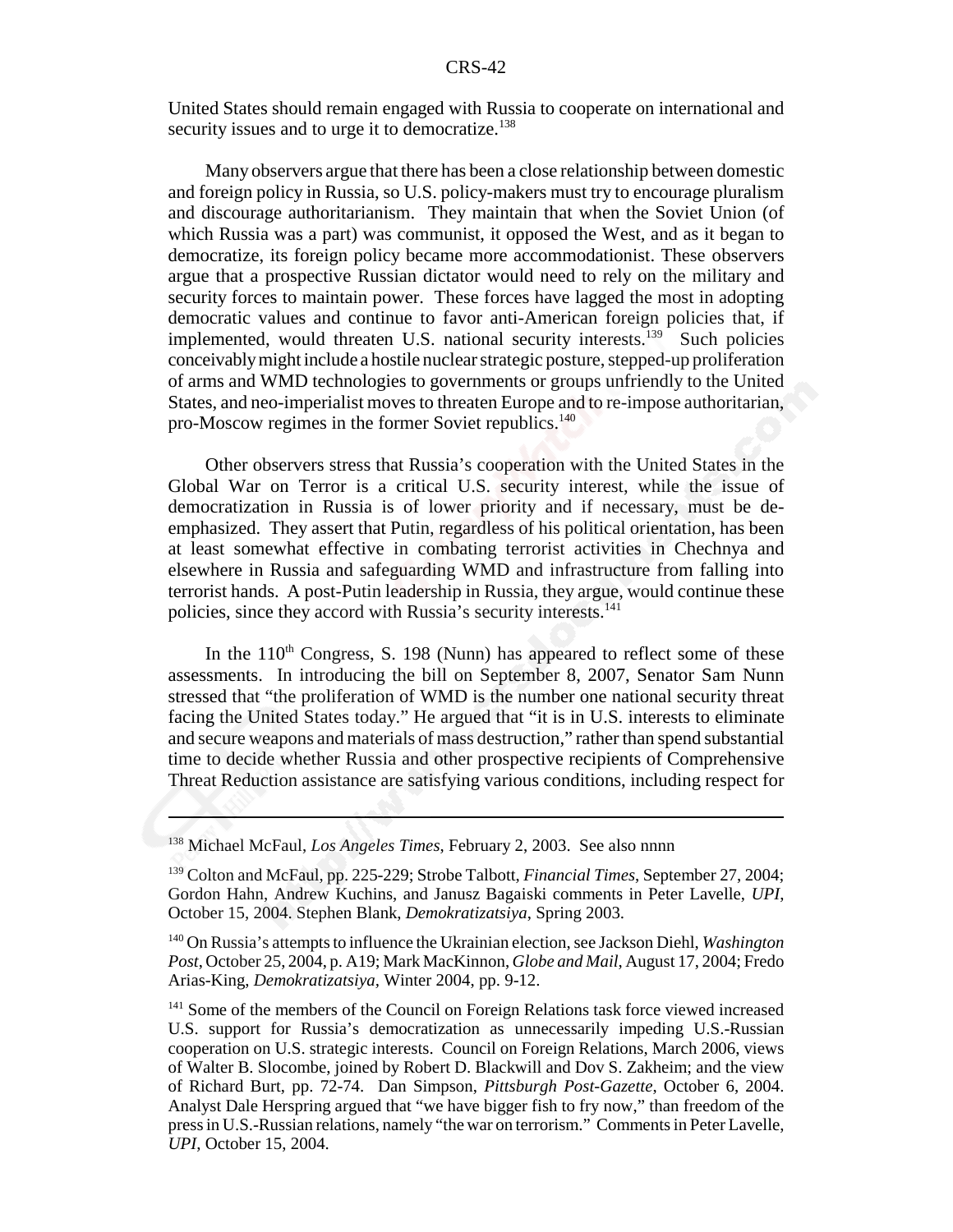United States should remain engaged with Russia to cooperate on international and security issues and to urge it to democratize.[138]

Many observers argue that there has been a close relationship between domestic and foreign policy in Russia, so U.S. policy-makers must try to encourage pluralism and discourage authoritarianism. They maintain that when the Soviet Union (of which Russia was a part) was communist, it opposed the West, and as it began to democratize, its foreign policy became more accommodationist. These observers argue that a prospective Russian dictator would need to rely on the military and security forces to maintain power. These forces have lagged the most in adopting democratic values and continue to favor anti-American foreign policies that, if implemented, would threaten U.S. national security interests.[139] Such policies conceivably might include a hostile nuclear strategic posture, stepped-up proliferation of arms and WMD technologies to governments or groups unfriendly to the United States, and neo-imperialist moves to threaten Europe and to re-impose authoritarian, pro-Moscow regimes in the former Soviet republics.[140]

Other observers stress that Russia's cooperation with the United States in the Global War on Terror is a critical U.S. security interest, while the issue of democratization in Russia is of lower priority and if necessary, must be de-emphasized. They assert that Putin, regardless of his political orientation, has been at least somewhat effective in combating terrorist activities in Chechnya and elsewhere in Russia and safeguarding WMD and infrastructure from falling into terrorist hands. A post-Putin leadership in Russia, they argue, would continue these policies, since they accord with Russia's security interests.[141]

In the 110th Congress, S. 198 (Nunn) has appeared to reflect some of these assessments. In introducing the bill on September 8, 2007, Senator Sam Nunn stressed that "the proliferation of WMD is the number one national security threat facing the United States today." He argued that "it is in U.S. interests to eliminate and secure weapons and materials of mass destruction," rather than spend substantial time to decide whether Russia and other prospective recipients of Comprehensive Threat Reduction assistance are satisfying various conditions, including respect for

---

[138] Michael McFaul, *Los Angeles Times*, February 2, 2003. See also nnnn

[139] Colton and McFaul, pp. 225-229; Strobe Talbott, *Financial Times*, September 27, 2004; Gordon Hahn, Andrew Kuchins, and Janusz Bagaiski comments in Peter Lavelle, *UPI*, October 15, 2004. Stephen Blank, *Demokratizatsiya*, Spring 2003.

[140] On Russia's attempts to influence the Ukrainian election, see Jackson Diehl, *Washington Post*, October 25, 2004, p. A19; Mark MacKinnon, *Globe and Mail*, August 17, 2004; Fredo Arias-King, *Demokratizatsiya*, Winter 2004, pp. 9-12.

[141] Some of the members of the Council on Foreign Relations task force viewed increased U.S. support for Russia's democratization as unnecessarily impeding U.S.-Russian cooperation on U.S. strategic interests. Council on Foreign Relations, March 2006, views of Walter B. Slocombe, joined by Robert D. Blackwill and Dov S. Zakheim; and the view of Richard Burt, pp. 72-74. Dan Simpson, *Pittsburgh Post-Gazette*, October 6, 2004. Analyst Dale Herspring argued that "we have bigger fish to fry now," than freedom of the press in U.S.-Russian relations, namely "the war on terrorism." Comments in Peter Lavelle, *UPI*, October 15, 2004.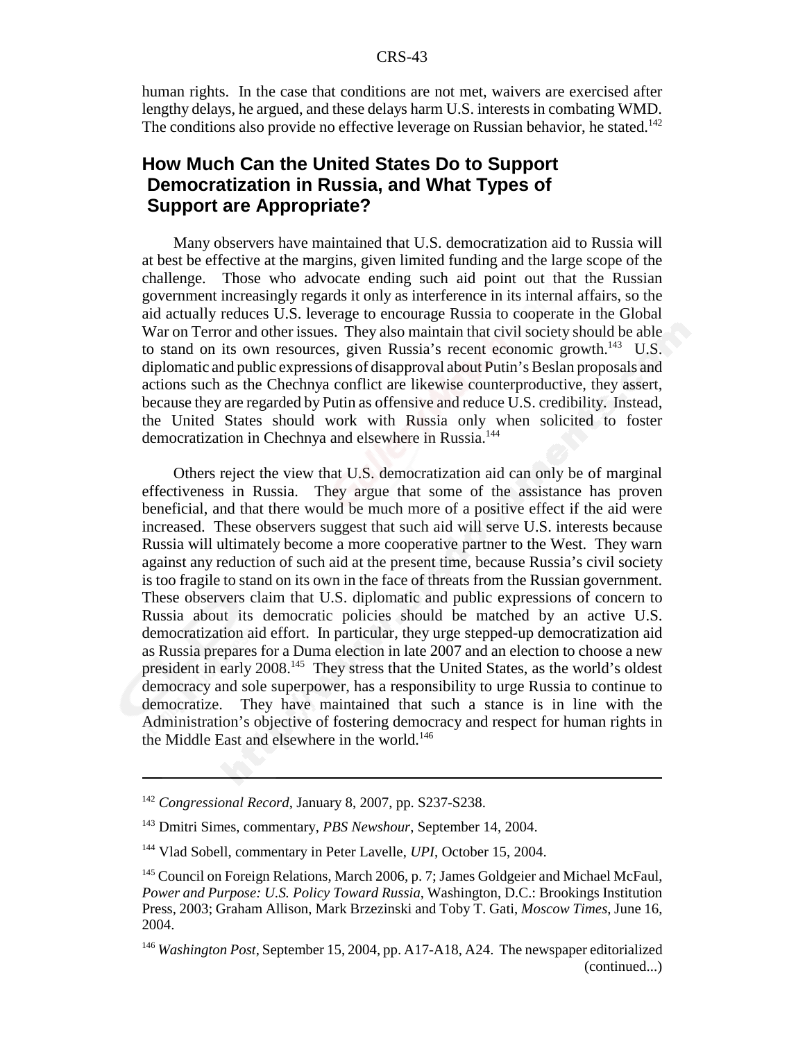human rights. In the case that conditions are not met, waivers are exercised after lengthy delays, he argued, and these delays harm U.S. interests in combating WMD. The conditions also provide no effective leverage on Russian behavior, he stated.[142]

## How Much Can the United States Do to Support Democratization in Russia, and What Types of Support are Appropriate?

Many observers have maintained that U.S. democratization aid to Russia will at best be effective at the margins, given limited funding and the large scope of the challenge. Those who advocate ending such aid point out that the Russian government increasingly regards it only as interference in its internal affairs, so the aid actually reduces U.S. leverage to encourage Russia to cooperate in the Global War on Terror and other issues. They also maintain that civil society should be able to stand on its own resources, given Russia's recent economic growth.[143] U.S. diplomatic and public expressions of disapproval about Putin's Beslan proposals and actions such as the Chechnya conflict are likewise counterproductive, they assert, because they are regarded by Putin as offensive and reduce U.S. credibility. Instead, the United States should work with Russia only when solicited to foster democratization in Chechnya and elsewhere in Russia.[144]

Others reject the view that U.S. democratization aid can only be of marginal effectiveness in Russia. They argue that some of the assistance has proven beneficial, and that there would be much more of a positive effect if the aid were increased. These observers suggest that such aid will serve U.S. interests because Russia will ultimately become a more cooperative partner to the West. They warn against any reduction of such aid at the present time, because Russia's civil society is too fragile to stand on its own in the face of threats from the Russian government. These observers claim that U.S. diplomatic and public expressions of concern to Russia about its democratic policies should be matched by an active U.S. democratization aid effort. In particular, they urge stepped-up democratization aid as Russia prepares for a Duma election in late 2007 and an election to choose a new president in early 2008.[145] They stress that the United States, as the world's oldest democracy and sole superpower, has a responsibility to urge Russia to continue to democratize. They have maintained that such a stance is in line with the Administration's objective of fostering democracy and respect for human rights in the Middle East and elsewhere in the world.[146]

---

[142] *Congressional Record*, January 8, 2007, pp. S237-S238.

[143] Dmitri Simes, commentary, *PBS Newshour*, September 14, 2004.

[144] Vlad Sobell, commentary in Peter Lavelle, *UPI*, October 15, 2004.

[145] Council on Foreign Relations, March 2006, p. 7; James Goldgeier and Michael McFaul, *Power and Purpose: U.S. Policy Toward Russia*, Washington, D.C.: Brookings Institution Press, 2003; Graham Allison, Mark Brzezinski and Toby T. Gati, *Moscow Times*, June 16, 2004.

[146] *Washington Post*, September 15, 2004, pp. A17-A18, A24. The newspaper editorialized (continued...)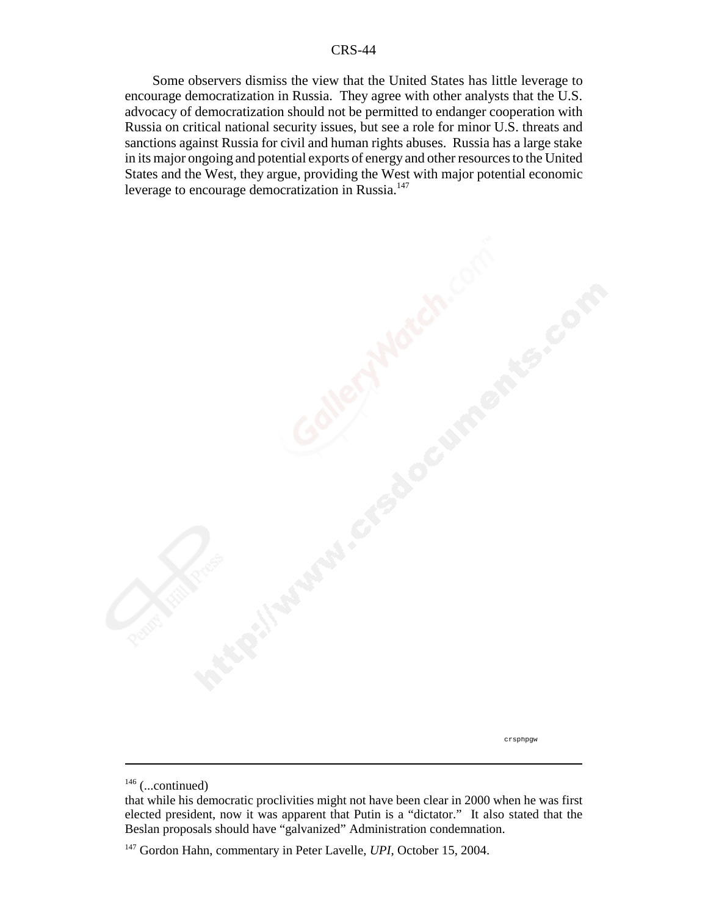Some observers dismiss the view that the United States has little leverage to encourage democratization in Russia. They agree with other analysts that the U.S. advocacy of democratization should not be permitted to endanger cooperation with Russia on critical national security issues, but see a role for minor U.S. threats and sanctions against Russia for civil and human rights abuses. Russia has a large stake in its major ongoing and potential exports of energy and other resources to the United States and the West, they argue, providing the West with major potential economic leverage to encourage democratization in Russia.[147]

---

[146] (...continued)
that while his democratic proclivities might not have been clear in 2000 when he was first elected president, now it was apparent that Putin is a "dictator." It also stated that the Beslan proposals should have "galvanized" Administration condemnation.

[147] Gordon Hahn, commentary in Peter Lavelle, *UPI*, October 15, 2004.